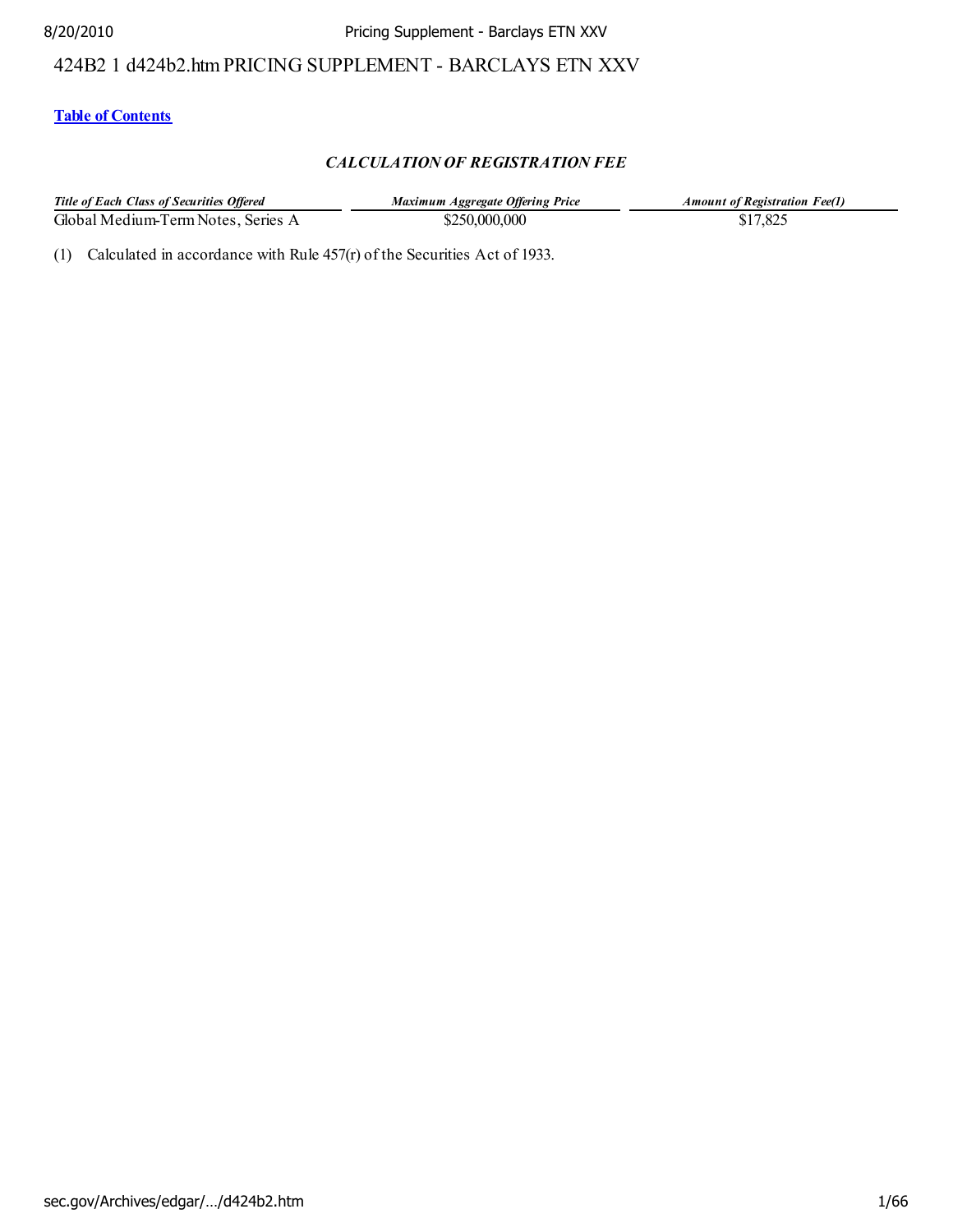424B2 1 d424b2.htm PRICING SUPPLEMENT - BARCLAYS ETN XXV

**Table of Contents**

### *CALCULATION OF REGISTRATION FEE*

| *Title of Each Class of Securities Offered* | *Maximum Aggregate Offering Price* | *Amount of Registration Fee(1)* |
|---|---|---|
| Global Medium-Term Notes, Series A | $250,000,000 | $17,825 |

(1) Calculated in accordance with Rule 457(r) of the Securities Act of 1933.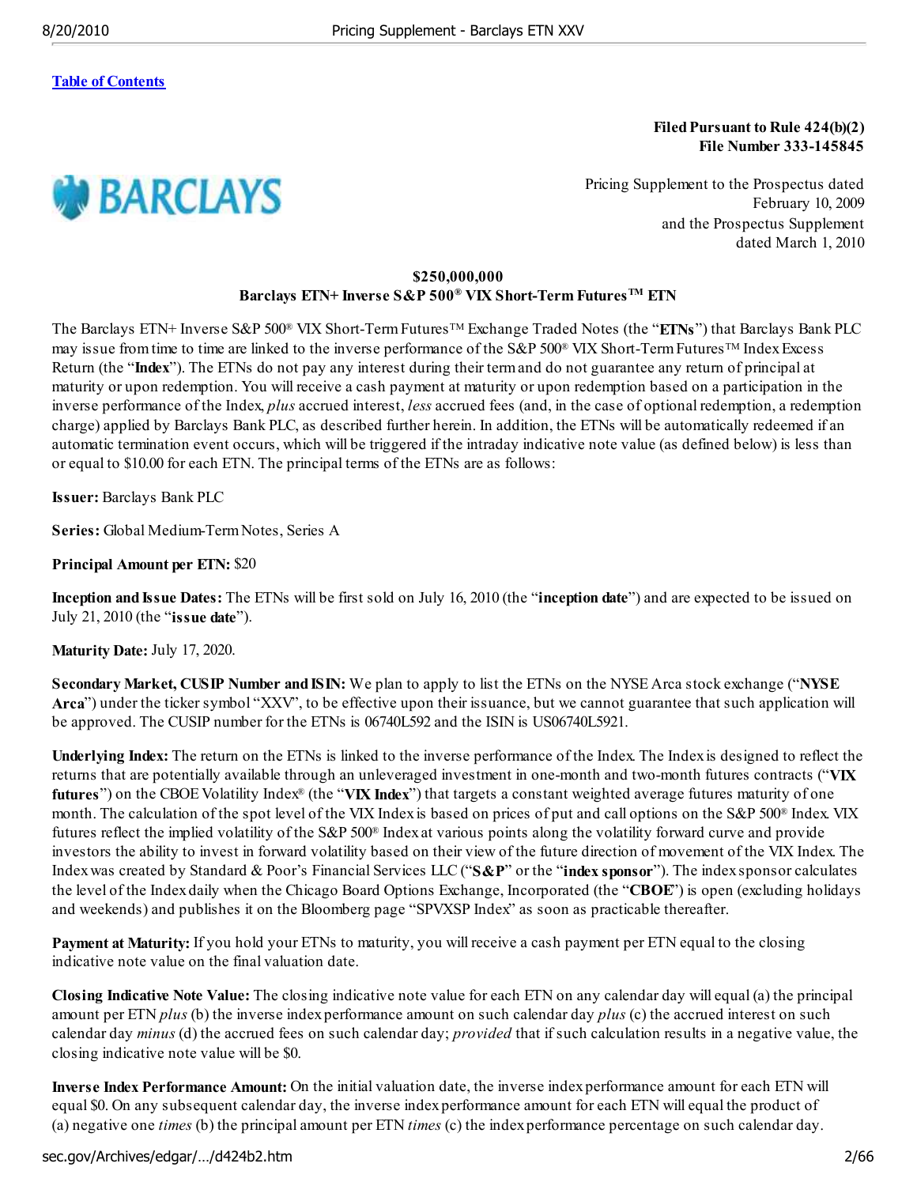[Table of Contents](#)

**Filed Pursuant to Rule 424(b)(2)**
**File Number 333-145845**

BARCLAYS

Pricing Supplement to the Prospectus dated February 10, 2009 and the Prospectus Supplement dated March 1, 2010

**$250,000,000**
**Barclays ETN+ Inverse S&P 500® VIX Short-Term Futures™ ETN**

The Barclays ETN+ Inverse S&P 500® VIX Short-Term Futures™ Exchange Traded Notes (the "**ETNs**") that Barclays Bank PLC may issue from time to time are linked to the inverse performance of the S&P 500® VIX Short-Term Futures™ Index Excess Return (the "**Index**"). The ETNs do not pay any interest during their term and do not guarantee any return of principal at maturity or upon redemption. You will receive a cash payment at maturity or upon redemption based on a participation in the inverse performance of the Index, *plus* accrued interest, *less* accrued fees (and, in the case of optional redemption, a redemption charge) applied by Barclays Bank PLC, as described further herein. In addition, the ETNs will be automatically redeemed if an automatic termination event occurs, which will be triggered if the intraday indicative note value (as defined below) is less than or equal to $10.00 for each ETN. The principal terms of the ETNs are as follows:

**Issuer:** Barclays Bank PLC

**Series:** Global Medium-Term Notes, Series A

**Principal Amount per ETN:** $20

**Inception and Issue Dates:** The ETNs will be first sold on July 16, 2010 (the "**inception date**") and are expected to be issued on July 21, 2010 (the "**issue date**").

**Maturity Date:** July 17, 2020.

**Secondary Market, CUSIP Number and ISIN:** We plan to apply to list the ETNs on the NYSE Arca stock exchange ("**NYSE Arca**") under the ticker symbol "XXV", to be effective upon their issuance, but we cannot guarantee that such application will be approved. The CUSIP number for the ETNs is 06740L592 and the ISIN is US06740L5921.

**Underlying Index:** The return on the ETNs is linked to the inverse performance of the Index. The Index is designed to reflect the returns that are potentially available through an unleveraged investment in one-month and two-month futures contracts ("**VIX futures**") on the CBOE Volatility Index® (the "**VIX Index**") that targets a constant weighted average futures maturity of one month. The calculation of the spot level of the VIX Index is based on prices of put and call options on the S&P 500® Index. VIX futures reflect the implied volatility of the S&P 500® Index at various points along the volatility forward curve and provide investors the ability to invest in forward volatility based on their view of the future direction of movement of the VIX Index. The Index was created by Standard & Poor's Financial Services LLC ("**S&P**" or the "**index sponsor**"). The index sponsor calculates the level of the Index daily when the Chicago Board Options Exchange, Incorporated (the "**CBOE**") is open (excluding holidays and weekends) and publishes it on the Bloomberg page "SPVXSP Index" as soon as practicable thereafter.

**Payment at Maturity:** If you hold your ETNs to maturity, you will receive a cash payment per ETN equal to the closing indicative note value on the final valuation date.

**Closing Indicative Note Value:** The closing indicative note value for each ETN on any calendar day will equal (a) the principal amount per ETN *plus* (b) the inverse index performance amount on such calendar day *plus* (c) the accrued interest on such calendar day *minus* (d) the accrued fees on such calendar day; *provided* that if such calculation results in a negative value, the closing indicative note value will be $0.

**Inverse Index Performance Amount:** On the initial valuation date, the inverse index performance amount for each ETN will equal $0. On any subsequent calendar day, the inverse index performance amount for each ETN will equal the product of (a) negative one *times* (b) the principal amount per ETN *times* (c) the index performance percentage on such calendar day.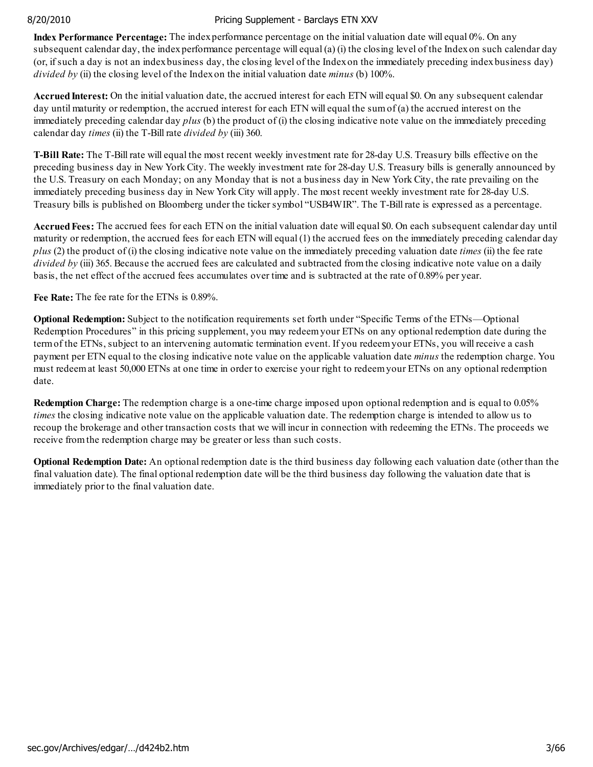**Index Performance Percentage:** The index performance percentage on the initial valuation date will equal 0%. On any subsequent calendar day, the index performance percentage will equal (a) (i) the closing level of the Index on such calendar day (or, if such a day is not an index business day, the closing level of the Index on the immediately preceding index business day) *divided by* (ii) the closing level of the Index on the initial valuation date *minus* (b) 100%.

**Accrued Interest:** On the initial valuation date, the accrued interest for each ETN will equal $0. On any subsequent calendar day until maturity or redemption, the accrued interest for each ETN will equal the sum of (a) the accrued interest on the immediately preceding calendar day *plus* (b) the product of (i) the closing indicative note value on the immediately preceding calendar day *times* (ii) the T-Bill rate *divided by* (iii) 360.

**T-Bill Rate:** The T-Bill rate will equal the most recent weekly investment rate for 28-day U.S. Treasury bills effective on the preceding business day in New York City. The weekly investment rate for 28-day U.S. Treasury bills is generally announced by the U.S. Treasury on each Monday; on any Monday that is not a business day in New York City, the rate prevailing on the immediately preceding business day in New York City will apply. The most recent weekly investment rate for 28-day U.S. Treasury bills is published on Bloomberg under the ticker symbol "USB4WIR". The T-Bill rate is expressed as a percentage.

**Accrued Fees:** The accrued fees for each ETN on the initial valuation date will equal $0. On each subsequent calendar day until maturity or redemption, the accrued fees for each ETN will equal (1) the accrued fees on the immediately preceding calendar day *plus* (2) the product of (i) the closing indicative note value on the immediately preceding valuation date *times* (ii) the fee rate *divided by* (iii) 365. Because the accrued fees are calculated and subtracted from the closing indicative note value on a daily basis, the net effect of the accrued fees accumulates over time and is subtracted at the rate of 0.89% per year.

**Fee Rate:** The fee rate for the ETNs is 0.89%.

**Optional Redemption:** Subject to the notification requirements set forth under "Specific Terms of the ETNs—Optional Redemption Procedures" in this pricing supplement, you may redeem your ETNs on any optional redemption date during the term of the ETNs, subject to an intervening automatic termination event. If you redeem your ETNs, you will receive a cash payment per ETN equal to the closing indicative note value on the applicable valuation date *minus* the redemption charge. You must redeem at least 50,000 ETNs at one time in order to exercise your right to redeem your ETNs on any optional redemption date.

**Redemption Charge:** The redemption charge is a one-time charge imposed upon optional redemption and is equal to 0.05% *times* the closing indicative note value on the applicable valuation date. The redemption charge is intended to allow us to recoup the brokerage and other transaction costs that we will incur in connection with redeeming the ETNs. The proceeds we receive from the redemption charge may be greater or less than such costs.

**Optional Redemption Date:** An optional redemption date is the third business day following each valuation date (other than the final valuation date). The final optional redemption date will be the third business day following the valuation date that is immediately prior to the final valuation date.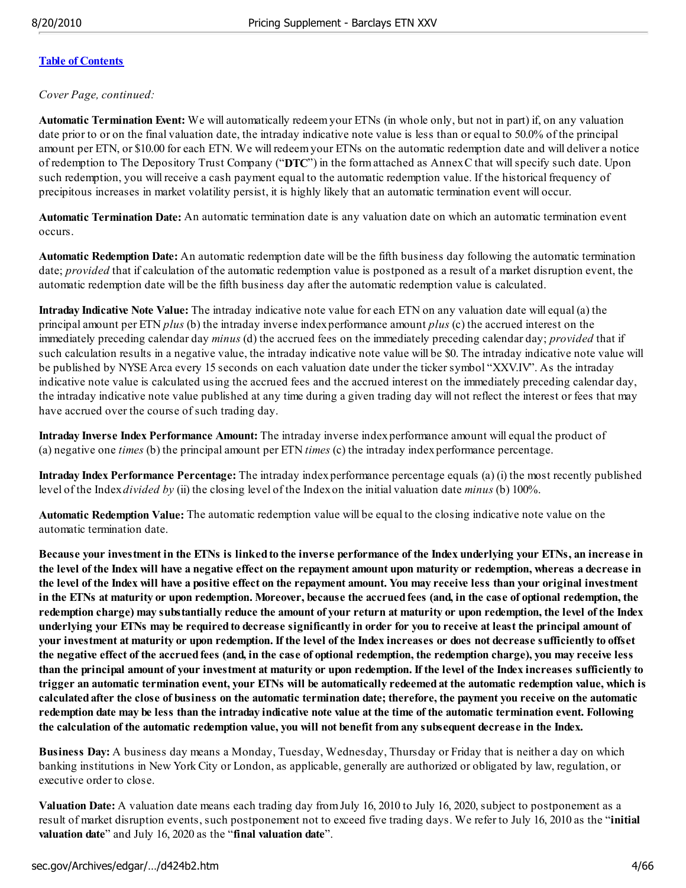[Table of Contents](#)

*Cover Page, continued:*

**Automatic Termination Event:** We will automatically redeem your ETNs (in whole only, but not in part) if, on any valuation date prior to or on the final valuation date, the intraday indicative note value is less than or equal to 50.0% of the principal amount per ETN, or $10.00 for each ETN. We will redeem your ETNs on the automatic redemption date and will deliver a notice of redemption to The Depository Trust Company ("**DTC**") in the form attached as Annex C that will specify such date. Upon such redemption, you will receive a cash payment equal to the automatic redemption value. If the historical frequency of precipitous increases in market volatility persist, it is highly likely that an automatic termination event will occur.

**Automatic Termination Date:** An automatic termination date is any valuation date on which an automatic termination event occurs.

**Automatic Redemption Date:** An automatic redemption date will be the fifth business day following the automatic termination date; *provided* that if calculation of the automatic redemption value is postponed as a result of a market disruption event, the automatic redemption date will be the fifth business day after the automatic redemption value is calculated.

**Intraday Indicative Note Value:** The intraday indicative note value for each ETN on any valuation date will equal (a) the principal amount per ETN *plus* (b) the intraday inverse index performance amount *plus* (c) the accrued interest on the immediately preceding calendar day *minus* (d) the accrued fees on the immediately preceding calendar day; *provided* that if such calculation results in a negative value, the intraday indicative note value will be $0. The intraday indicative note value will be published by NYSE Arca every 15 seconds on each valuation date under the ticker symbol "XXV.IV". As the intraday indicative note value is calculated using the accrued fees and the accrued interest on the immediately preceding calendar day, the intraday indicative note value published at any time during a given trading day will not reflect the interest or fees that may have accrued over the course of such trading day.

**Intraday Inverse Index Performance Amount:** The intraday inverse index performance amount will equal the product of (a) negative one *times* (b) the principal amount per ETN *times* (c) the intraday index performance percentage.

**Intraday Index Performance Percentage:** The intraday index performance percentage equals (a) (i) the most recently published level of the Index *divided by* (ii) the closing level of the Index on the initial valuation date *minus* (b) 100%.

**Automatic Redemption Value:** The automatic redemption value will be equal to the closing indicative note value on the automatic termination date.

**Because your investment in the ETNs is linked to the inverse performance of the Index underlying your ETNs, an increase in the level of the Index will have a negative effect on the repayment amount upon maturity or redemption, whereas a decrease in the level of the Index will have a positive effect on the repayment amount. You may receive less than your original investment in the ETNs at maturity or upon redemption. Moreover, because the accrued fees (and, in the case of optional redemption, the redemption charge) may substantially reduce the amount of your return at maturity or upon redemption, the level of the Index underlying your ETNs may be required to decrease significantly in order for you to receive at least the principal amount of your investment at maturity or upon redemption. If the level of the Index increases or does not decrease sufficiently to offset the negative effect of the accrued fees (and, in the case of optional redemption, the redemption charge), you may receive less than the principal amount of your investment at maturity or upon redemption. If the level of the Index increases sufficiently to trigger an automatic termination event, your ETNs will be automatically redeemed at the automatic redemption value, which is calculated after the close of business on the automatic termination date; therefore, the payment you receive on the automatic redemption date may be less than the intraday indicative note value at the time of the automatic termination event. Following the calculation of the automatic redemption value, you will not benefit from any subsequent decrease in the Index.**

**Business Day:** A business day means a Monday, Tuesday, Wednesday, Thursday or Friday that is neither a day on which banking institutions in New York City or London, as applicable, generally are authorized or obligated by law, regulation, or executive order to close.

**Valuation Date:** A valuation date means each trading day from July 16, 2010 to July 16, 2020, subject to postponement as a result of market disruption events, such postponement not to exceed five trading days. We refer to July 16, 2010 as the "**initial valuation date**" and July 16, 2020 as the "**final valuation date**".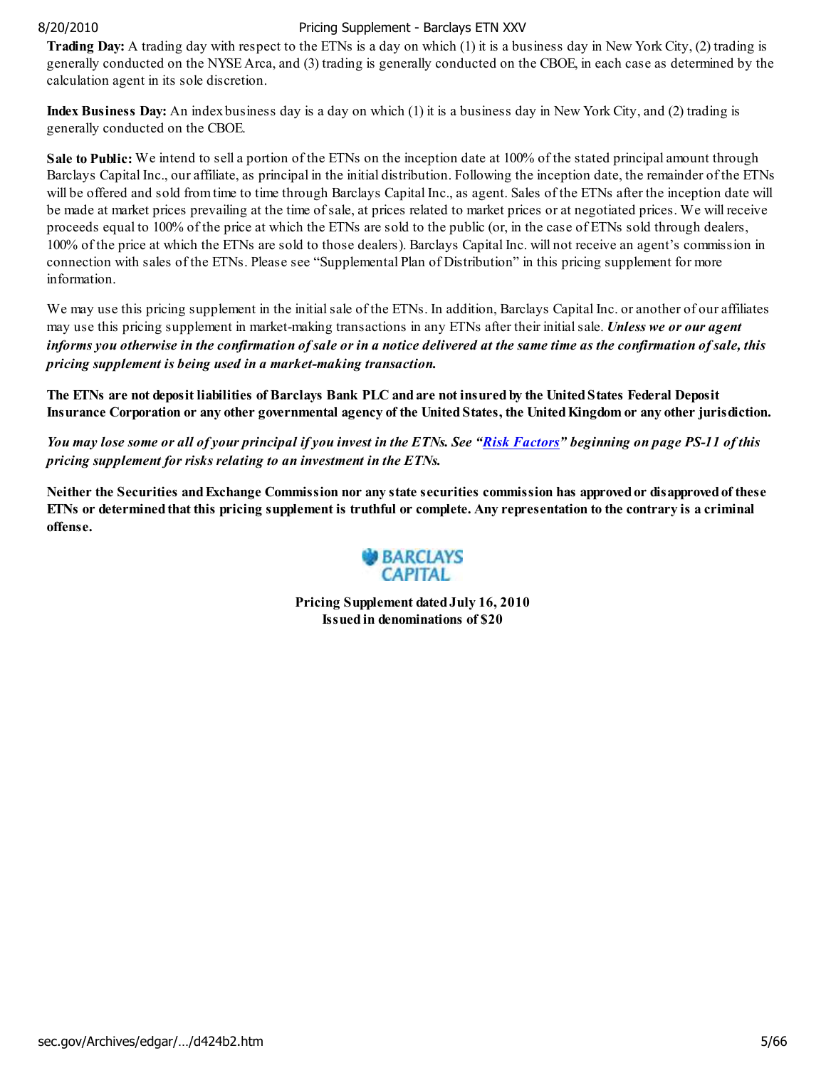**Trading Day:** A trading day with respect to the ETNs is a day on which (1) it is a business day in New York City, (2) trading is generally conducted on the NYSE Arca, and (3) trading is generally conducted on the CBOE, in each case as determined by the calculation agent in its sole discretion.

**Index Business Day:** An index business day is a day on which (1) it is a business day in New York City, and (2) trading is generally conducted on the CBOE.

**Sale to Public:** We intend to sell a portion of the ETNs on the inception date at 100% of the stated principal amount through Barclays Capital Inc., our affiliate, as principal in the initial distribution. Following the inception date, the remainder of the ETNs will be offered and sold from time to time through Barclays Capital Inc., as agent. Sales of the ETNs after the inception date will be made at market prices prevailing at the time of sale, at prices related to market prices or at negotiated prices. We will receive proceeds equal to 100% of the price at which the ETNs are sold to the public (or, in the case of ETNs sold through dealers, 100% of the price at which the ETNs are sold to those dealers). Barclays Capital Inc. will not receive an agent's commission in connection with sales of the ETNs. Please see "Supplemental Plan of Distribution" in this pricing supplement for more information.

We may use this pricing supplement in the initial sale of the ETNs. In addition, Barclays Capital Inc. or another of our affiliates may use this pricing supplement in market-making transactions in any ETNs after their initial sale. ***Unless we or our agent informs you otherwise in the confirmation of sale or in a notice delivered at the same time as the confirmation of sale, this pricing supplement is being used in a market-making transaction.***

**The ETNs are not deposit liabilities of Barclays Bank PLC and are not insured by the United States Federal Deposit Insurance Corporation or any other governmental agency of the United States, the United Kingdom or any other jurisdiction.**

***You may lose some or all of your principal if you invest in the ETNs. See "Risk Factors" beginning on page PS-11 of this pricing supplement for risks relating to an investment in the ETNs.***

**Neither the Securities and Exchange Commission nor any state securities commission has approved or disapproved of these ETNs or determined that this pricing supplement is truthful or complete. Any representation to the contrary is a criminal offense.**

BARCLAYS CAPITAL

**Pricing Supplement dated July 16, 2010**
**Issued in denominations of $20**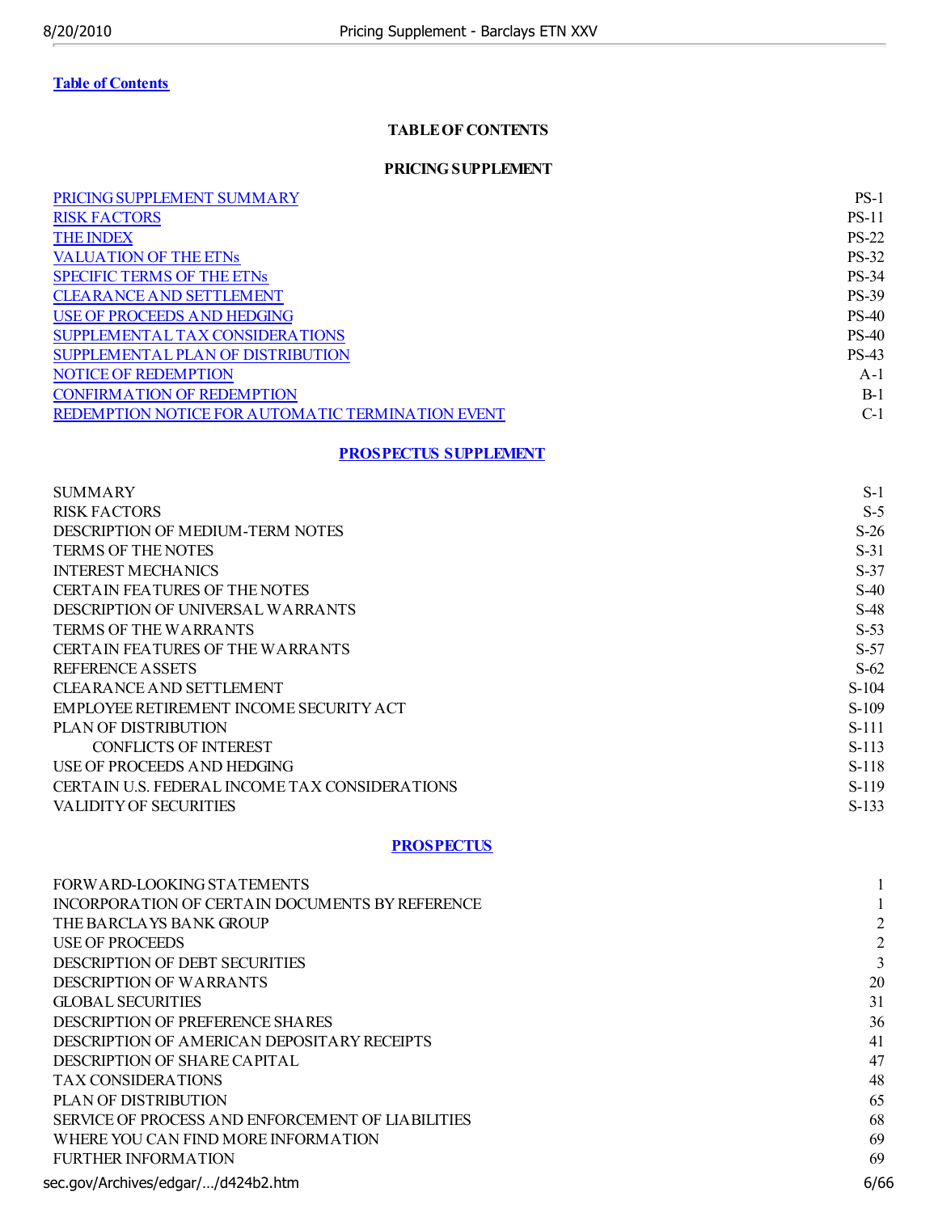[Table of Contents](#)

## TABLE OF CONTENTS

### PRICING SUPPLEMENT

| | |
|---|---|
| [PRICING SUPPLEMENT SUMMARY](#) | PS-1 |
| [RISK FACTORS](#) | PS-11 |
| [THE INDEX](#) | PS-22 |
| [VALUATION OF THE ETNs](#) | PS-32 |
| [SPECIFIC TERMS OF THE ETNs](#) | PS-34 |
| [CLEARANCE AND SETTLEMENT](#) | PS-39 |
| [USE OF PROCEEDS AND HEDGING](#) | PS-40 |
| [SUPPLEMENTAL TAX CONSIDERATIONS](#) | PS-40 |
| [SUPPLEMENTAL PLAN OF DISTRIBUTION](#) | PS-43 |
| [NOTICE OF REDEMPTION](#) | A-1 |
| [CONFIRMATION OF REDEMPTION](#) | B-1 |
| [REDEMPTION NOTICE FOR AUTOMATIC TERMINATION EVENT](#) | C-1 |

### [PROSPECTUS SUPPLEMENT](#)

| | |
|---|---|
| SUMMARY | S-1 |
| RISK FACTORS | S-5 |
| DESCRIPTION OF MEDIUM-TERM NOTES | S-26 |
| TERMS OF THE NOTES | S-31 |
| INTEREST MECHANICS | S-37 |
| CERTAIN FEATURES OF THE NOTES | S-40 |
| DESCRIPTION OF UNIVERSAL WARRANTS | S-48 |
| TERMS OF THE WARRANTS | S-53 |
| CERTAIN FEATURES OF THE WARRANTS | S-57 |
| REFERENCE ASSETS | S-62 |
| CLEARANCE AND SETTLEMENT | S-104 |
| EMPLOYEE RETIREMENT INCOME SECURITY ACT | S-109 |
| PLAN OF DISTRIBUTION | S-111 |
| CONFLICTS OF INTEREST | S-113 |
| USE OF PROCEEDS AND HEDGING | S-118 |
| CERTAIN U.S. FEDERAL INCOME TAX CONSIDERATIONS | S-119 |
| VALIDITY OF SECURITIES | S-133 |

### [PROSPECTUS](#)

| | |
|---|---|
| FORWARD-LOOKING STATEMENTS | 1 |
| INCORPORATION OF CERTAIN DOCUMENTS BY REFERENCE | 1 |
| THE BARCLAYS BANK GROUP | 2 |
| USE OF PROCEEDS | 2 |
| DESCRIPTION OF DEBT SECURITIES | 3 |
| DESCRIPTION OF WARRANTS | 20 |
| GLOBAL SECURITIES | 31 |
| DESCRIPTION OF PREFERENCE SHARES | 36 |
| DESCRIPTION OF AMERICAN DEPOSITARY RECEIPTS | 41 |
| DESCRIPTION OF SHARE CAPITAL | 47 |
| TAX CONSIDERATIONS | 48 |
| PLAN OF DISTRIBUTION | 65 |
| SERVICE OF PROCESS AND ENFORCEMENT OF LIABILITIES | 68 |
| WHERE YOU CAN FIND MORE INFORMATION | 69 |
| FURTHER INFORMATION | 69 |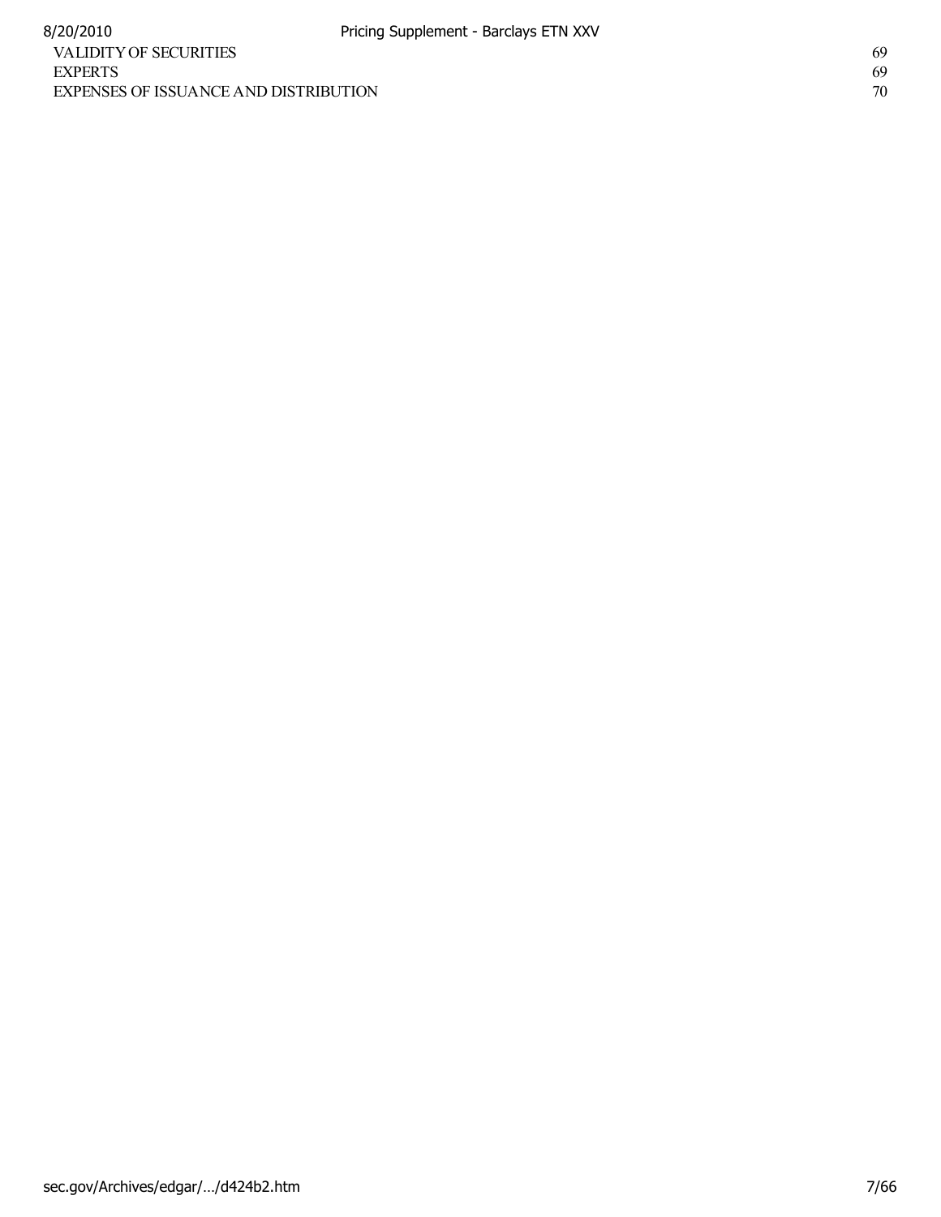| | |
|---|---|
| VALIDITY OF SECURITIES | 69 |
| EXPERTS | 69 |
| EXPENSES OF ISSUANCE AND DISTRIBUTION | 70 |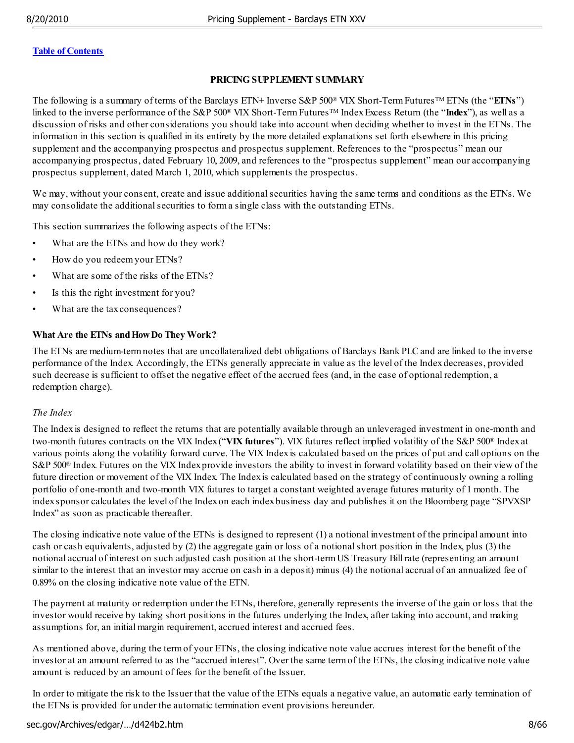[Table of Contents](#)

**PRICING SUPPLEMENT SUMMARY**

The following is a summary of terms of the Barclays ETN+ Inverse S&P 500® VIX Short-Term Futures™ ETNs (the "**ETNs**") linked to the inverse performance of the S&P 500® VIX Short-Term Futures™ Index Excess Return (the "**Index**"), as well as a discussion of risks and other considerations you should take into account when deciding whether to invest in the ETNs. The information in this section is qualified in its entirety by the more detailed explanations set forth elsewhere in this pricing supplement and the accompanying prospectus and prospectus supplement. References to the "prospectus" mean our accompanying prospectus, dated February 10, 2009, and references to the "prospectus supplement" mean our accompanying prospectus supplement, dated March 1, 2010, which supplements the prospectus.

We may, without your consent, create and issue additional securities having the same terms and conditions as the ETNs. We may consolidate the additional securities to form a single class with the outstanding ETNs.

This section summarizes the following aspects of the ETNs:

- What are the ETNs and how do they work?
- How do you redeem your ETNs?
- What are some of the risks of the ETNs?
- Is this the right investment for you?
- What are the tax consequences?

**What Are the ETNs and How Do They Work?**

The ETNs are medium-term notes that are uncollateralized debt obligations of Barclays Bank PLC and are linked to the inverse performance of the Index. Accordingly, the ETNs generally appreciate in value as the level of the Index decreases, provided such decrease is sufficient to offset the negative effect of the accrued fees (and, in the case of optional redemption, a redemption charge).

*The Index*

The Index is designed to reflect the returns that are potentially available through an unleveraged investment in one-month and two-month futures contracts on the VIX Index ("**VIX futures**"). VIX futures reflect implied volatility of the S&P 500® Index at various points along the volatility forward curve. The VIX Index is calculated based on the prices of put and call options on the S&P 500® Index. Futures on the VIX Index provide investors the ability to invest in forward volatility based on their view of the future direction or movement of the VIX Index. The Index is calculated based on the strategy of continuously owning a rolling portfolio of one-month and two-month VIX futures to target a constant weighted average futures maturity of 1 month. The index sponsor calculates the level of the Index on each index business day and publishes it on the Bloomberg page "SPVXSP Index" as soon as practicable thereafter.

The closing indicative note value of the ETNs is designed to represent (1) a notional investment of the principal amount into cash or cash equivalents, adjusted by (2) the aggregate gain or loss of a notional short position in the Index, plus (3) the notional accrual of interest on such adjusted cash position at the short-term US Treasury Bill rate (representing an amount similar to the interest that an investor may accrue on cash in a deposit) minus (4) the notional accrual of an annualized fee of 0.89% on the closing indicative note value of the ETN.

The payment at maturity or redemption under the ETNs, therefore, generally represents the inverse of the gain or loss that the investor would receive by taking short positions in the futures underlying the Index, after taking into account, and making assumptions for, an initial margin requirement, accrued interest and accrued fees.

As mentioned above, during the term of your ETNs, the closing indicative note value accrues interest for the benefit of the investor at an amount referred to as the "accrued interest". Over the same term of the ETNs, the closing indicative note value amount is reduced by an amount of fees for the benefit of the Issuer.

In order to mitigate the risk to the Issuer that the value of the ETNs equals a negative value, an automatic early termination of the ETNs is provided for under the automatic termination event provisions hereunder.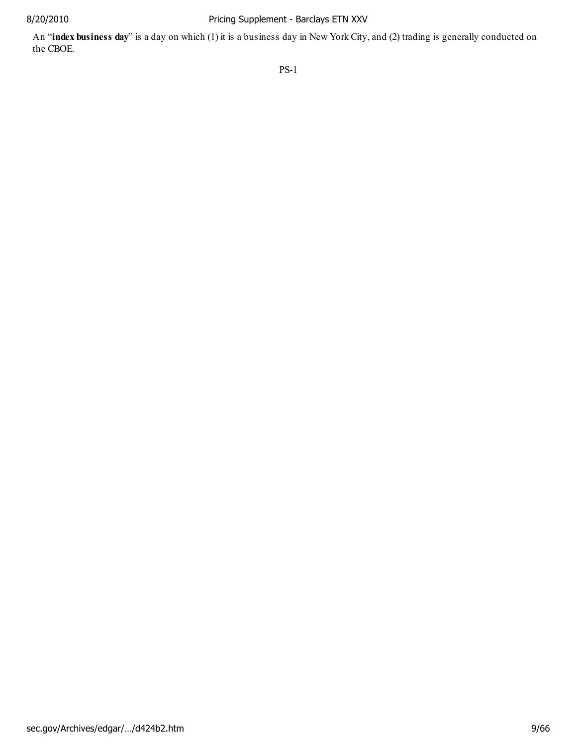An "**index business day**" is a day on which (1) it is a business day in New York City, and (2) trading is generally conducted on the CBOE.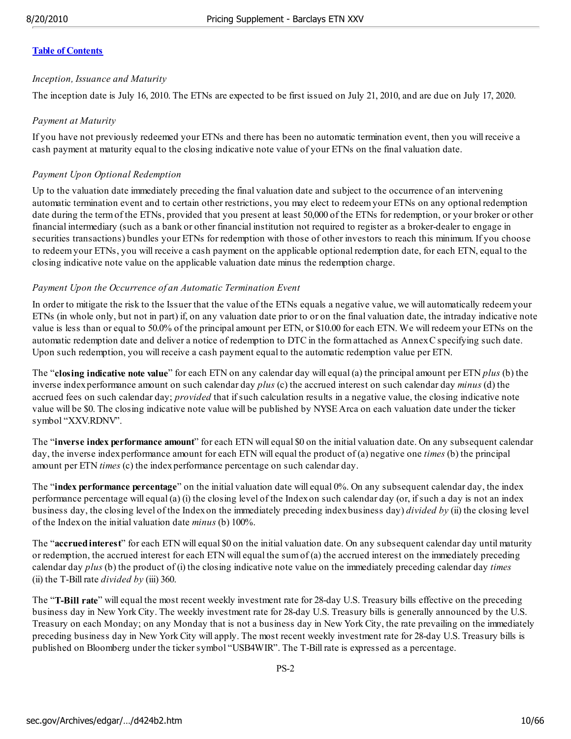[Table of Contents](#)

*Inception, Issuance and Maturity*

The inception date is July 16, 2010. The ETNs are expected to be first issued on July 21, 2010, and are due on July 17, 2020.

*Payment at Maturity*

If you have not previously redeemed your ETNs and there has been no automatic termination event, then you will receive a cash payment at maturity equal to the closing indicative note value of your ETNs on the final valuation date.

*Payment Upon Optional Redemption*

Up to the valuation date immediately preceding the final valuation date and subject to the occurrence of an intervening automatic termination event and to certain other restrictions, you may elect to redeem your ETNs on any optional redemption date during the term of the ETNs, provided that you present at least 50,000 of the ETNs for redemption, or your broker or other financial intermediary (such as a bank or other financial institution not required to register as a broker-dealer to engage in securities transactions) bundles your ETNs for redemption with those of other investors to reach this minimum. If you choose to redeem your ETNs, you will receive a cash payment on the applicable optional redemption date, for each ETN, equal to the closing indicative note value on the applicable valuation date minus the redemption charge.

*Payment Upon the Occurrence of an Automatic Termination Event*

In order to mitigate the risk to the Issuer that the value of the ETNs equals a negative value, we will automatically redeem your ETNs (in whole only, but not in part) if, on any valuation date prior to or on the final valuation date, the intraday indicative note value is less than or equal to 50.0% of the principal amount per ETN, or $10.00 for each ETN. We will redeem your ETNs on the automatic redemption date and deliver a notice of redemption to DTC in the form attached as Annex C specifying such date. Upon such redemption, you will receive a cash payment equal to the automatic redemption value per ETN.

The "**closing indicative note value**" for each ETN on any calendar day will equal (a) the principal amount per ETN *plus* (b) the inverse index performance amount on such calendar day *plus* (c) the accrued interest on such calendar day *minus* (d) the accrued fees on such calendar day; *provided* that if such calculation results in a negative value, the closing indicative note value will be $0. The closing indicative note value will be published by NYSE Arca on each valuation date under the ticker symbol "XXV.RDNV".

The "**inverse index performance amount**" for each ETN will equal $0 on the initial valuation date. On any subsequent calendar day, the inverse index performance amount for each ETN will equal the product of (a) negative one *times* (b) the principal amount per ETN *times* (c) the index performance percentage on such calendar day.

The "**index performance percentage**" on the initial valuation date will equal 0%. On any subsequent calendar day, the index performance percentage will equal (a) (i) the closing level of the Index on such calendar day (or, if such a day is not an index business day, the closing level of the Index on the immediately preceding index business day) *divided by* (ii) the closing level of the Index on the initial valuation date *minus* (b) 100%.

The "**accrued interest**" for each ETN will equal $0 on the initial valuation date. On any subsequent calendar day until maturity or redemption, the accrued interest for each ETN will equal the sum of (a) the accrued interest on the immediately preceding calendar day *plus* (b) the product of (i) the closing indicative note value on the immediately preceding calendar day *times* (ii) the T-Bill rate *divided by* (iii) 360.

The "**T-Bill rate**" will equal the most recent weekly investment rate for 28-day U.S. Treasury bills effective on the preceding business day in New York City. The weekly investment rate for 28-day U.S. Treasury bills is generally announced by the U.S. Treasury on each Monday; on any Monday that is not a business day in New York City, the rate prevailing on the immediately preceding business day in New York City will apply. The most recent weekly investment rate for 28-day U.S. Treasury bills is published on Bloomberg under the ticker symbol "USB4WIR". The T-Bill rate is expressed as a percentage.

PS-2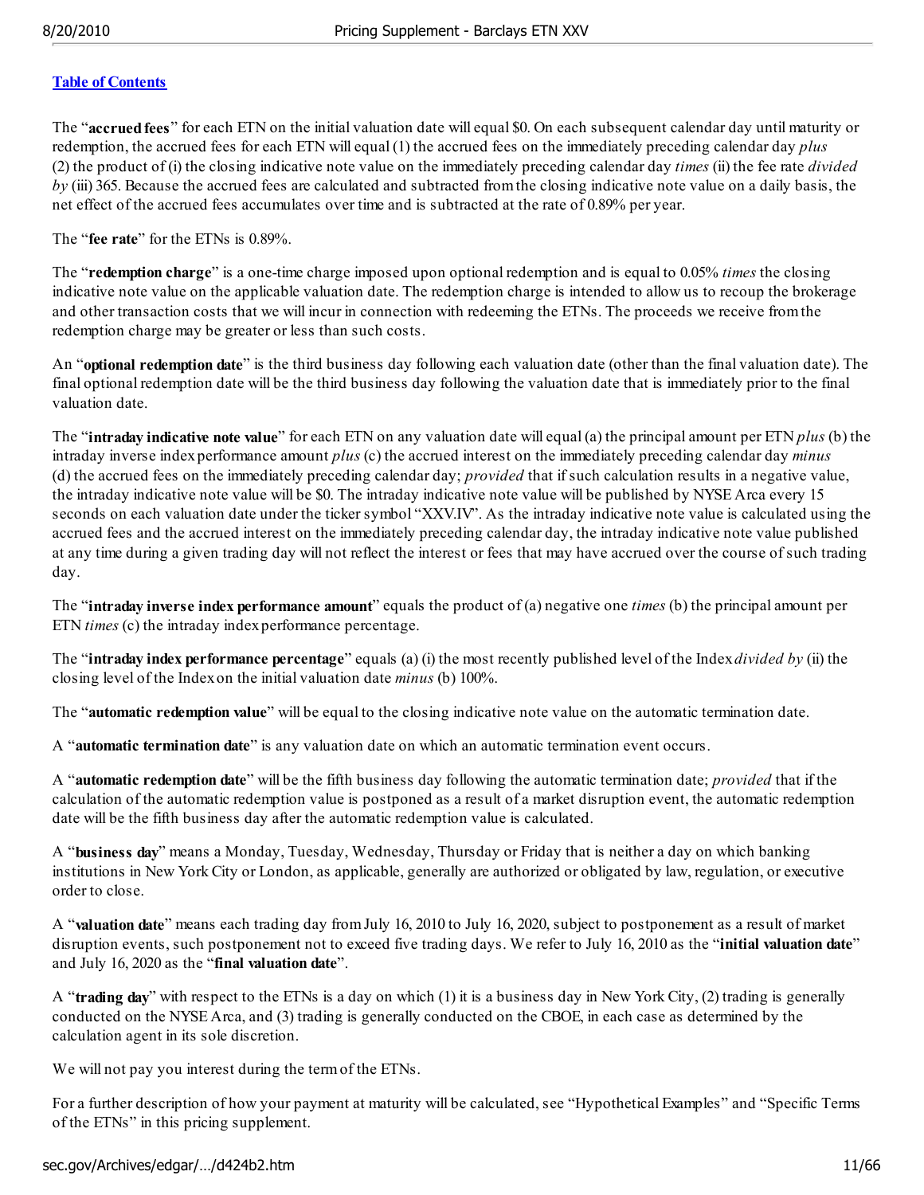[Table of Contents](#)

The "**accrued fees**" for each ETN on the initial valuation date will equal $0. On each subsequent calendar day until maturity or redemption, the accrued fees for each ETN will equal (1) the accrued fees on the immediately preceding calendar day *plus* (2) the product of (i) the closing indicative note value on the immediately preceding calendar day *times* (ii) the fee rate *divided by* (iii) 365. Because the accrued fees are calculated and subtracted from the closing indicative note value on a daily basis, the net effect of the accrued fees accumulates over time and is subtracted at the rate of 0.89% per year.

The "**fee rate**" for the ETNs is 0.89%.

The "**redemption charge**" is a one-time charge imposed upon optional redemption and is equal to 0.05% *times* the closing indicative note value on the applicable valuation date. The redemption charge is intended to allow us to recoup the brokerage and other transaction costs that we will incur in connection with redeeming the ETNs. The proceeds we receive from the redemption charge may be greater or less than such costs.

An "**optional redemption date**" is the third business day following each valuation date (other than the final valuation date). The final optional redemption date will be the third business day following the valuation date that is immediately prior to the final valuation date.

The "**intraday indicative note value**" for each ETN on any valuation date will equal (a) the principal amount per ETN *plus* (b) the intraday inverse index performance amount *plus* (c) the accrued interest on the immediately preceding calendar day *minus* (d) the accrued fees on the immediately preceding calendar day; *provided* that if such calculation results in a negative value, the intraday indicative note value will be $0. The intraday indicative note value will be published by NYSE Arca every 15 seconds on each valuation date under the ticker symbol "XXV.IV". As the intraday indicative note value is calculated using the accrued fees and the accrued interest on the immediately preceding calendar day, the intraday indicative note value published at any time during a given trading day will not reflect the interest or fees that may have accrued over the course of such trading day.

The "**intraday inverse index performance amount**" equals the product of (a) negative one *times* (b) the principal amount per ETN *times* (c) the intraday index performance percentage.

The "**intraday index performance percentage**" equals (a) (i) the most recently published level of the Index *divided by* (ii) the closing level of the Index on the initial valuation date *minus* (b) 100%.

The "**automatic redemption value**" will be equal to the closing indicative note value on the automatic termination date.

A "**automatic termination date**" is any valuation date on which an automatic termination event occurs.

A "**automatic redemption date**" will be the fifth business day following the automatic termination date; *provided* that if the calculation of the automatic redemption value is postponed as a result of a market disruption event, the automatic redemption date will be the fifth business day after the automatic redemption value is calculated.

A "**business day**" means a Monday, Tuesday, Wednesday, Thursday or Friday that is neither a day on which banking institutions in New York City or London, as applicable, generally are authorized or obligated by law, regulation, or executive order to close.

A "**valuation date**" means each trading day from July 16, 2010 to July 16, 2020, subject to postponement as a result of market disruption events, such postponement not to exceed five trading days. We refer to July 16, 2010 as the "**initial valuation date**" and July 16, 2020 as the "**final valuation date**".

A "**trading day**" with respect to the ETNs is a day on which (1) it is a business day in New York City, (2) trading is generally conducted on the NYSE Arca, and (3) trading is generally conducted on the CBOE, in each case as determined by the calculation agent in its sole discretion.

We will not pay you interest during the term of the ETNs.

For a further description of how your payment at maturity will be calculated, see "Hypothetical Examples" and "Specific Terms of the ETNs" in this pricing supplement.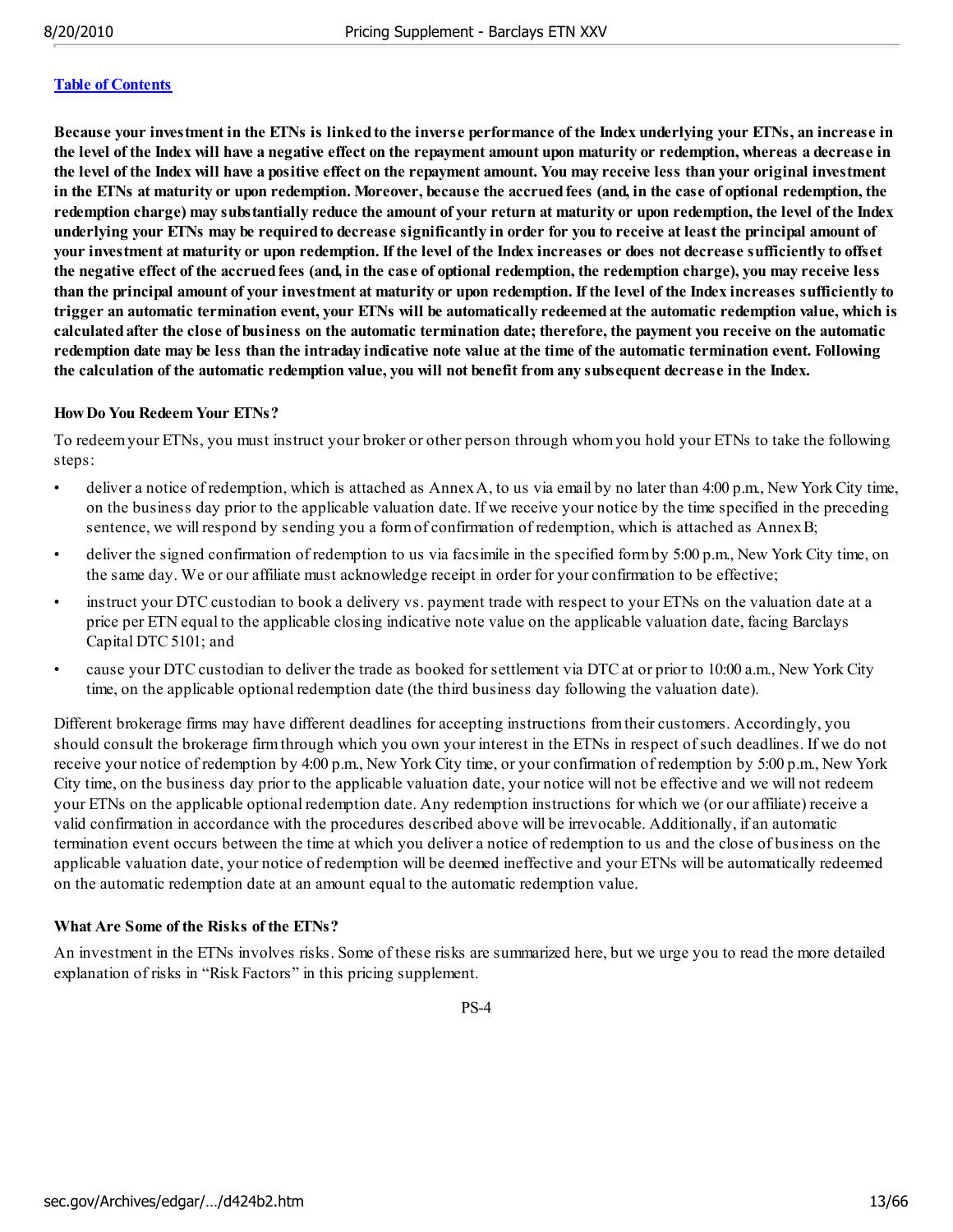[Table of Contents](#)

**Because your investment in the ETNs is linked to the inverse performance of the Index underlying your ETNs, an increase in the level of the Index will have a negative effect on the repayment amount upon maturity or redemption, whereas a decrease in the level of the Index will have a positive effect on the repayment amount. You may receive less than your original investment in the ETNs at maturity or upon redemption. Moreover, because the accrued fees (and, in the case of optional redemption, the redemption charge) may substantially reduce the amount of your return at maturity or upon redemption, the level of the Index underlying your ETNs may be required to decrease significantly in order for you to receive at least the principal amount of your investment at maturity or upon redemption. If the level of the Index increases or does not decrease sufficiently to offset the negative effect of the accrued fees (and, in the case of optional redemption, the redemption charge), you may receive less than the principal amount of your investment at maturity or upon redemption. If the level of the Index increases sufficiently to trigger an automatic termination event, your ETNs will be automatically redeemed at the automatic redemption value, which is calculated after the close of business on the automatic termination date; therefore, the payment you receive on the automatic redemption date may be less than the intraday indicative note value at the time of the automatic termination event. Following the calculation of the automatic redemption value, you will not benefit from any subsequent decrease in the Index.**

**How Do You Redeem Your ETNs?**

To redeem your ETNs, you must instruct your broker or other person through whom you hold your ETNs to take the following steps:

- deliver a notice of redemption, which is attached as Annex A, to us via email by no later than 4:00 p.m., New York City time, on the business day prior to the applicable valuation date. If we receive your notice by the time specified in the preceding sentence, we will respond by sending you a form of confirmation of redemption, which is attached as Annex B;
- deliver the signed confirmation of redemption to us via facsimile in the specified form by 5:00 p.m., New York City time, on the same day. We or our affiliate must acknowledge receipt in order for your confirmation to be effective;
- instruct your DTC custodian to book a delivery vs. payment trade with respect to your ETNs on the valuation date at a price per ETN equal to the applicable closing indicative note value on the applicable valuation date, facing Barclays Capital DTC 5101; and
- cause your DTC custodian to deliver the trade as booked for settlement via DTC at or prior to 10:00 a.m., New York City time, on the applicable optional redemption date (the third business day following the valuation date).

Different brokerage firms may have different deadlines for accepting instructions from their customers. Accordingly, you should consult the brokerage firm through which you own your interest in the ETNs in respect of such deadlines. If we do not receive your notice of redemption by 4:00 p.m., New York City time, or your confirmation of redemption by 5:00 p.m., New York City time, on the business day prior to the applicable valuation date, your notice will not be effective and we will not redeem your ETNs on the applicable optional redemption date. Any redemption instructions for which we (or our affiliate) receive a valid confirmation in accordance with the procedures described above will be irrevocable. Additionally, if an automatic termination event occurs between the time at which you deliver a notice of redemption to us and the close of business on the applicable valuation date, your notice of redemption will be deemed ineffective and your ETNs will be automatically redeemed on the automatic redemption date at an amount equal to the automatic redemption value.

**What Are Some of the Risks of the ETNs?**

An investment in the ETNs involves risks. Some of these risks are summarized here, but we urge you to read the more detailed explanation of risks in "Risk Factors" in this pricing supplement.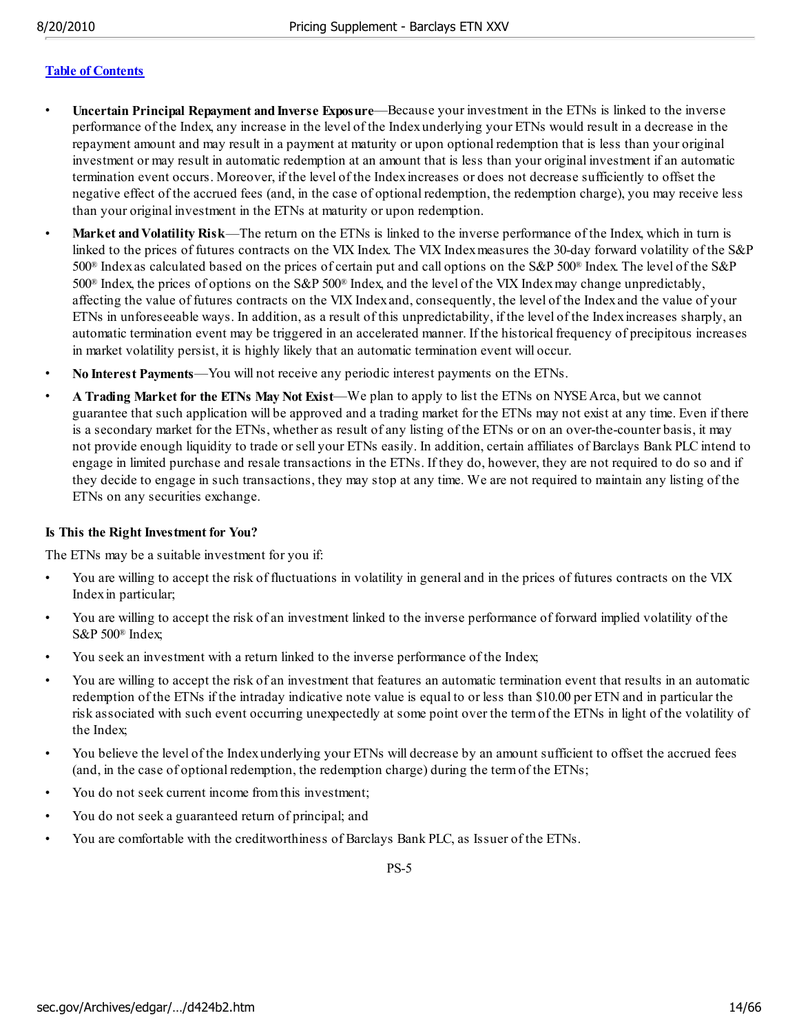[Table of Contents](#)

- **Uncertain Principal Repayment and Inverse Exposure**—Because your investment in the ETNs is linked to the inverse performance of the Index, any increase in the level of the Index underlying your ETNs would result in a decrease in the repayment amount and may result in a payment at maturity or upon optional redemption that is less than your original investment or may result in automatic redemption at an amount that is less than your original investment if an automatic termination event occurs. Moreover, if the level of the Index increases or does not decrease sufficiently to offset the negative effect of the accrued fees (and, in the case of optional redemption, the redemption charge), you may receive less than your original investment in the ETNs at maturity or upon redemption.
- **Market and Volatility Risk**—The return on the ETNs is linked to the inverse performance of the Index, which in turn is linked to the prices of futures contracts on the VIX Index. The VIX Index measures the 30-day forward volatility of the S&P 500® Index as calculated based on the prices of certain put and call options on the S&P 500® Index. The level of the S&P 500® Index, the prices of options on the S&P 500® Index, and the level of the VIX Index may change unpredictably, affecting the value of futures contracts on the VIX Index and, consequently, the level of the Index and the value of your ETNs in unforeseeable ways. In addition, as a result of this unpredictability, if the level of the Index increases sharply, an automatic termination event may be triggered in an accelerated manner. If the historical frequency of precipitous increases in market volatility persist, it is highly likely that an automatic termination event will occur.
- **No Interest Payments**—You will not receive any periodic interest payments on the ETNs.
- **A Trading Market for the ETNs May Not Exist**—We plan to apply to list the ETNs on NYSE Arca, but we cannot guarantee that such application will be approved and a trading market for the ETNs may not exist at any time. Even if there is a secondary market for the ETNs, whether as result of any listing of the ETNs or on an over-the-counter basis, it may not provide enough liquidity to trade or sell your ETNs easily. In addition, certain affiliates of Barclays Bank PLC intend to engage in limited purchase and resale transactions in the ETNs. If they do, however, they are not required to do so and if they decide to engage in such transactions, they may stop at any time. We are not required to maintain any listing of the ETNs on any securities exchange.

**Is This the Right Investment for You?**

The ETNs may be a suitable investment for you if:

- You are willing to accept the risk of fluctuations in volatility in general and in the prices of futures contracts on the VIX Index in particular;
- You are willing to accept the risk of an investment linked to the inverse performance of forward implied volatility of the S&P 500® Index;
- You seek an investment with a return linked to the inverse performance of the Index;
- You are willing to accept the risk of an investment that features an automatic termination event that results in an automatic redemption of the ETNs if the intraday indicative note value is equal to or less than $10.00 per ETN and in particular the risk associated with such event occurring unexpectedly at some point over the term of the ETNs in light of the volatility of the Index;
- You believe the level of the Index underlying your ETNs will decrease by an amount sufficient to offset the accrued fees (and, in the case of optional redemption, the redemption charge) during the term of the ETNs;
- You do not seek current income from this investment;
- You do not seek a guaranteed return of principal; and
- You are comfortable with the creditworthiness of Barclays Bank PLC, as Issuer of the ETNs.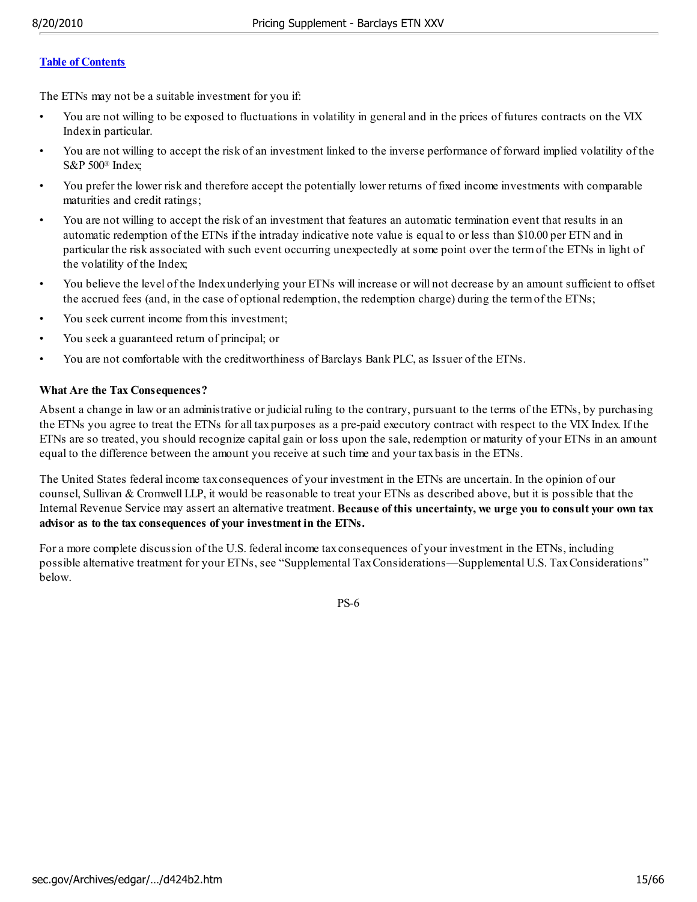[Table of Contents](#)

The ETNs may not be a suitable investment for you if:

- You are not willing to be exposed to fluctuations in volatility in general and in the prices of futures contracts on the VIX Index in particular.
- You are not willing to accept the risk of an investment linked to the inverse performance of forward implied volatility of the S&P 500® Index;
- You prefer the lower risk and therefore accept the potentially lower returns of fixed income investments with comparable maturities and credit ratings;
- You are not willing to accept the risk of an investment that features an automatic termination event that results in an automatic redemption of the ETNs if the intraday indicative note value is equal to or less than $10.00 per ETN and in particular the risk associated with such event occurring unexpectedly at some point over the term of the ETNs in light of the volatility of the Index;
- You believe the level of the Index underlying your ETNs will increase or will not decrease by an amount sufficient to offset the accrued fees (and, in the case of optional redemption, the redemption charge) during the term of the ETNs;
- You seek current income from this investment;
- You seek a guaranteed return of principal; or
- You are not comfortable with the creditworthiness of Barclays Bank PLC, as Issuer of the ETNs.

**What Are the Tax Consequences?**

Absent a change in law or an administrative or judicial ruling to the contrary, pursuant to the terms of the ETNs, by purchasing the ETNs you agree to treat the ETNs for all tax purposes as a pre-paid executory contract with respect to the VIX Index. If the ETNs are so treated, you should recognize capital gain or loss upon the sale, redemption or maturity of your ETNs in an amount equal to the difference between the amount you receive at such time and your tax basis in the ETNs.

The United States federal income tax consequences of your investment in the ETNs are uncertain. In the opinion of our counsel, Sullivan & Cromwell LLP, it would be reasonable to treat your ETNs as described above, but it is possible that the Internal Revenue Service may assert an alternative treatment. **Because of this uncertainty, we urge you to consult your own tax advisor as to the tax consequences of your investment in the ETNs.**

For a more complete discussion of the U.S. federal income tax consequences of your investment in the ETNs, including possible alternative treatment for your ETNs, see "Supplemental Tax Considerations—Supplemental U.S. Tax Considerations" below.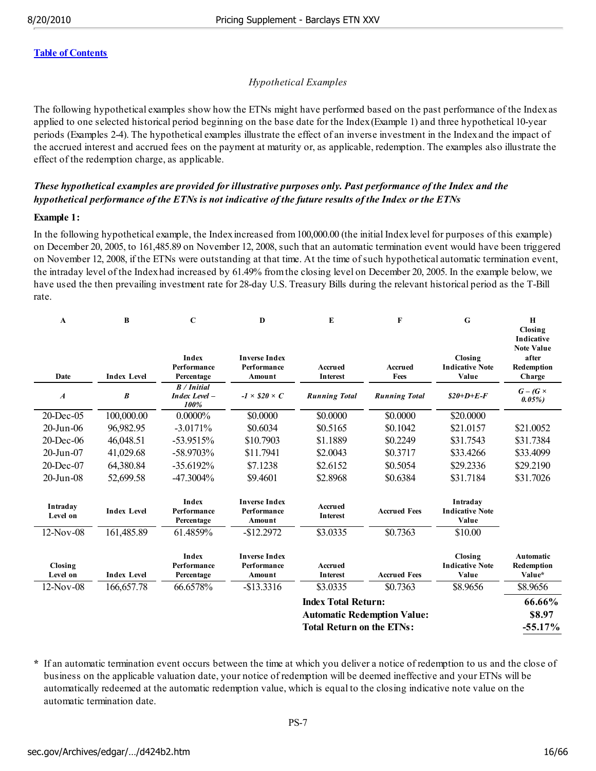Table of Contents

*Hypothetical Examples*

The following hypothetical examples show how the ETNs might have performed based on the past performance of the Index as applied to one selected historical period beginning on the base date for the Index (Example 1) and three hypothetical 10-year periods (Examples 2-4). The hypothetical examples illustrate the effect of an inverse investment in the Index and the impact of the accrued interest and accrued fees on the payment at maturity or, as applicable, redemption. The examples also illustrate the effect of the redemption charge, as applicable.

***These hypothetical examples are provided for illustrative purposes only. Past performance of the Index and the hypothetical performance of the ETNs is not indicative of the future results of the Index or the ETNs***

**Example 1:**

In the following hypothetical example, the Index increased from 100,000.00 (the initial Index level for purposes of this example) on December 20, 2005, to 161,485.89 on November 12, 2008, such that an automatic termination event would have been triggered on November 12, 2008, if the ETNs were outstanding at that time. At the time of such hypothetical automatic termination event, the intraday level of the Index had increased by 61.49% from the closing level on December 20, 2005. In the example below, we have used the then prevailing investment rate for 28-day U.S. Treasury Bills during the relevant historical period as the T-Bill rate.

| A | B | C | D | E | F | G | H |
|---|---|---|---|---|---|---|---|
| **Date** | **Index Level** | **Index Performance Percentage** | **Inverse Index Performance Amount** | **Accrued Interest** | **Accrued Fees** | **Closing Indicative Note Value** | **Closing Indicative Note Value after Redemption Charge** |
| ***A*** | ***B*** | ***B / Initial Index Level – 100%*** | ***-1 × $20 × C*** | ***Running Total*** | ***Running Total*** | ***$20+D+E-F*** | ***G – (G × 0.05%)*** |
| 20-Dec-05 | 100,000.00 | 0.0000% | $0.0000 | $0.0000 | $0.0000 | $20.0000 | |
| 20-Jun-06 | 96,982.95 | -3.0171% | $0.6034 | $0.5165 | $0.1042 | $21.0157 | $21.0052 |
| 20-Dec-06 | 46,048.51 | -53.9515% | $10.7903 | $1.1889 | $0.2249 | $31.7543 | $31.7384 |
| 20-Jun-07 | 41,029.68 | -58.9703% | $11.7941 | $2.0043 | $0.3717 | $33.4266 | $33.4099 |
| 20-Dec-07 | 64,380.84 | -35.6192% | $7.1238 | $2.6152 | $0.5054 | $29.2336 | $29.2190 |
| 20-Jun-08 | 52,699.58 | -47.3004% | $9.4601 | $2.8968 | $0.6384 | $31.7184 | $31.7026 |
| **Intraday Level on** | **Index Level** | **Index Performance Percentage** | **Inverse Index Performance Amount** | **Accrued Interest** | **Accrued Fees** | **Intraday Indicative Note Value** | |
| 12-Nov-08 | 161,485.89 | 61.4859% | -$12.2972 | $3.0335 | $0.7363 | $10.00 | |
| **Closing Level on** | **Index Level** | **Index Performance Percentage** | **Inverse Index Performance Amount** | **Accrued Interest** | **Accrued Fees** | **Closing Indicative Note Value** | **Automatic Redemption Value*** |
| 12-Nov-08 | 166,657.78 | 66.6578% | -$13.3316 | $3.0335 | $0.7363 | $8.9656 | $8.9656 |
| | | | | **Index Total Return:** | | | **66.66%** |
| | | | | **Automatic Redemption Value:** | | | **$8.97** |
| | | | | **Total Return on the ETNs:** | | | **-55.17%** |

\* If an automatic termination event occurs between the time at which you deliver a notice of redemption to us and the close of business on the applicable valuation date, your notice of redemption will be deemed ineffective and your ETNs will be automatically redeemed at the automatic redemption value, which is equal to the closing indicative note value on the automatic termination date.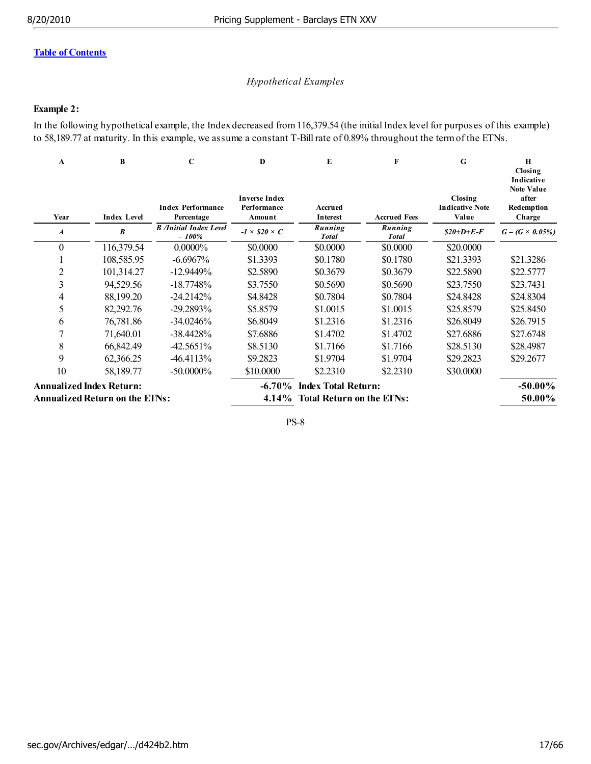[Table of Contents](#)

*Hypothetical Examples*

**Example 2:**

In the following hypothetical example, the Index decreased from 116,379.54 (the initial Index level for purposes of this example) to 58,189.77 at maturity. In this example, we assume a constant T-Bill rate of 0.89% throughout the term of the ETNs.

| A | B | C | D | E | F | G | H |
|---|---|---|---|---|---|---|---|
| **Year** | **Index Level** | **Index Performance Percentage** | **Inverse Index Performance Amount** | **Accrued Interest** | **Accrued Fees** | **Closing Indicative Note Value** | **Closing Indicative Note Value after Redemption Charge** |
| *A* | *B* | *B /Initial Index Level – 100%* | *-1 × $20 × C* | *Running Total* | *Running Total* | *$20+D+E-F* | *G – (G × 0.05%)* |
| 0 | 116,379.54 | 0.0000% | $0.0000 | $0.0000 | $0.0000 | $20.0000 | |
| 1 | 108,585.95 | -6.6967% | $1.3393 | $0.1780 | $0.1780 | $21.3393 | $21.3286 |
| 2 | 101,314.27 | -12.9449% | $2.5890 | $0.3679 | $0.3679 | $22.5890 | $22.5777 |
| 3 | 94,529.56 | -18.7748% | $3.7550 | $0.5690 | $0.5690 | $23.7550 | $23.7431 |
| 4 | 88,199.20 | -24.2142% | $4.8428 | $0.7804 | $0.7804 | $24.8428 | $24.8304 |
| 5 | 82,292.76 | -29.2893% | $5.8579 | $1.0015 | $1.0015 | $25.8579 | $25.8450 |
| 6 | 76,781.86 | -34.0246% | $6.8049 | $1.2316 | $1.2316 | $26.8049 | $26.7915 |
| 7 | 71,640.01 | -38.4428% | $7.6886 | $1.4702 | $1.4702 | $27.6886 | $27.6748 |
| 8 | 66,842.49 | -42.5651% | $8.5130 | $1.7166 | $1.7166 | $28.5130 | $28.4987 |
| 9 | 62,366.25 | -46.4113% | $9.2823 | $1.9704 | $1.9704 | $29.2823 | $29.2677 |
| 10 | 58,189.77 | -50.0000% | $10.0000 | $2.2310 | $2.2310 | $30.0000 | |
| **Annualized Index Return:** | | | **-6.70%** | **Index Total Return:** | | | **-50.00%** |
| **Annualized Return on the ETNs:** | | | **4.14%** | **Total Return on the ETNs:** | | | **50.00%** |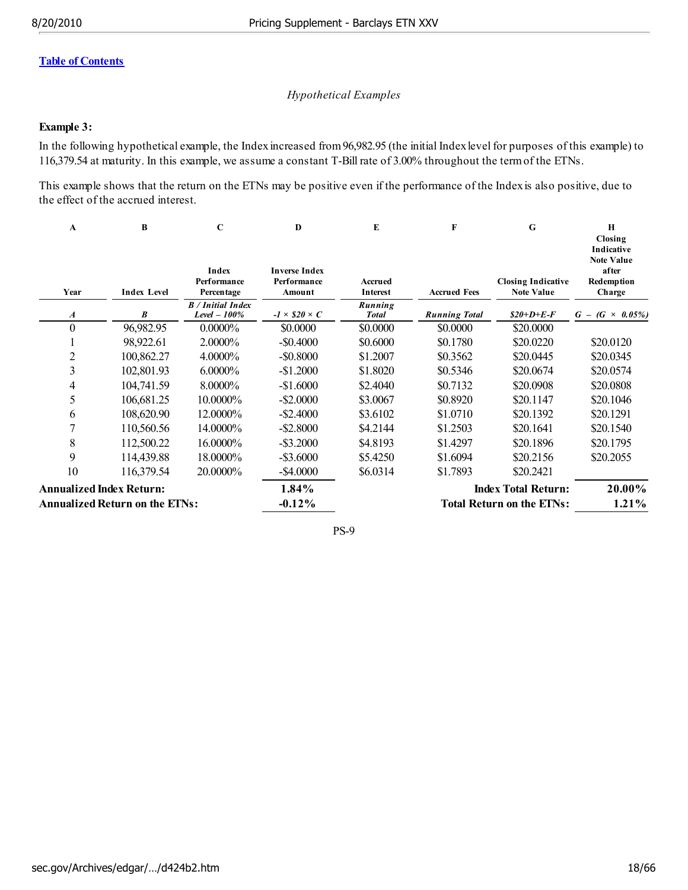[Table of Contents](#)

*Hypothetical Examples*

**Example 3:**

In the following hypothetical example, the Index increased from 96,982.95 (the initial Index level for purposes of this example) to 116,379.54 at maturity. In this example, we assume a constant T-Bill rate of 3.00% throughout the term of the ETNs.

This example shows that the return on the ETNs may be positive even if the performance of the Index is also positive, due to the effect of the accrued interest.

| A | B | C | D | E | F | G | H |
|---|---|---|---|---|---|---|---|
| **Year** | **Index Level** | **Index Performance Percentage** | **Inverse Index Performance Amount** | **Accrued Interest** | **Accrued Fees** | **Closing Indicative Note Value** | **Closing Indicative Note Value after Redemption Charge** |
| ***A*** | ***B*** | ***B / Initial Index Level – 100%*** | ***-1 × $20 × C*** | ***Running Total*** | ***Running Total*** | ***$20+D+E-F*** | ***G – (G × 0.05%)*** |
| 0 | 96,982.95 | 0.0000% | $0.0000 | $0.0000 | $0.0000 | $20.0000 | |
| 1 | 98,922.61 | 2.0000% | -$0.4000 | $0.6000 | $0.1780 | $20.0220 | $20.0120 |
| 2 | 100,862.27 | 4.0000% | -$0.8000 | $1.2007 | $0.3562 | $20.0445 | $20.0345 |
| 3 | 102,801.93 | 6.0000% | -$1.2000 | $1.8020 | $0.5346 | $20.0674 | $20.0574 |
| 4 | 104,741.59 | 8.0000% | -$1.6000 | $2.4040 | $0.7132 | $20.0908 | $20.0808 |
| 5 | 106,681.25 | 10.0000% | -$2.0000 | $3.0067 | $0.8920 | $20.1147 | $20.1046 |
| 6 | 108,620.90 | 12.0000% | -$2.4000 | $3.6102 | $1.0710 | $20.1392 | $20.1291 |
| 7 | 110,560.56 | 14.0000% | -$2.8000 | $4.2144 | $1.2503 | $20.1641 | $20.1540 |
| 8 | 112,500.22 | 16.0000% | -$3.2000 | $4.8193 | $1.4297 | $20.1896 | $20.1795 |
| 9 | 114,439.88 | 18.0000% | -$3.6000 | $5.4250 | $1.6094 | $20.2156 | $20.2055 |
| 10 | 116,379.54 | 20.0000% | -$4.0000 | $6.0314 | $1.7893 | $20.2421 | |
| **Annualized Index Return:** | | | **1.84%** | | | **Index Total Return:** | **20.00%** |
| **Annualized Return on the ETNs:** | | | **-0.12%** | | | **Total Return on the ETNs:** | **1.21%** |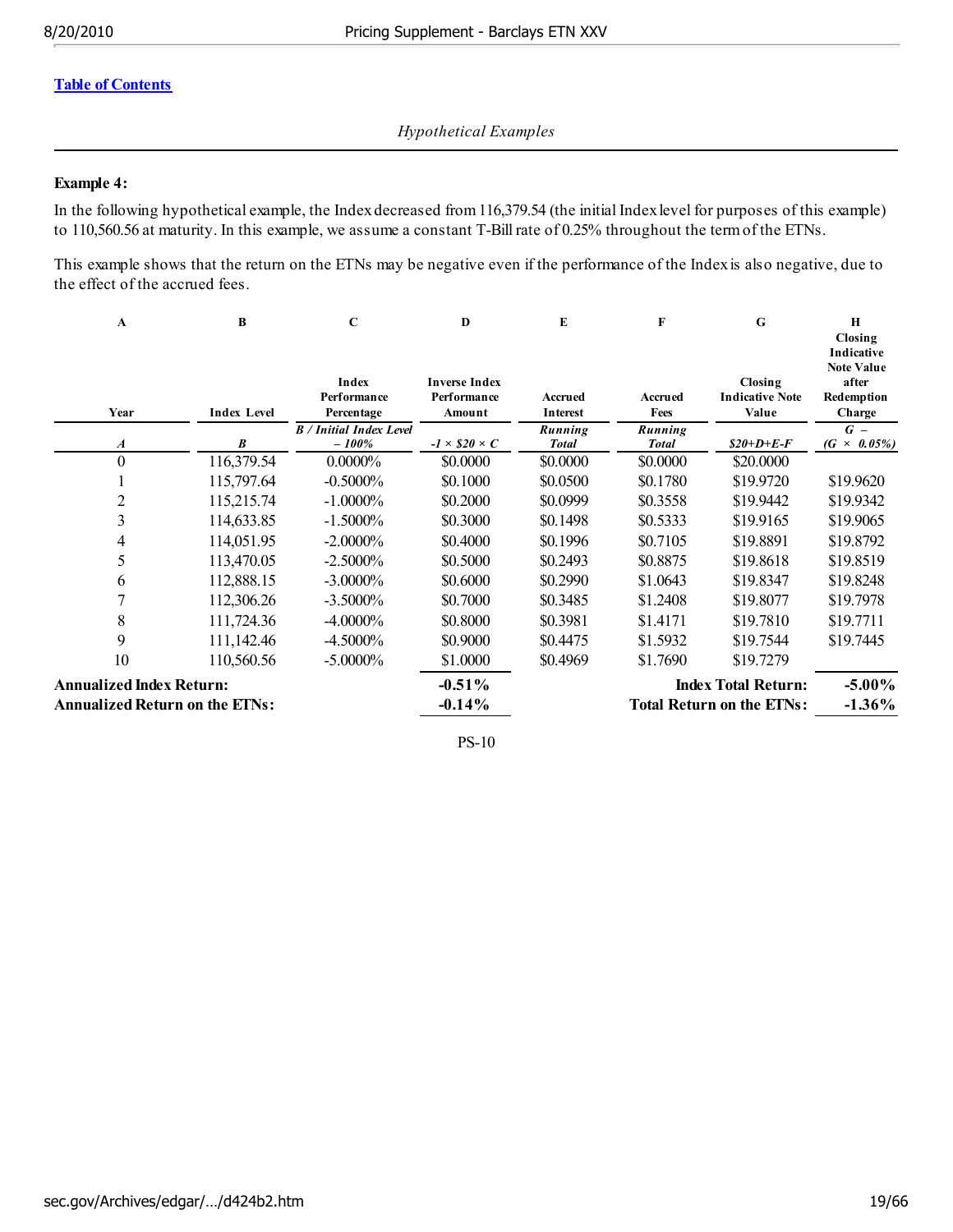[Table of Contents](#)

*Hypothetical Examples*

**Example 4:**

In the following hypothetical example, the Index decreased from 116,379.54 (the initial Index level for purposes of this example) to 110,560.56 at maturity. In this example, we assume a constant T-Bill rate of 0.25% throughout the term of the ETNs.

This example shows that the return on the ETNs may be negative even if the performance of the Index is also negative, due to the effect of the accrued fees.

| A | B | C | D | E | F | G | H |
|---|---|---|---|---|---|---|---|
| **Year** | **Index Level** | **Index Performance Percentage** | **Inverse Index Performance Amount** | **Accrued Interest** | **Accrued Fees** | **Closing Indicative Note Value** | **Closing Indicative Note Value after Redemption Charge** |
| ***A*** | ***B*** | ***B / Initial Index Level – 100%*** | ***-1 × $20 × C*** | ***Running Total*** | ***Running Total*** | ***$20+D+E-F*** | ***G – (G × 0.05%)*** |
| 0 | 116,379.54 | 0.0000% | $0.0000 | $0.0000 | $0.0000 | $20.0000 | |
| 1 | 115,797.64 | -0.5000% | $0.1000 | $0.0500 | $0.1780 | $19.9720 | $19.9620 |
| 2 | 115,215.74 | -1.0000% | $0.2000 | $0.0999 | $0.3558 | $19.9442 | $19.9342 |
| 3 | 114,633.85 | -1.5000% | $0.3000 | $0.1498 | $0.5333 | $19.9165 | $19.9065 |
| 4 | 114,051.95 | -2.0000% | $0.4000 | $0.1996 | $0.7105 | $19.8891 | $19.8792 |
| 5 | 113,470.05 | -2.5000% | $0.5000 | $0.2493 | $0.8875 | $19.8618 | $19.8519 |
| 6 | 112,888.15 | -3.0000% | $0.6000 | $0.2990 | $1.0643 | $19.8347 | $19.8248 |
| 7 | 112,306.26 | -3.5000% | $0.7000 | $0.3485 | $1.2408 | $19.8077 | $19.7978 |
| 8 | 111,724.36 | -4.0000% | $0.8000 | $0.3981 | $1.4171 | $19.7810 | $19.7711 |
| 9 | 111,142.46 | -4.5000% | $0.9000 | $0.4475 | $1.5932 | $19.7544 | $19.7445 |
| 10 | 110,560.56 | -5.0000% | $1.0000 | $0.4969 | $1.7690 | $19.7279 | |
| **Annualized Index Return:** | | | **-0.51%** | | | **Index Total Return:** | **-5.00%** |
| **Annualized Return on the ETNs:** | | | **-0.14%** | | | **Total Return on the ETNs:** | **-1.36%** |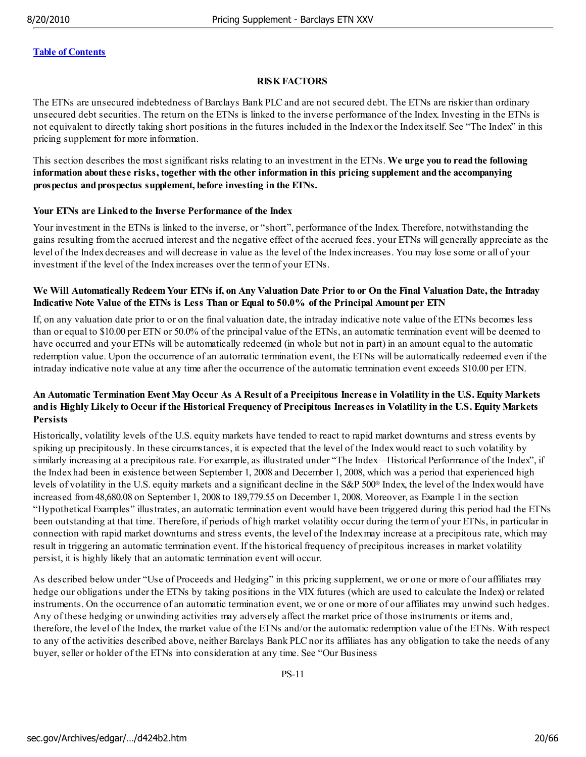[Table of Contents](#)

## RISK FACTORS

The ETNs are unsecured indebtedness of Barclays Bank PLC and are not secured debt. The ETNs are riskier than ordinary unsecured debt securities. The return on the ETNs is linked to the inverse performance of the Index. Investing in the ETNs is not equivalent to directly taking short positions in the futures included in the Index or the Index itself. See "The Index" in this pricing supplement for more information.

This section describes the most significant risks relating to an investment in the ETNs. **We urge you to read the following information about these risks, together with the other information in this pricing supplement and the accompanying prospectus and prospectus supplement, before investing in the ETNs.**

### Your ETNs are Linked to the Inverse Performance of the Index

Your investment in the ETNs is linked to the inverse, or "short", performance of the Index. Therefore, notwithstanding the gains resulting from the accrued interest and the negative effect of the accrued fees, your ETNs will generally appreciate as the level of the Index decreases and will decrease in value as the level of the Index increases. You may lose some or all of your investment if the level of the Index increases over the term of your ETNs.

### We Will Automatically Redeem Your ETNs if, on Any Valuation Date Prior to or On the Final Valuation Date, the Intraday Indicative Note Value of the ETNs is Less Than or Equal to 50.0% of the Principal Amount per ETN

If, on any valuation date prior to or on the final valuation date, the intraday indicative note value of the ETNs becomes less than or equal to $10.00 per ETN or 50.0% of the principal value of the ETNs, an automatic termination event will be deemed to have occurred and your ETNs will be automatically redeemed (in whole but not in part) in an amount equal to the automatic redemption value. Upon the occurrence of an automatic termination event, the ETNs will be automatically redeemed even if the intraday indicative note value at any time after the occurrence of the automatic termination event exceeds $10.00 per ETN.

### An Automatic Termination Event May Occur As A Result of a Precipitous Increase in Volatility in the U.S. Equity Markets and is Highly Likely to Occur if the Historical Frequency of Precipitous Increases in Volatility in the U.S. Equity Markets Persists

Historically, volatility levels of the U.S. equity markets have tended to react to rapid market downturns and stress events by spiking up precipitously. In these circumstances, it is expected that the level of the Index would react to such volatility by similarly increasing at a precipitous rate. For example, as illustrated under "The Index—Historical Performance of the Index", if the Index had been in existence between September 1, 2008 and December 1, 2008, which was a period that experienced high levels of volatility in the U.S. equity markets and a significant decline in the S&P 500® Index, the level of the Index would have increased from 48,680.08 on September 1, 2008 to 189,779.55 on December 1, 2008. Moreover, as Example 1 in the section "Hypothetical Examples" illustrates, an automatic termination event would have been triggered during this period had the ETNs been outstanding at that time. Therefore, if periods of high market volatility occur during the term of your ETNs, in particular in connection with rapid market downturns and stress events, the level of the Index may increase at a precipitous rate, which may result in triggering an automatic termination event. If the historical frequency of precipitous increases in market volatility persist, it is highly likely that an automatic termination event will occur.

As described below under "Use of Proceeds and Hedging" in this pricing supplement, we or one or more of our affiliates may hedge our obligations under the ETNs by taking positions in the VIX futures (which are used to calculate the Index) or related instruments. On the occurrence of an automatic termination event, we or one or more of our affiliates may unwind such hedges. Any of these hedging or unwinding activities may adversely affect the market price of those instruments or items and, therefore, the level of the Index, the market value of the ETNs and/or the automatic redemption value of the ETNs. With respect to any of the activities described above, neither Barclays Bank PLC nor its affiliates has any obligation to take the needs of any buyer, seller or holder of the ETNs into consideration at any time. See "Our Business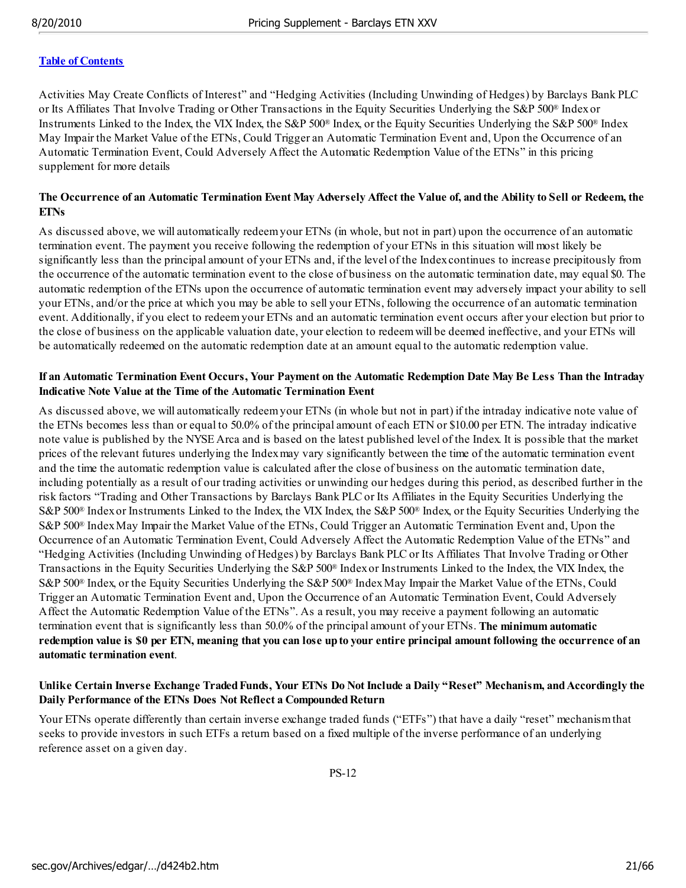[Table of Contents](#)

Activities May Create Conflicts of Interest" and "Hedging Activities (Including Unwinding of Hedges) by Barclays Bank PLC or Its Affiliates That Involve Trading or Other Transactions in the Equity Securities Underlying the S&P 500® Index or Instruments Linked to the Index, the VIX Index, the S&P 500® Index, or the Equity Securities Underlying the S&P 500® Index May Impair the Market Value of the ETNs, Could Trigger an Automatic Termination Event and, Upon the Occurrence of an Automatic Termination Event, Could Adversely Affect the Automatic Redemption Value of the ETNs" in this pricing supplement for more details

**The Occurrence of an Automatic Termination Event May Adversely Affect the Value of, and the Ability to Sell or Redeem, the ETNs**

As discussed above, we will automatically redeem your ETNs (in whole, but not in part) upon the occurrence of an automatic termination event. The payment you receive following the redemption of your ETNs in this situation will most likely be significantly less than the principal amount of your ETNs and, if the level of the Index continues to increase precipitously from the occurrence of the automatic termination event to the close of business on the automatic termination date, may equal $0. The automatic redemption of the ETNs upon the occurrence of automatic termination event may adversely impact your ability to sell your ETNs, and/or the price at which you may be able to sell your ETNs, following the occurrence of an automatic termination event. Additionally, if you elect to redeem your ETNs and an automatic termination event occurs after your election but prior to the close of business on the applicable valuation date, your election to redeem will be deemed ineffective, and your ETNs will be automatically redeemed on the automatic redemption date at an amount equal to the automatic redemption value.

**If an Automatic Termination Event Occurs, Your Payment on the Automatic Redemption Date May Be Less Than the Intraday Indicative Note Value at the Time of the Automatic Termination Event**

As discussed above, we will automatically redeem your ETNs (in whole but not in part) if the intraday indicative note value of the ETNs becomes less than or equal to 50.0% of the principal amount of each ETN or $10.00 per ETN. The intraday indicative note value is published by the NYSE Arca and is based on the latest published level of the Index. It is possible that the market prices of the relevant futures underlying the Index may vary significantly between the time of the automatic termination event and the time the automatic redemption value is calculated after the close of business on the automatic termination date, including potentially as a result of our trading activities or unwinding our hedges during this period, as described further in the risk factors "Trading and Other Transactions by Barclays Bank PLC or Its Affiliates in the Equity Securities Underlying the S&P 500® Index or Instruments Linked to the Index, the VIX Index, the S&P 500® Index, or the Equity Securities Underlying the S&P 500® Index May Impair the Market Value of the ETNs, Could Trigger an Automatic Termination Event and, Upon the Occurrence of an Automatic Termination Event, Could Adversely Affect the Automatic Redemption Value of the ETNs" and "Hedging Activities (Including Unwinding of Hedges) by Barclays Bank PLC or Its Affiliates That Involve Trading or Other Transactions in the Equity Securities Underlying the S&P 500® Index or Instruments Linked to the Index, the VIX Index, the S&P 500® Index, or the Equity Securities Underlying the S&P 500® Index May Impair the Market Value of the ETNs, Could Trigger an Automatic Termination Event and, Upon the Occurrence of an Automatic Termination Event, Could Adversely Affect the Automatic Redemption Value of the ETNs". As a result, you may receive a payment following an automatic termination event that is significantly less than 50.0% of the principal amount of your ETNs. **The minimum automatic redemption value is $0 per ETN, meaning that you can lose up to your entire principal amount following the occurrence of an automatic termination event**.

**Unlike Certain Inverse Exchange Traded Funds, Your ETNs Do Not Include a Daily "Reset" Mechanism, and Accordingly the Daily Performance of the ETNs Does Not Reflect a Compounded Return**

Your ETNs operate differently than certain inverse exchange traded funds ("ETFs") that have a daily "reset" mechanism that seeks to provide investors in such ETFs a return based on a fixed multiple of the inverse performance of an underlying reference asset on a given day.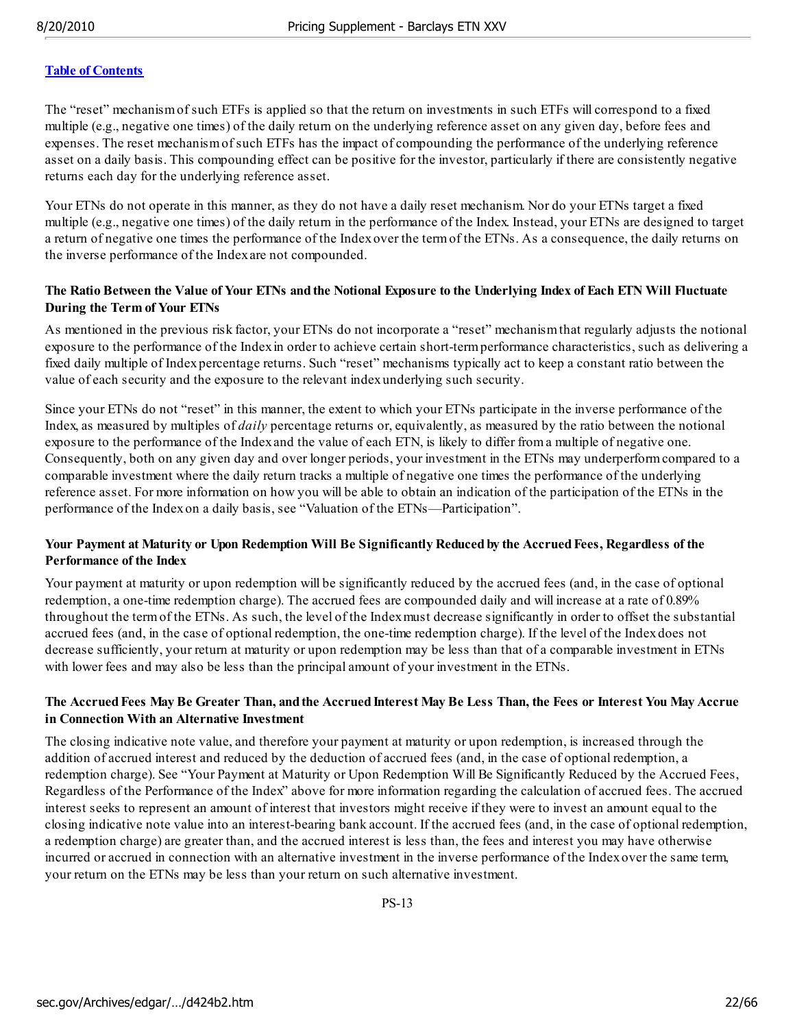[Table of Contents](#)

The "reset" mechanism of such ETFs is applied so that the return on investments in such ETFs will correspond to a fixed multiple (e.g., negative one times) of the daily return on the underlying reference asset on any given day, before fees and expenses. The reset mechanism of such ETFs has the impact of compounding the performance of the underlying reference asset on a daily basis. This compounding effect can be positive for the investor, particularly if there are consistently negative returns each day for the underlying reference asset.

Your ETNs do not operate in this manner, as they do not have a daily reset mechanism. Nor do your ETNs target a fixed multiple (e.g., negative one times) of the daily return in the performance of the Index. Instead, your ETNs are designed to target a return of negative one times the performance of the Index over the term of the ETNs. As a consequence, the daily returns on the inverse performance of the Index are not compounded.

**The Ratio Between the Value of Your ETNs and the Notional Exposure to the Underlying Index of Each ETN Will Fluctuate During the Term of Your ETNs**

As mentioned in the previous risk factor, your ETNs do not incorporate a "reset" mechanism that regularly adjusts the notional exposure to the performance of the Index in order to achieve certain short-term performance characteristics, such as delivering a fixed daily multiple of Index percentage returns. Such "reset" mechanisms typically act to keep a constant ratio between the value of each security and the exposure to the relevant index underlying such security.

Since your ETNs do not "reset" in this manner, the extent to which your ETNs participate in the inverse performance of the Index, as measured by multiples of *daily* percentage returns or, equivalently, as measured by the ratio between the notional exposure to the performance of the Index and the value of each ETN, is likely to differ from a multiple of negative one. Consequently, both on any given day and over longer periods, your investment in the ETNs may underperform compared to a comparable investment where the daily return tracks a multiple of negative one times the performance of the underlying reference asset. For more information on how you will be able to obtain an indication of the participation of the ETNs in the performance of the Index on a daily basis, see "Valuation of the ETNs—Participation".

**Your Payment at Maturity or Upon Redemption Will Be Significantly Reduced by the Accrued Fees, Regardless of the Performance of the Index**

Your payment at maturity or upon redemption will be significantly reduced by the accrued fees (and, in the case of optional redemption, a one-time redemption charge). The accrued fees are compounded daily and will increase at a rate of 0.89% throughout the term of the ETNs. As such, the level of the Index must decrease significantly in order to offset the substantial accrued fees (and, in the case of optional redemption, the one-time redemption charge). If the level of the Index does not decrease sufficiently, your return at maturity or upon redemption may be less than that of a comparable investment in ETNs with lower fees and may also be less than the principal amount of your investment in the ETNs.

**The Accrued Fees May Be Greater Than, and the Accrued Interest May Be Less Than, the Fees or Interest You May Accrue in Connection With an Alternative Investment**

The closing indicative note value, and therefore your payment at maturity or upon redemption, is increased through the addition of accrued interest and reduced by the deduction of accrued fees (and, in the case of optional redemption, a redemption charge). See "Your Payment at Maturity or Upon Redemption Will Be Significantly Reduced by the Accrued Fees, Regardless of the Performance of the Index" above for more information regarding the calculation of accrued fees. The accrued interest seeks to represent an amount of interest that investors might receive if they were to invest an amount equal to the closing indicative note value into an interest-bearing bank account. If the accrued fees (and, in the case of optional redemption, a redemption charge) are greater than, and the accrued interest is less than, the fees and interest you may have otherwise incurred or accrued in connection with an alternative investment in the inverse performance of the Index over the same term, your return on the ETNs may be less than your return on such alternative investment.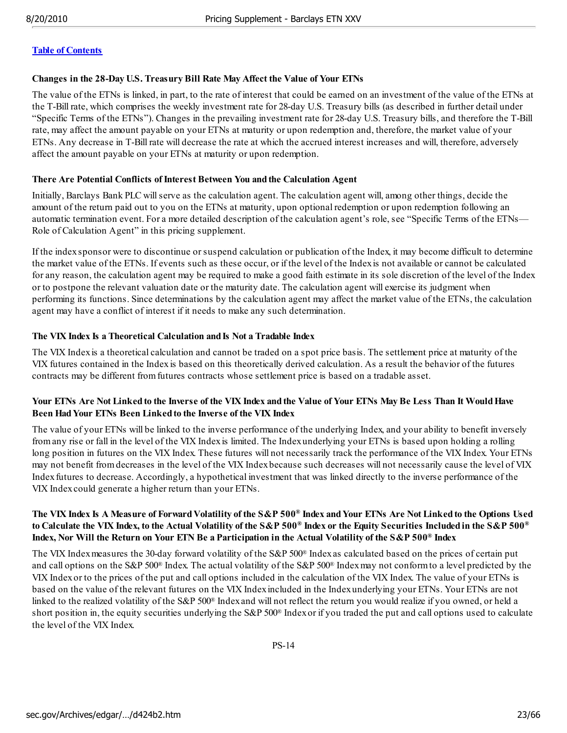[Table of Contents](#)

**Changes in the 28-Day U.S. Treasury Bill Rate May Affect the Value of Your ETNs**

The value of the ETNs is linked, in part, to the rate of interest that could be earned on an investment of the value of the ETNs at the T-Bill rate, which comprises the weekly investment rate for 28-day U.S. Treasury bills (as described in further detail under "Specific Terms of the ETNs"). Changes in the prevailing investment rate for 28-day U.S. Treasury bills, and therefore the T-Bill rate, may affect the amount payable on your ETNs at maturity or upon redemption and, therefore, the market value of your ETNs. Any decrease in T-Bill rate will decrease the rate at which the accrued interest increases and will, therefore, adversely affect the amount payable on your ETNs at maturity or upon redemption.

**There Are Potential Conflicts of Interest Between You and the Calculation Agent**

Initially, Barclays Bank PLC will serve as the calculation agent. The calculation agent will, among other things, decide the amount of the return paid out to you on the ETNs at maturity, upon optional redemption or upon redemption following an automatic termination event. For a more detailed description of the calculation agent's role, see "Specific Terms of the ETNs—Role of Calculation Agent" in this pricing supplement.

If the index sponsor were to discontinue or suspend calculation or publication of the Index, it may become difficult to determine the market value of the ETNs. If events such as these occur, or if the level of the Index is not available or cannot be calculated for any reason, the calculation agent may be required to make a good faith estimate in its sole discretion of the level of the Index or to postpone the relevant valuation date or the maturity date. The calculation agent will exercise its judgment when performing its functions. Since determinations by the calculation agent may affect the market value of the ETNs, the calculation agent may have a conflict of interest if it needs to make any such determination.

**The VIX Index Is a Theoretical Calculation and Is Not a Tradable Index**

The VIX Index is a theoretical calculation and cannot be traded on a spot price basis. The settlement price at maturity of the VIX futures contained in the Index is based on this theoretically derived calculation. As a result the behavior of the futures contracts may be different from futures contracts whose settlement price is based on a tradable asset.

**Your ETNs Are Not Linked to the Inverse of the VIX Index and the Value of Your ETNs May Be Less Than It Would Have Been Had Your ETNs Been Linked to the Inverse of the VIX Index**

The value of your ETNs will be linked to the inverse performance of the underlying Index, and your ability to benefit inversely from any rise or fall in the level of the VIX Index is limited. The Index underlying your ETNs is based upon holding a rolling long position in futures on the VIX Index. These futures will not necessarily track the performance of the VIX Index. Your ETNs may not benefit from decreases in the level of the VIX Index because such decreases will not necessarily cause the level of VIX Index futures to decrease. Accordingly, a hypothetical investment that was linked directly to the inverse performance of the VIX Index could generate a higher return than your ETNs.

**The VIX Index Is A Measure of Forward Volatility of the S&P 500® Index and Your ETNs Are Not Linked to the Options Used to Calculate the VIX Index, to the Actual Volatility of the S&P 500® Index or the Equity Securities Included in the S&P 500® Index, Nor Will the Return on Your ETN Be a Participation in the Actual Volatility of the S&P 500® Index**

The VIX Index measures the 30-day forward volatility of the S&P 500® Index as calculated based on the prices of certain put and call options on the S&P 500® Index. The actual volatility of the S&P 500® Index may not conform to a level predicted by the VIX Index or to the prices of the put and call options included in the calculation of the VIX Index. The value of your ETNs is based on the value of the relevant futures on the VIX Index included in the Index underlying your ETNs. Your ETNs are not linked to the realized volatility of the S&P 500® Index and will not reflect the return you would realize if you owned, or held a short position in, the equity securities underlying the S&P 500® Index or if you traded the put and call options used to calculate the level of the VIX Index.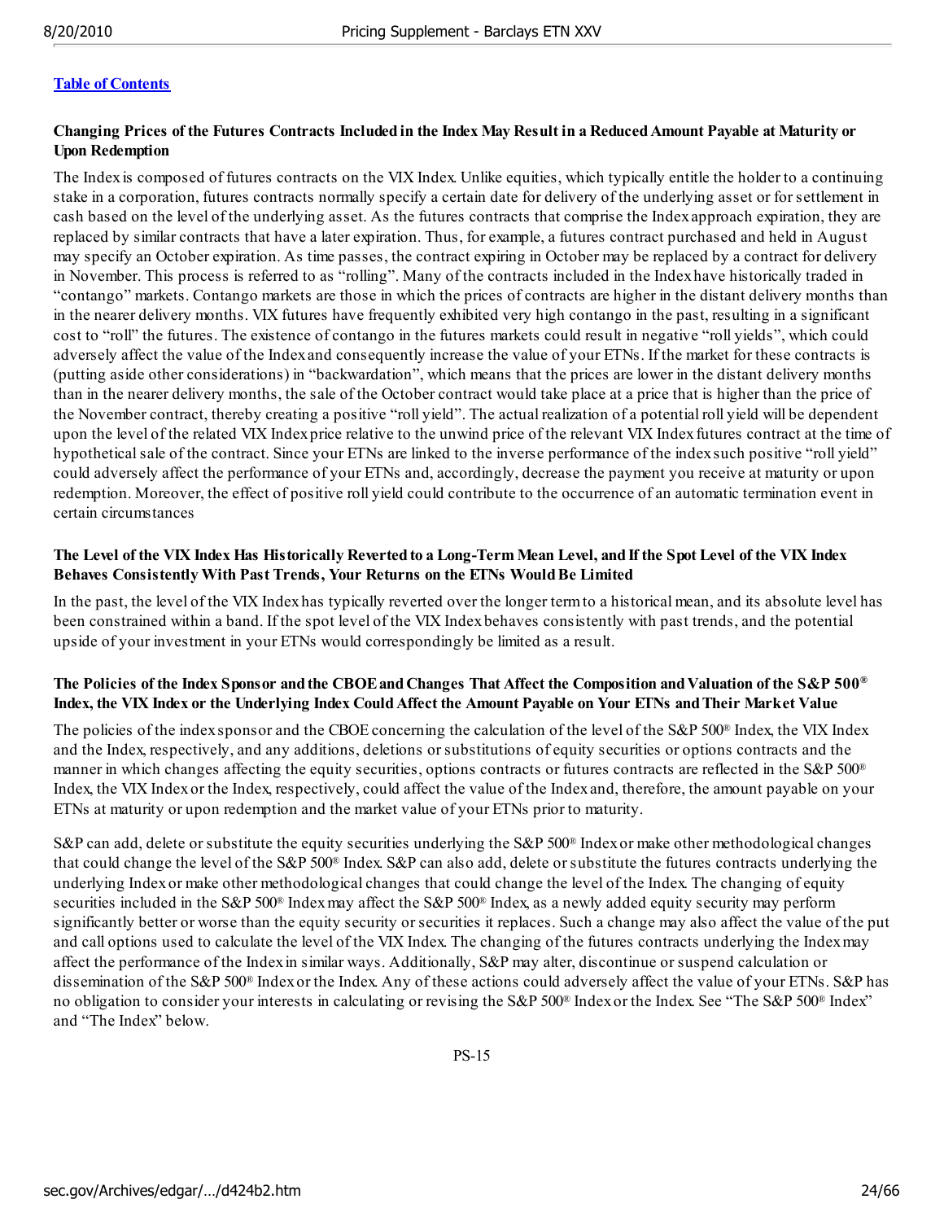[Table of Contents](#)

**Changing Prices of the Futures Contracts Included in the Index May Result in a Reduced Amount Payable at Maturity or Upon Redemption**

The Index is composed of futures contracts on the VIX Index. Unlike equities, which typically entitle the holder to a continuing stake in a corporation, futures contracts normally specify a certain date for delivery of the underlying asset or for settlement in cash based on the level of the underlying asset. As the futures contracts that comprise the Index approach expiration, they are replaced by similar contracts that have a later expiration. Thus, for example, a futures contract purchased and held in August may specify an October expiration. As time passes, the contract expiring in October may be replaced by a contract for delivery in November. This process is referred to as "rolling". Many of the contracts included in the Index have historically traded in "contango" markets. Contango markets are those in which the prices of contracts are higher in the distant delivery months than in the nearer delivery months. VIX futures have frequently exhibited very high contango in the past, resulting in a significant cost to "roll" the futures. The existence of contango in the futures markets could result in negative "roll yields", which could adversely affect the value of the Index and consequently increase the value of your ETNs. If the market for these contracts is (putting aside other considerations) in "backwardation", which means that the prices are lower in the distant delivery months than in the nearer delivery months, the sale of the October contract would take place at a price that is higher than the price of the November contract, thereby creating a positive "roll yield". The actual realization of a potential roll yield will be dependent upon the level of the related VIX Index price relative to the unwind price of the relevant VIX Index futures contract at the time of hypothetical sale of the contract. Since your ETNs are linked to the inverse performance of the index such positive "roll yield" could adversely affect the performance of your ETNs and, accordingly, decrease the payment you receive at maturity or upon redemption. Moreover, the effect of positive roll yield could contribute to the occurrence of an automatic termination event in certain circumstances

**The Level of the VIX Index Has Historically Reverted to a Long-Term Mean Level, and If the Spot Level of the VIX Index Behaves Consistently With Past Trends, Your Returns on the ETNs Would Be Limited**

In the past, the level of the VIX Index has typically reverted over the longer term to a historical mean, and its absolute level has been constrained within a band. If the spot level of the VIX Index behaves consistently with past trends, and the potential upside of your investment in your ETNs would correspondingly be limited as a result.

**The Policies of the Index Sponsor and the CBOE and Changes That Affect the Composition and Valuation of the S&P 500® Index, the VIX Index or the Underlying Index Could Affect the Amount Payable on Your ETNs and Their Market Value**

The policies of the index sponsor and the CBOE concerning the calculation of the level of the S&P 500® Index, the VIX Index and the Index, respectively, and any additions, deletions or substitutions of equity securities or options contracts and the manner in which changes affecting the equity securities, options contracts or futures contracts are reflected in the S&P 500® Index, the VIX Index or the Index, respectively, could affect the value of the Index and, therefore, the amount payable on your ETNs at maturity or upon redemption and the market value of your ETNs prior to maturity.

S&P can add, delete or substitute the equity securities underlying the S&P 500® Index or make other methodological changes that could change the level of the S&P 500® Index. S&P can also add, delete or substitute the futures contracts underlying the underlying Index or make other methodological changes that could change the level of the Index. The changing of equity securities included in the S&P 500® Index may affect the S&P 500® Index, as a newly added equity security may perform significantly better or worse than the equity security or securities it replaces. Such a change may also affect the value of the put and call options used to calculate the level of the VIX Index. The changing of the futures contracts underlying the Index may affect the performance of the Index in similar ways. Additionally, S&P may alter, discontinue or suspend calculation or dissemination of the S&P 500® Index or the Index. Any of these actions could adversely affect the value of your ETNs. S&P has no obligation to consider your interests in calculating or revising the S&P 500® Index or the Index. See "The S&P 500® Index" and "The Index" below.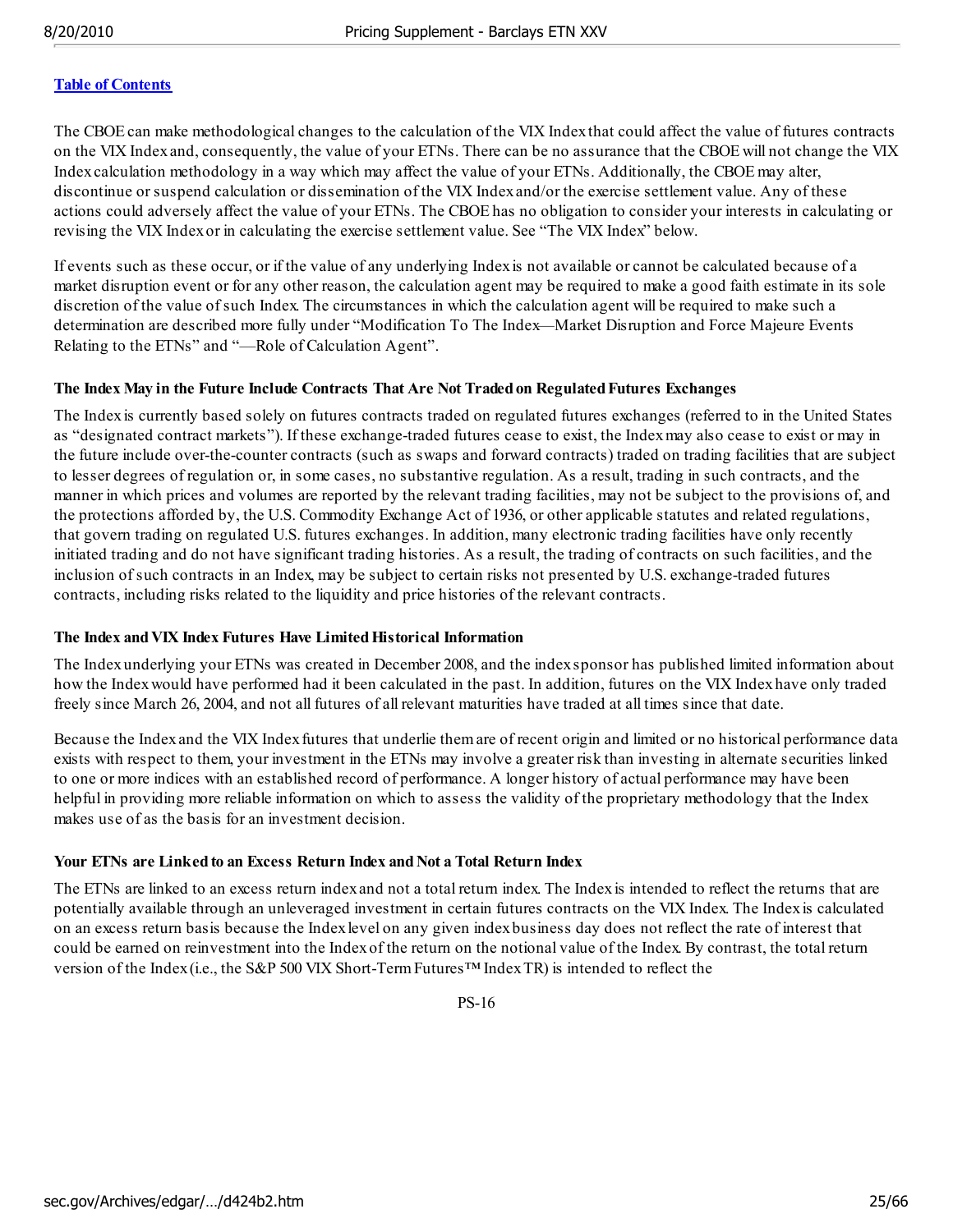[Table of Contents](#)

The CBOE can make methodological changes to the calculation of the VIX Index that could affect the value of futures contracts on the VIX Index and, consequently, the value of your ETNs. There can be no assurance that the CBOE will not change the VIX Index calculation methodology in a way which may affect the value of your ETNs. Additionally, the CBOE may alter, discontinue or suspend calculation or dissemination of the VIX Index and/or the exercise settlement value. Any of these actions could adversely affect the value of your ETNs. The CBOE has no obligation to consider your interests in calculating or revising the VIX Index or in calculating the exercise settlement value. See "The VIX Index" below.

If events such as these occur, or if the value of any underlying Index is not available or cannot be calculated because of a market disruption event or for any other reason, the calculation agent may be required to make a good faith estimate in its sole discretion of the value of such Index. The circumstances in which the calculation agent will be required to make such a determination are described more fully under "Modification To The Index—Market Disruption and Force Majeure Events Relating to the ETNs" and "—Role of Calculation Agent".

**The Index May in the Future Include Contracts That Are Not Traded on Regulated Futures Exchanges**

The Index is currently based solely on futures contracts traded on regulated futures exchanges (referred to in the United States as "designated contract markets"). If these exchange-traded futures cease to exist, the Index may also cease to exist or may in the future include over-the-counter contracts (such as swaps and forward contracts) traded on trading facilities that are subject to lesser degrees of regulation or, in some cases, no substantive regulation. As a result, trading in such contracts, and the manner in which prices and volumes are reported by the relevant trading facilities, may not be subject to the provisions of, and the protections afforded by, the U.S. Commodity Exchange Act of 1936, or other applicable statutes and related regulations, that govern trading on regulated U.S. futures exchanges. In addition, many electronic trading facilities have only recently initiated trading and do not have significant trading histories. As a result, the trading of contracts on such facilities, and the inclusion of such contracts in an Index, may be subject to certain risks not presented by U.S. exchange-traded futures contracts, including risks related to the liquidity and price histories of the relevant contracts.

**The Index and VIX Index Futures Have Limited Historical Information**

The Index underlying your ETNs was created in December 2008, and the index sponsor has published limited information about how the Index would have performed had it been calculated in the past. In addition, futures on the VIX Index have only traded freely since March 26, 2004, and not all futures of all relevant maturities have traded at all times since that date.

Because the Index and the VIX Index futures that underlie them are of recent origin and limited or no historical performance data exists with respect to them, your investment in the ETNs may involve a greater risk than investing in alternate securities linked to one or more indices with an established record of performance. A longer history of actual performance may have been helpful in providing more reliable information on which to assess the validity of the proprietary methodology that the Index makes use of as the basis for an investment decision.

**Your ETNs are Linked to an Excess Return Index and Not a Total Return Index**

The ETNs are linked to an excess return index and not a total return index. The Index is intended to reflect the returns that are potentially available through an unleveraged investment in certain futures contracts on the VIX Index. The Index is calculated on an excess return basis because the Index level on any given index business day does not reflect the rate of interest that could be earned on reinvestment into the Index of the return on the notional value of the Index. By contrast, the total return version of the Index (i.e., the S&P 500 VIX Short-Term Futures™ Index TR) is intended to reflect the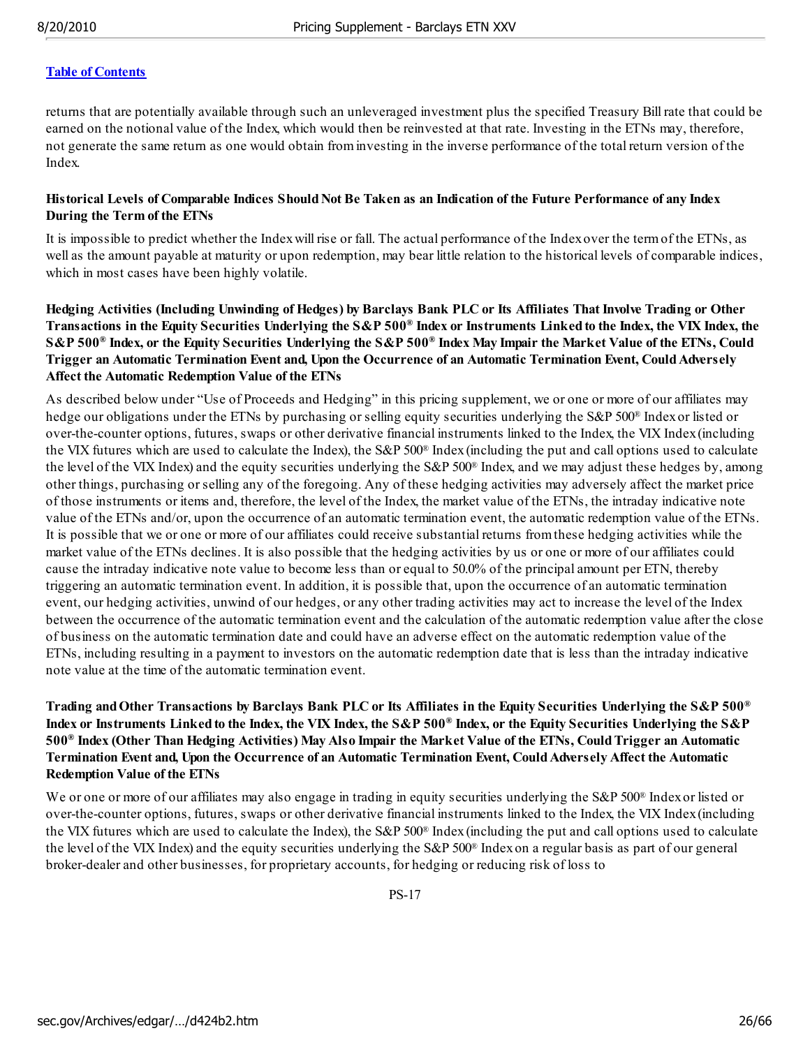[Table of Contents](#)

returns that are potentially available through such an unleveraged investment plus the specified Treasury Bill rate that could be earned on the notional value of the Index, which would then be reinvested at that rate. Investing in the ETNs may, therefore, not generate the same return as one would obtain from investing in the inverse performance of the total return version of the Index.

**Historical Levels of Comparable Indices Should Not Be Taken as an Indication of the Future Performance of any Index During the Term of the ETNs**

It is impossible to predict whether the Index will rise or fall. The actual performance of the Index over the term of the ETNs, as well as the amount payable at maturity or upon redemption, may bear little relation to the historical levels of comparable indices, which in most cases have been highly volatile.

**Hedging Activities (Including Unwinding of Hedges) by Barclays Bank PLC or Its Affiliates That Involve Trading or Other Transactions in the Equity Securities Underlying the S&P 500® Index or Instruments Linked to the Index, the VIX Index, the S&P 500® Index, or the Equity Securities Underlying the S&P 500® Index May Impair the Market Value of the ETNs, Could Trigger an Automatic Termination Event and, Upon the Occurrence of an Automatic Termination Event, Could Adversely Affect the Automatic Redemption Value of the ETNs**

As described below under "Use of Proceeds and Hedging" in this pricing supplement, we or one or more of our affiliates may hedge our obligations under the ETNs by purchasing or selling equity securities underlying the S&P 500® Index or listed or over-the-counter options, futures, swaps or other derivative financial instruments linked to the Index, the VIX Index (including the VIX futures which are used to calculate the Index), the S&P 500® Index (including the put and call options used to calculate the level of the VIX Index) and the equity securities underlying the S&P 500® Index, and we may adjust these hedges by, among other things, purchasing or selling any of the foregoing. Any of these hedging activities may adversely affect the market price of those instruments or items and, therefore, the level of the Index, the market value of the ETNs, the intraday indicative note value of the ETNs and/or, upon the occurrence of an automatic termination event, the automatic redemption value of the ETNs. It is possible that we or one or more of our affiliates could receive substantial returns from these hedging activities while the market value of the ETNs declines. It is also possible that the hedging activities by us or one or more of our affiliates could cause the intraday indicative note value to become less than or equal to 50.0% of the principal amount per ETN, thereby triggering an automatic termination event. In addition, it is possible that, upon the occurrence of an automatic termination event, our hedging activities, unwind of our hedges, or any other trading activities may act to increase the level of the Index between the occurrence of the automatic termination event and the calculation of the automatic redemption value after the close of business on the automatic termination date and could have an adverse effect on the automatic redemption value of the ETNs, including resulting in a payment to investors on the automatic redemption date that is less than the intraday indicative note value at the time of the automatic termination event.

**Trading and Other Transactions by Barclays Bank PLC or Its Affiliates in the Equity Securities Underlying the S&P 500® Index or Instruments Linked to the Index, the VIX Index, the S&P 500® Index, or the Equity Securities Underlying the S&P 500® Index (Other Than Hedging Activities) May Also Impair the Market Value of the ETNs, Could Trigger an Automatic Termination Event and, Upon the Occurrence of an Automatic Termination Event, Could Adversely Affect the Automatic Redemption Value of the ETNs**

We or one or more of our affiliates may also engage in trading in equity securities underlying the S&P 500® Index or listed or over-the-counter options, futures, swaps or other derivative financial instruments linked to the Index, the VIX Index (including the VIX futures which are used to calculate the Index), the S&P 500® Index (including the put and call options used to calculate the level of the VIX Index) and the equity securities underlying the S&P 500® Index on a regular basis as part of our general broker-dealer and other businesses, for proprietary accounts, for hedging or reducing risk of loss to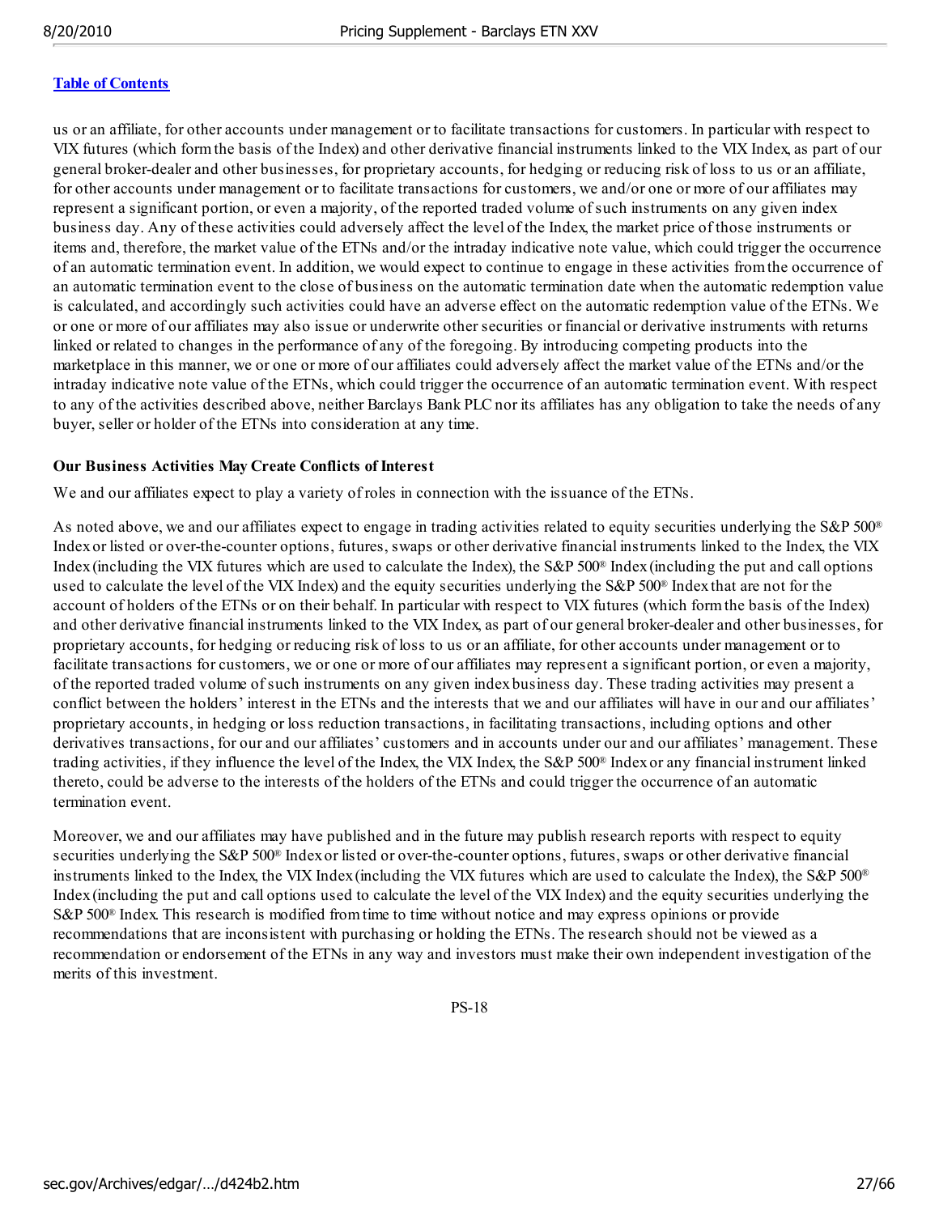[Table of Contents](#)

us or an affiliate, for other accounts under management or to facilitate transactions for customers. In particular with respect to VIX futures (which form the basis of the Index) and other derivative financial instruments linked to the VIX Index, as part of our general broker-dealer and other businesses, for proprietary accounts, for hedging or reducing risk of loss to us or an affiliate, for other accounts under management or to facilitate transactions for customers, we and/or one or more of our affiliates may represent a significant portion, or even a majority, of the reported traded volume of such instruments on any given index business day. Any of these activities could adversely affect the level of the Index, the market price of those instruments or items and, therefore, the market value of the ETNs and/or the intraday indicative note value, which could trigger the occurrence of an automatic termination event. In addition, we would expect to continue to engage in these activities from the occurrence of an automatic termination event to the close of business on the automatic termination date when the automatic redemption value is calculated, and accordingly such activities could have an adverse effect on the automatic redemption value of the ETNs. We or one or more of our affiliates may also issue or underwrite other securities or financial or derivative instruments with returns linked or related to changes in the performance of any of the foregoing. By introducing competing products into the marketplace in this manner, we or one or more of our affiliates could adversely affect the market value of the ETNs and/or the intraday indicative note value of the ETNs, which could trigger the occurrence of an automatic termination event. With respect to any of the activities described above, neither Barclays Bank PLC nor its affiliates has any obligation to take the needs of any buyer, seller or holder of the ETNs into consideration at any time.

**Our Business Activities May Create Conflicts of Interest**

We and our affiliates expect to play a variety of roles in connection with the issuance of the ETNs.

As noted above, we and our affiliates expect to engage in trading activities related to equity securities underlying the S&P 500® Index or listed or over-the-counter options, futures, swaps or other derivative financial instruments linked to the Index, the VIX Index (including the VIX futures which are used to calculate the Index), the S&P 500® Index (including the put and call options used to calculate the level of the VIX Index) and the equity securities underlying the S&P 500® Index that are not for the account of holders of the ETNs or on their behalf. In particular with respect to VIX futures (which form the basis of the Index) and other derivative financial instruments linked to the VIX Index, as part of our general broker-dealer and other businesses, for proprietary accounts, for hedging or reducing risk of loss to us or an affiliate, for other accounts under management or to facilitate transactions for customers, we or one or more of our affiliates may represent a significant portion, or even a majority, of the reported traded volume of such instruments on any given index business day. These trading activities may present a conflict between the holders' interest in the ETNs and the interests that we and our affiliates will have in our and our affiliates' proprietary accounts, in hedging or loss reduction transactions, in facilitating transactions, including options and other derivatives transactions, for our and our affiliates' customers and in accounts under our and our affiliates' management. These trading activities, if they influence the level of the Index, the VIX Index, the S&P 500® Index or any financial instrument linked thereto, could be adverse to the interests of the holders of the ETNs and could trigger the occurrence of an automatic termination event.

Moreover, we and our affiliates may have published and in the future may publish research reports with respect to equity securities underlying the S&P 500® Index or listed or over-the-counter options, futures, swaps or other derivative financial instruments linked to the Index, the VIX Index (including the VIX futures which are used to calculate the Index), the S&P 500® Index (including the put and call options used to calculate the level of the VIX Index) and the equity securities underlying the S&P 500® Index. This research is modified from time to time without notice and may express opinions or provide recommendations that are inconsistent with purchasing or holding the ETNs. The research should not be viewed as a recommendation or endorsement of the ETNs in any way and investors must make their own independent investigation of the merits of this investment.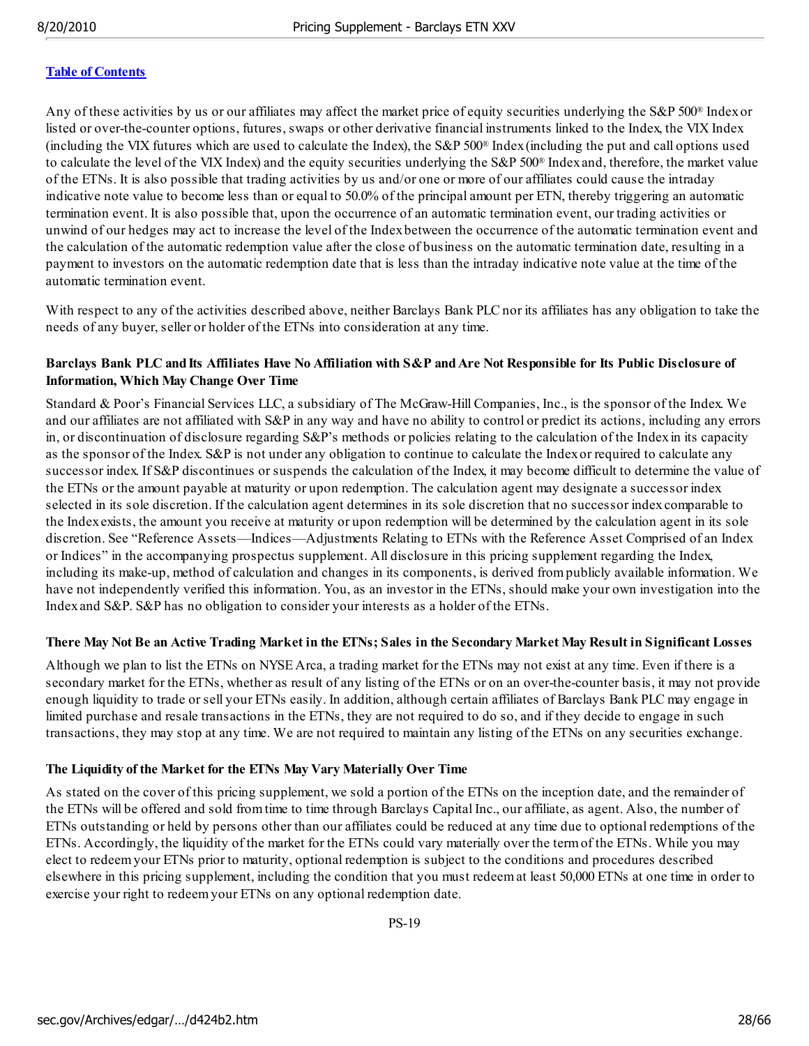[Table of Contents](#)

Any of these activities by us or our affiliates may affect the market price of equity securities underlying the S&P 500® Index or listed or over-the-counter options, futures, swaps or other derivative financial instruments linked to the Index, the VIX Index (including the VIX futures which are used to calculate the Index), the S&P 500® Index (including the put and call options used to calculate the level of the VIX Index) and the equity securities underlying the S&P 500® Index and, therefore, the market value of the ETNs. It is also possible that trading activities by us and/or one or more of our affiliates could cause the intraday indicative note value to become less than or equal to 50.0% of the principal amount per ETN, thereby triggering an automatic termination event. It is also possible that, upon the occurrence of an automatic termination event, our trading activities or unwind of our hedges may act to increase the level of the Index between the occurrence of the automatic termination event and the calculation of the automatic redemption value after the close of business on the automatic termination date, resulting in a payment to investors on the automatic redemption date that is less than the intraday indicative note value at the time of the automatic termination event.

With respect to any of the activities described above, neither Barclays Bank PLC nor its affiliates has any obligation to take the needs of any buyer, seller or holder of the ETNs into consideration at any time.

**Barclays Bank PLC and Its Affiliates Have No Affiliation with S&P and Are Not Responsible for Its Public Disclosure of Information, Which May Change Over Time**

Standard & Poor's Financial Services LLC, a subsidiary of The McGraw-Hill Companies, Inc., is the sponsor of the Index. We and our affiliates are not affiliated with S&P in any way and have no ability to control or predict its actions, including any errors in, or discontinuation of disclosure regarding S&P's methods or policies relating to the calculation of the Index in its capacity as the sponsor of the Index. S&P is not under any obligation to continue to calculate the Index or required to calculate any successor index. If S&P discontinues or suspends the calculation of the Index, it may become difficult to determine the value of the ETNs or the amount payable at maturity or upon redemption. The calculation agent may designate a successor index selected in its sole discretion. If the calculation agent determines in its sole discretion that no successor index comparable to the Index exists, the amount you receive at maturity or upon redemption will be determined by the calculation agent in its sole discretion. See "Reference Assets—Indices—Adjustments Relating to ETNs with the Reference Asset Comprised of an Index or Indices" in the accompanying prospectus supplement. All disclosure in this pricing supplement regarding the Index, including its make-up, method of calculation and changes in its components, is derived from publicly available information. We have not independently verified this information. You, as an investor in the ETNs, should make your own investigation into the Index and S&P. S&P has no obligation to consider your interests as a holder of the ETNs.

**There May Not Be an Active Trading Market in the ETNs; Sales in the Secondary Market May Result in Significant Losses**

Although we plan to list the ETNs on NYSE Arca, a trading market for the ETNs may not exist at any time. Even if there is a secondary market for the ETNs, whether as result of any listing of the ETNs or on an over-the-counter basis, it may not provide enough liquidity to trade or sell your ETNs easily. In addition, although certain affiliates of Barclays Bank PLC may engage in limited purchase and resale transactions in the ETNs, they are not required to do so, and if they decide to engage in such transactions, they may stop at any time. We are not required to maintain any listing of the ETNs on any securities exchange.

**The Liquidity of the Market for the ETNs May Vary Materially Over Time**

As stated on the cover of this pricing supplement, we sold a portion of the ETNs on the inception date, and the remainder of the ETNs will be offered and sold from time to time through Barclays Capital Inc., our affiliate, as agent. Also, the number of ETNs outstanding or held by persons other than our affiliates could be reduced at any time due to optional redemptions of the ETNs. Accordingly, the liquidity of the market for the ETNs could vary materially over the term of the ETNs. While you may elect to redeem your ETNs prior to maturity, optional redemption is subject to the conditions and procedures described elsewhere in this pricing supplement, including the condition that you must redeem at least 50,000 ETNs at one time in order to exercise your right to redeem your ETNs on any optional redemption date.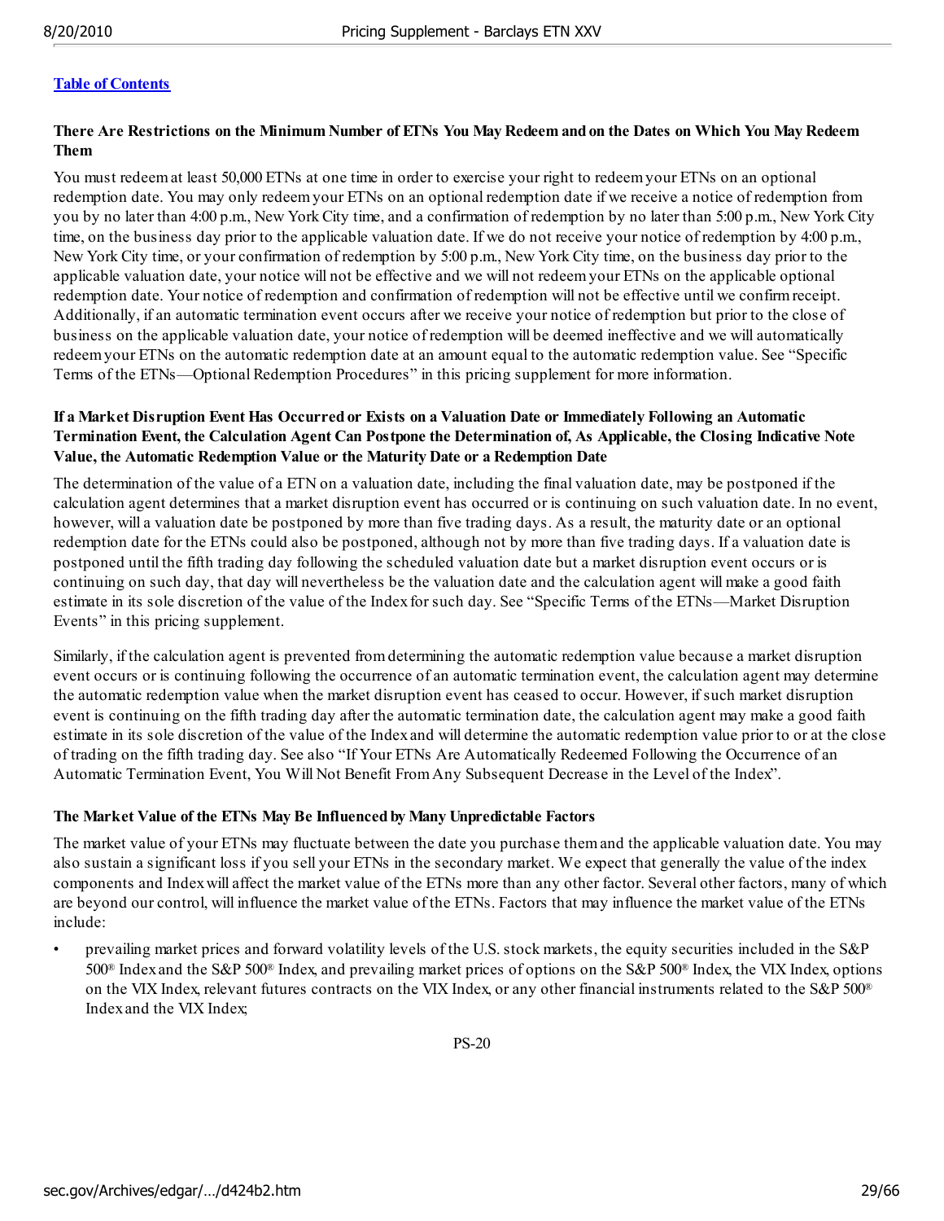[Table of Contents](#)

**There Are Restrictions on the Minimum Number of ETNs You May Redeem and on the Dates on Which You May Redeem Them**

You must redeem at least 50,000 ETNs at one time in order to exercise your right to redeem your ETNs on an optional redemption date. You may only redeem your ETNs on an optional redemption date if we receive a notice of redemption from you by no later than 4:00 p.m., New York City time, and a confirmation of redemption by no later than 5:00 p.m., New York City time, on the business day prior to the applicable valuation date. If we do not receive your notice of redemption by 4:00 p.m., New York City time, or your confirmation of redemption by 5:00 p.m., New York City time, on the business day prior to the applicable valuation date, your notice will not be effective and we will not redeem your ETNs on the applicable optional redemption date. Your notice of redemption and confirmation of redemption will not be effective until we confirm receipt. Additionally, if an automatic termination event occurs after we receive your notice of redemption but prior to the close of business on the applicable valuation date, your notice of redemption will be deemed ineffective and we will automatically redeem your ETNs on the automatic redemption date at an amount equal to the automatic redemption value. See "Specific Terms of the ETNs—Optional Redemption Procedures" in this pricing supplement for more information.

**If a Market Disruption Event Has Occurred or Exists on a Valuation Date or Immediately Following an Automatic Termination Event, the Calculation Agent Can Postpone the Determination of, As Applicable, the Closing Indicative Note Value, the Automatic Redemption Value or the Maturity Date or a Redemption Date**

The determination of the value of a ETN on a valuation date, including the final valuation date, may be postponed if the calculation agent determines that a market disruption event has occurred or is continuing on such valuation date. In no event, however, will a valuation date be postponed by more than five trading days. As a result, the maturity date or an optional redemption date for the ETNs could also be postponed, although not by more than five trading days. If a valuation date is postponed until the fifth trading day following the scheduled valuation date but a market disruption event occurs or is continuing on such day, that day will nevertheless be the valuation date and the calculation agent will make a good faith estimate in its sole discretion of the value of the Index for such day. See "Specific Terms of the ETNs—Market Disruption Events" in this pricing supplement.

Similarly, if the calculation agent is prevented from determining the automatic redemption value because a market disruption event occurs or is continuing following the occurrence of an automatic termination event, the calculation agent may determine the automatic redemption value when the market disruption event has ceased to occur. However, if such market disruption event is continuing on the fifth trading day after the automatic termination date, the calculation agent may make a good faith estimate in its sole discretion of the value of the Index and will determine the automatic redemption value prior to or at the close of trading on the fifth trading day. See also "If Your ETNs Are Automatically Redeemed Following the Occurrence of an Automatic Termination Event, You Will Not Benefit From Any Subsequent Decrease in the Level of the Index".

**The Market Value of the ETNs May Be Influenced by Many Unpredictable Factors**

The market value of your ETNs may fluctuate between the date you purchase them and the applicable valuation date. You may also sustain a significant loss if you sell your ETNs in the secondary market. We expect that generally the value of the index components and Index will affect the market value of the ETNs more than any other factor. Several other factors, many of which are beyond our control, will influence the market value of the ETNs. Factors that may influence the market value of the ETNs include:

- prevailing market prices and forward volatility levels of the U.S. stock markets, the equity securities included in the S&P 500® Index and the S&P 500® Index, and prevailing market prices of options on the S&P 500® Index, the VIX Index, options on the VIX Index, relevant futures contracts on the VIX Index, or any other financial instruments related to the S&P 500® Index and the VIX Index;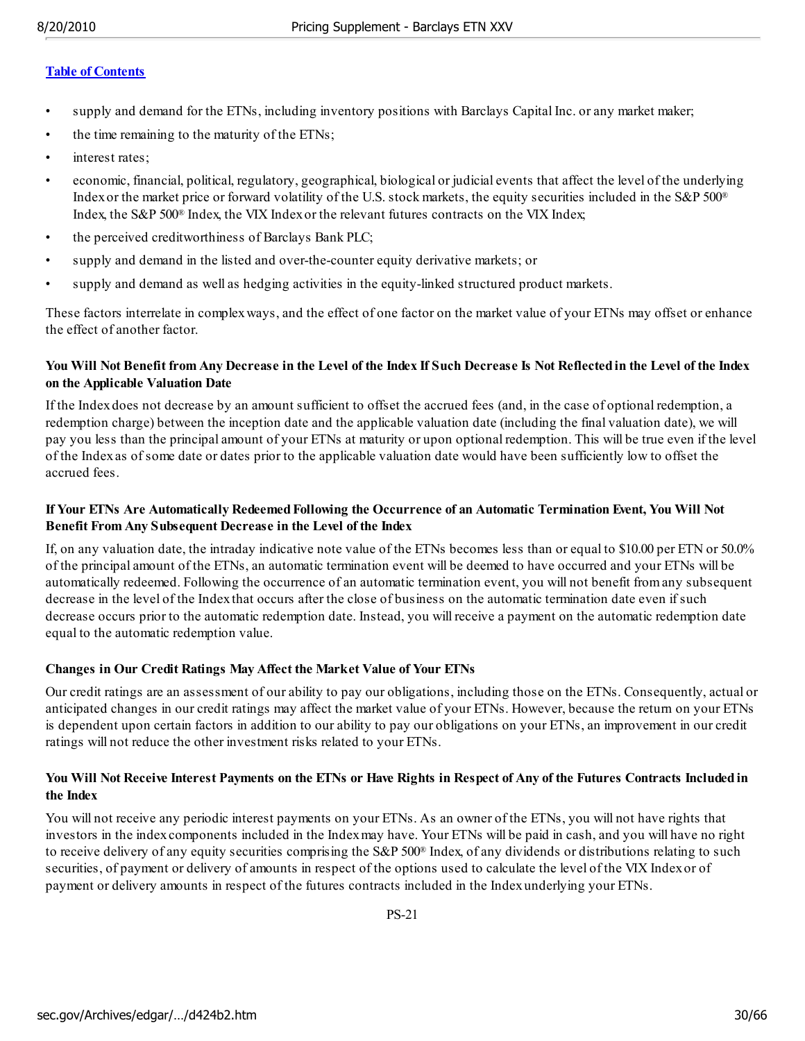[Table of Contents](#)

- supply and demand for the ETNs, including inventory positions with Barclays Capital Inc. or any market maker;
- the time remaining to the maturity of the ETNs;
- interest rates;
- economic, financial, political, regulatory, geographical, biological or judicial events that affect the level of the underlying Index or the market price or forward volatility of the U.S. stock markets, the equity securities included in the S&P 500® Index, the S&P 500® Index, the VIX Index or the relevant futures contracts on the VIX Index;
- the perceived creditworthiness of Barclays Bank PLC;
- supply and demand in the listed and over-the-counter equity derivative markets; or
- supply and demand as well as hedging activities in the equity-linked structured product markets.

These factors interrelate in complex ways, and the effect of one factor on the market value of your ETNs may offset or enhance the effect of another factor.

**You Will Not Benefit from Any Decrease in the Level of the Index If Such Decrease Is Not Reflected in the Level of the Index on the Applicable Valuation Date**

If the Index does not decrease by an amount sufficient to offset the accrued fees (and, in the case of optional redemption, a redemption charge) between the inception date and the applicable valuation date (including the final valuation date), we will pay you less than the principal amount of your ETNs at maturity or upon optional redemption. This will be true even if the level of the Index as of some date or dates prior to the applicable valuation date would have been sufficiently low to offset the accrued fees.

**If Your ETNs Are Automatically Redeemed Following the Occurrence of an Automatic Termination Event, You Will Not Benefit From Any Subsequent Decrease in the Level of the Index**

If, on any valuation date, the intraday indicative note value of the ETNs becomes less than or equal to $10.00 per ETN or 50.0% of the principal amount of the ETNs, an automatic termination event will be deemed to have occurred and your ETNs will be automatically redeemed. Following the occurrence of an automatic termination event, you will not benefit from any subsequent decrease in the level of the Index that occurs after the close of business on the automatic termination date even if such decrease occurs prior to the automatic redemption date. Instead, you will receive a payment on the automatic redemption date equal to the automatic redemption value.

**Changes in Our Credit Ratings May Affect the Market Value of Your ETNs**

Our credit ratings are an assessment of our ability to pay our obligations, including those on the ETNs. Consequently, actual or anticipated changes in our credit ratings may affect the market value of your ETNs. However, because the return on your ETNs is dependent upon certain factors in addition to our ability to pay our obligations on your ETNs, an improvement in our credit ratings will not reduce the other investment risks related to your ETNs.

**You Will Not Receive Interest Payments on the ETNs or Have Rights in Respect of Any of the Futures Contracts Included in the Index**

You will not receive any periodic interest payments on your ETNs. As an owner of the ETNs, you will not have rights that investors in the index components included in the Index may have. Your ETNs will be paid in cash, and you will have no right to receive delivery of any equity securities comprising the S&P 500® Index, of any dividends or distributions relating to such securities, of payment or delivery of amounts in respect of the options used to calculate the level of the VIX Index or of payment or delivery amounts in respect of the futures contracts included in the Index underlying your ETNs.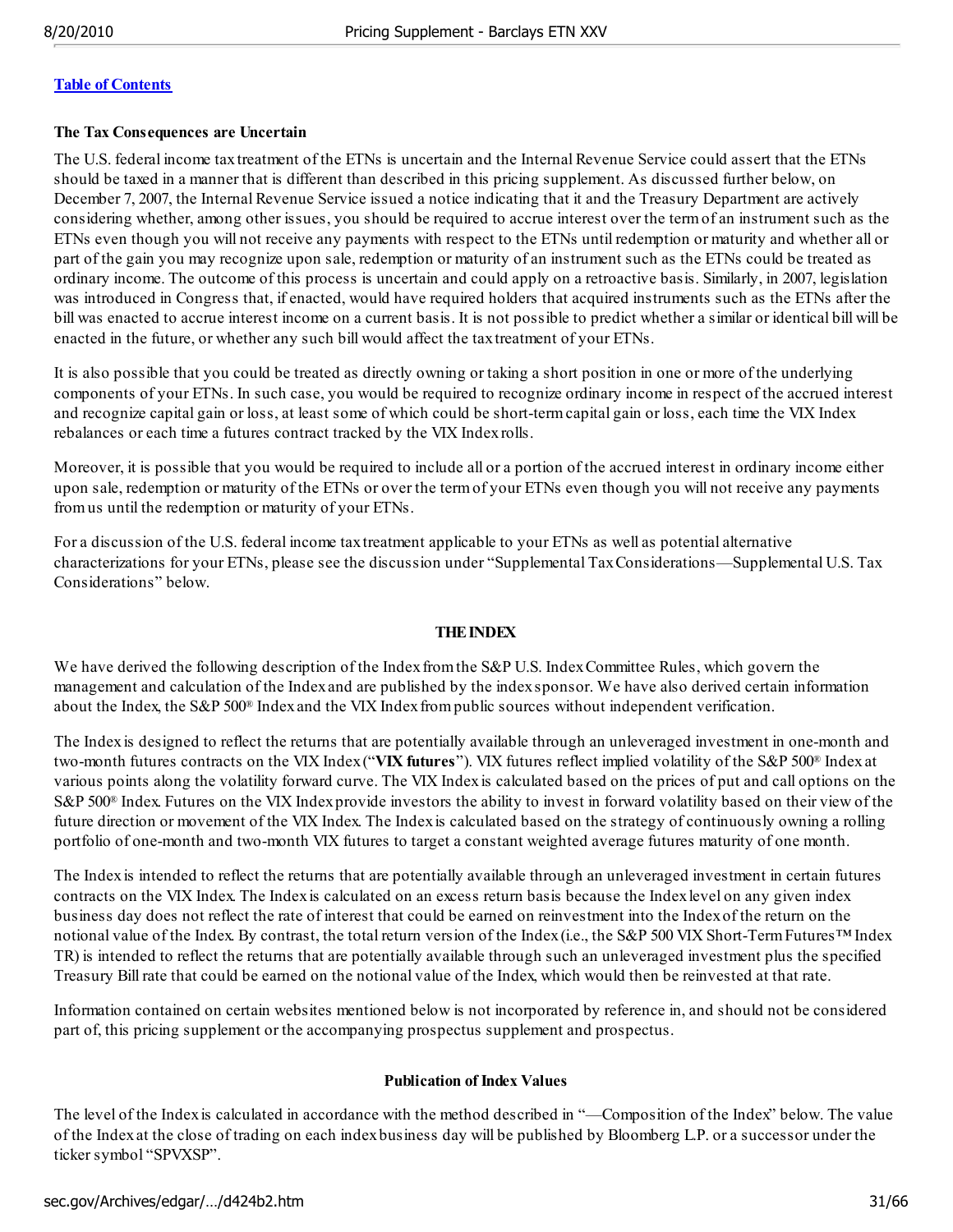[Table of Contents](#)

**The Tax Consequences are Uncertain**

The U.S. federal income tax treatment of the ETNs is uncertain and the Internal Revenue Service could assert that the ETNs should be taxed in a manner that is different than described in this pricing supplement. As discussed further below, on December 7, 2007, the Internal Revenue Service issued a notice indicating that it and the Treasury Department are actively considering whether, among other issues, you should be required to accrue interest over the term of an instrument such as the ETNs even though you will not receive any payments with respect to the ETNs until redemption or maturity and whether all or part of the gain you may recognize upon sale, redemption or maturity of an instrument such as the ETNs could be treated as ordinary income. The outcome of this process is uncertain and could apply on a retroactive basis. Similarly, in 2007, legislation was introduced in Congress that, if enacted, would have required holders that acquired instruments such as the ETNs after the bill was enacted to accrue interest income on a current basis. It is not possible to predict whether a similar or identical bill will be enacted in the future, or whether any such bill would affect the tax treatment of your ETNs.

It is also possible that you could be treated as directly owning or taking a short position in one or more of the underlying components of your ETNs. In such case, you would be required to recognize ordinary income in respect of the accrued interest and recognize capital gain or loss, at least some of which could be short-term capital gain or loss, each time the VIX Index rebalances or each time a futures contract tracked by the VIX Index rolls.

Moreover, it is possible that you would be required to include all or a portion of the accrued interest in ordinary income either upon sale, redemption or maturity of the ETNs or over the term of your ETNs even though you will not receive any payments from us until the redemption or maturity of your ETNs.

For a discussion of the U.S. federal income tax treatment applicable to your ETNs as well as potential alternative characterizations for your ETNs, please see the discussion under "Supplemental Tax Considerations—Supplemental U.S. Tax Considerations" below.

## THE INDEX

We have derived the following description of the Index from the S&P U.S. Index Committee Rules, which govern the management and calculation of the Index and are published by the index sponsor. We have also derived certain information about the Index, the S&P 500® Index and the VIX Index from public sources without independent verification.

The Index is designed to reflect the returns that are potentially available through an unleveraged investment in one-month and two-month futures contracts on the VIX Index ("**VIX futures**"). VIX futures reflect implied volatility of the S&P 500® Index at various points along the volatility forward curve. The VIX Index is calculated based on the prices of put and call options on the S&P 500® Index. Futures on the VIX Index provide investors the ability to invest in forward volatility based on their view of the future direction or movement of the VIX Index. The Index is calculated based on the strategy of continuously owning a rolling portfolio of one-month and two-month VIX futures to target a constant weighted average futures maturity of one month.

The Index is intended to reflect the returns that are potentially available through an unleveraged investment in certain futures contracts on the VIX Index. The Index is calculated on an excess return basis because the Index level on any given index business day does not reflect the rate of interest that could be earned on reinvestment into the Index of the return on the notional value of the Index. By contrast, the total return version of the Index (i.e., the S&P 500 VIX Short-Term Futures™ Index TR) is intended to reflect the returns that are potentially available through such an unleveraged investment plus the specified Treasury Bill rate that could be earned on the notional value of the Index, which would then be reinvested at that rate.

Information contained on certain websites mentioned below is not incorporated by reference in, and should not be considered part of, this pricing supplement or the accompanying prospectus supplement and prospectus.

### Publication of Index Values

The level of the Index is calculated in accordance with the method described in "—Composition of the Index" below. The value of the Index at the close of trading on each index business day will be published by Bloomberg L.P. or a successor under the ticker symbol "SPVXSP".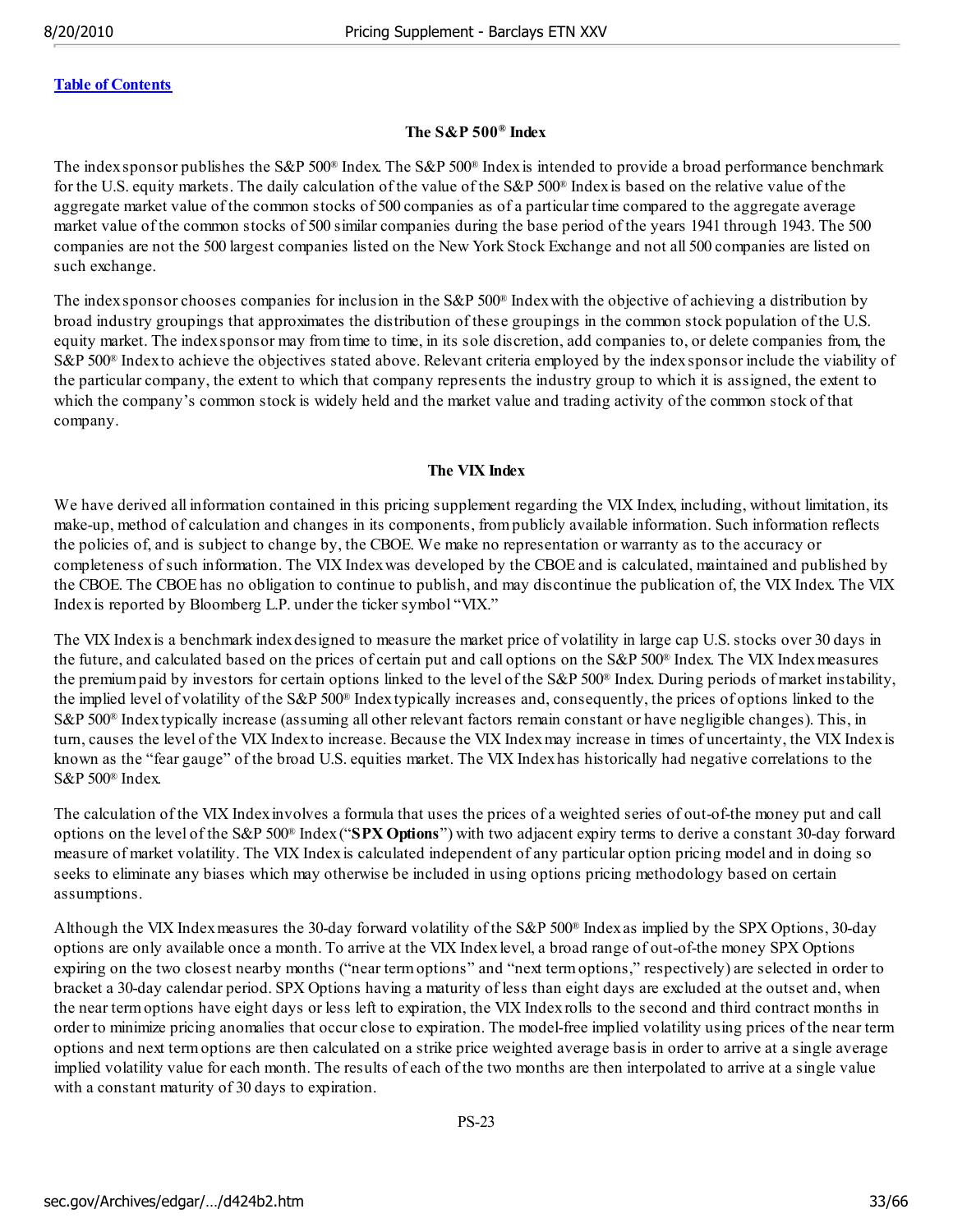Table of Contents

## The S&P 500® Index

The index sponsor publishes the S&P 500® Index. The S&P 500® Index is intended to provide a broad performance benchmark for the U.S. equity markets. The daily calculation of the value of the S&P 500® Index is based on the relative value of the aggregate market value of the common stocks of 500 companies as of a particular time compared to the aggregate average market value of the common stocks of 500 similar companies during the base period of the years 1941 through 1943. The 500 companies are not the 500 largest companies listed on the New York Stock Exchange and not all 500 companies are listed on such exchange.

The index sponsor chooses companies for inclusion in the S&P 500® Index with the objective of achieving a distribution by broad industry groupings that approximates the distribution of these groupings in the common stock population of the U.S. equity market. The index sponsor may from time to time, in its sole discretion, add companies to, or delete companies from, the S&P 500® Index to achieve the objectives stated above. Relevant criteria employed by the index sponsor include the viability of the particular company, the extent to which that company represents the industry group to which it is assigned, the extent to which the company's common stock is widely held and the market value and trading activity of the common stock of that company.

## The VIX Index

We have derived all information contained in this pricing supplement regarding the VIX Index, including, without limitation, its make-up, method of calculation and changes in its components, from publicly available information. Such information reflects the policies of, and is subject to change by, the CBOE. We make no representation or warranty as to the accuracy or completeness of such information. The VIX Index was developed by the CBOE and is calculated, maintained and published by the CBOE. The CBOE has no obligation to continue to publish, and may discontinue the publication of, the VIX Index. The VIX Index is reported by Bloomberg L.P. under the ticker symbol "VIX."

The VIX Index is a benchmark index designed to measure the market price of volatility in large cap U.S. stocks over 30 days in the future, and calculated based on the prices of certain put and call options on the S&P 500® Index. The VIX Index measures the premium paid by investors for certain options linked to the level of the S&P 500® Index. During periods of market instability, the implied level of volatility of the S&P 500® Index typically increases and, consequently, the prices of options linked to the S&P 500® Index typically increase (assuming all other relevant factors remain constant or have negligible changes). This, in turn, causes the level of the VIX Index to increase. Because the VIX Index may increase in times of uncertainty, the VIX Index is known as the "fear gauge" of the broad U.S. equities market. The VIX Index has historically had negative correlations to the S&P 500® Index.

The calculation of the VIX Index involves a formula that uses the prices of a weighted series of out-of-the money put and call options on the level of the S&P 500® Index ("**SPX Options**") with two adjacent expiry terms to derive a constant 30-day forward measure of market volatility. The VIX Index is calculated independent of any particular option pricing model and in doing so seeks to eliminate any biases which may otherwise be included in using options pricing methodology based on certain assumptions.

Although the VIX Index measures the 30-day forward volatility of the S&P 500® Index as implied by the SPX Options, 30-day options are only available once a month. To arrive at the VIX Index level, a broad range of out-of-the money SPX Options expiring on the two closest nearby months ("near term options" and "next term options," respectively) are selected in order to bracket a 30-day calendar period. SPX Options having a maturity of less than eight days are excluded at the outset and, when the near term options have eight days or less left to expiration, the VIX Index rolls to the second and third contract months in order to minimize pricing anomalies that occur close to expiration. The model-free implied volatility using prices of the near term options and next term options are then calculated on a strike price weighted average basis in order to arrive at a single average implied volatility value for each month. The results of each of the two months are then interpolated to arrive at a single value with a constant maturity of 30 days to expiration.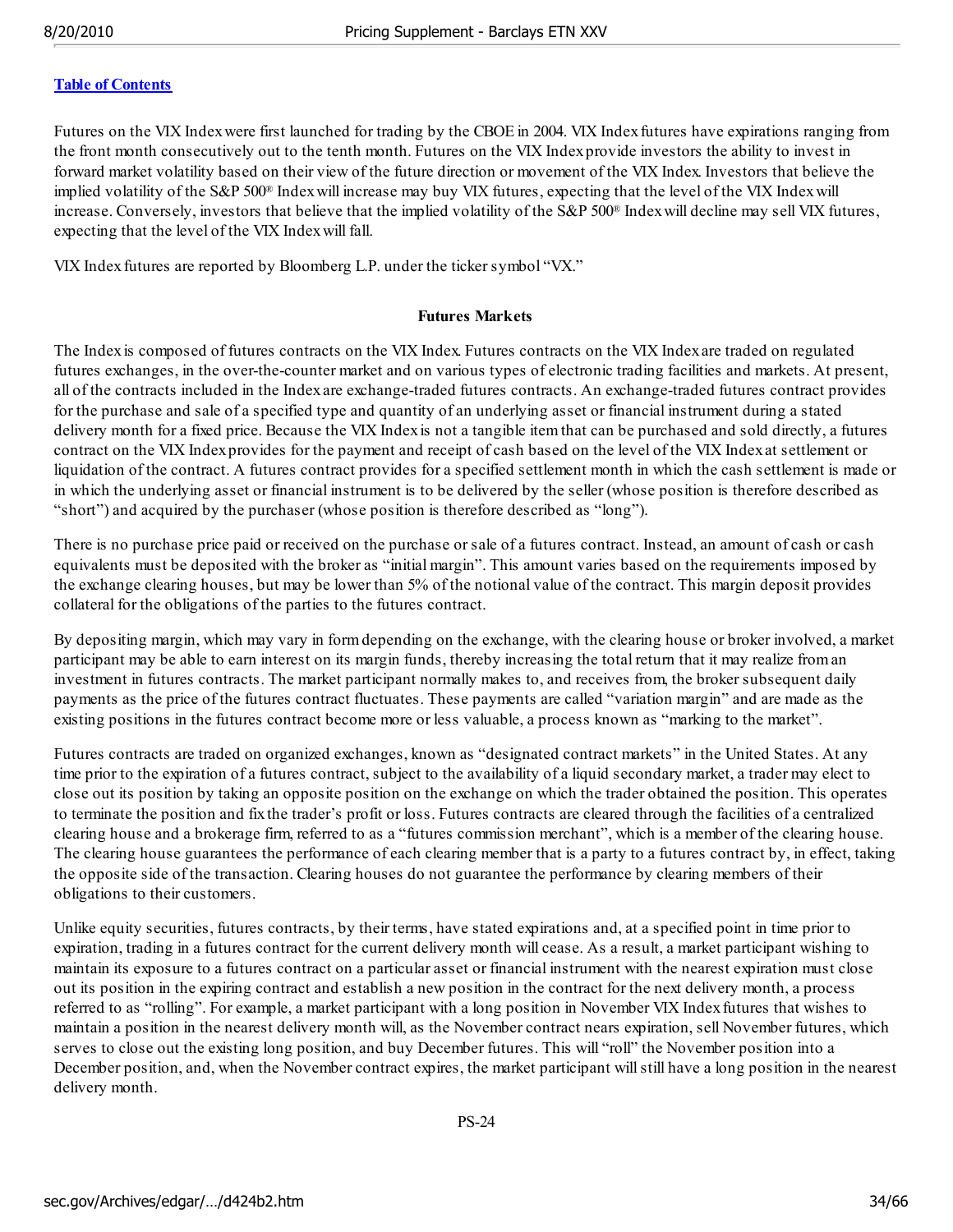[Table of Contents](#)

Futures on the VIX Index were first launched for trading by the CBOE in 2004. VIX Index futures have expirations ranging from the front month consecutively out to the tenth month. Futures on the VIX Index provide investors the ability to invest in forward market volatility based on their view of the future direction or movement of the VIX Index. Investors that believe the implied volatility of the S&P 500® Index will increase may buy VIX futures, expecting that the level of the VIX Index will increase. Conversely, investors that believe that the implied volatility of the S&P 500® Index will decline may sell VIX futures, expecting that the level of the VIX Index will fall.

VIX Index futures are reported by Bloomberg L.P. under the ticker symbol "VX."

**Futures Markets**

The Index is composed of futures contracts on the VIX Index. Futures contracts on the VIX Index are traded on regulated futures exchanges, in the over-the-counter market and on various types of electronic trading facilities and markets. At present, all of the contracts included in the Index are exchange-traded futures contracts. An exchange-traded futures contract provides for the purchase and sale of a specified type and quantity of an underlying asset or financial instrument during a stated delivery month for a fixed price. Because the VIX Index is not a tangible item that can be purchased and sold directly, a futures contract on the VIX Index provides for the payment and receipt of cash based on the level of the VIX Index at settlement or liquidation of the contract. A futures contract provides for a specified settlement month in which the cash settlement is made or in which the underlying asset or financial instrument is to be delivered by the seller (whose position is therefore described as "short") and acquired by the purchaser (whose position is therefore described as "long").

There is no purchase price paid or received on the purchase or sale of a futures contract. Instead, an amount of cash or cash equivalents must be deposited with the broker as "initial margin". This amount varies based on the requirements imposed by the exchange clearing houses, but may be lower than 5% of the notional value of the contract. This margin deposit provides collateral for the obligations of the parties to the futures contract.

By depositing margin, which may vary in form depending on the exchange, with the clearing house or broker involved, a market participant may be able to earn interest on its margin funds, thereby increasing the total return that it may realize from an investment in futures contracts. The market participant normally makes to, and receives from, the broker subsequent daily payments as the price of the futures contract fluctuates. These payments are called "variation margin" and are made as the existing positions in the futures contract become more or less valuable, a process known as "marking to the market".

Futures contracts are traded on organized exchanges, known as "designated contract markets" in the United States. At any time prior to the expiration of a futures contract, subject to the availability of a liquid secondary market, a trader may elect to close out its position by taking an opposite position on the exchange on which the trader obtained the position. This operates to terminate the position and fix the trader's profit or loss. Futures contracts are cleared through the facilities of a centralized clearing house and a brokerage firm, referred to as a "futures commission merchant", which is a member of the clearing house. The clearing house guarantees the performance of each clearing member that is a party to a futures contract by, in effect, taking the opposite side of the transaction. Clearing houses do not guarantee the performance by clearing members of their obligations to their customers.

Unlike equity securities, futures contracts, by their terms, have stated expirations and, at a specified point in time prior to expiration, trading in a futures contract for the current delivery month will cease. As a result, a market participant wishing to maintain its exposure to a futures contract on a particular asset or financial instrument with the nearest expiration must close out its position in the expiring contract and establish a new position in the contract for the next delivery month, a process referred to as "rolling". For example, a market participant with a long position in November VIX Index futures that wishes to maintain a position in the nearest delivery month will, as the November contract nears expiration, sell November futures, which serves to close out the existing long position, and buy December futures. This will "roll" the November position into a December position, and, when the November contract expires, the market participant will still have a long position in the nearest delivery month.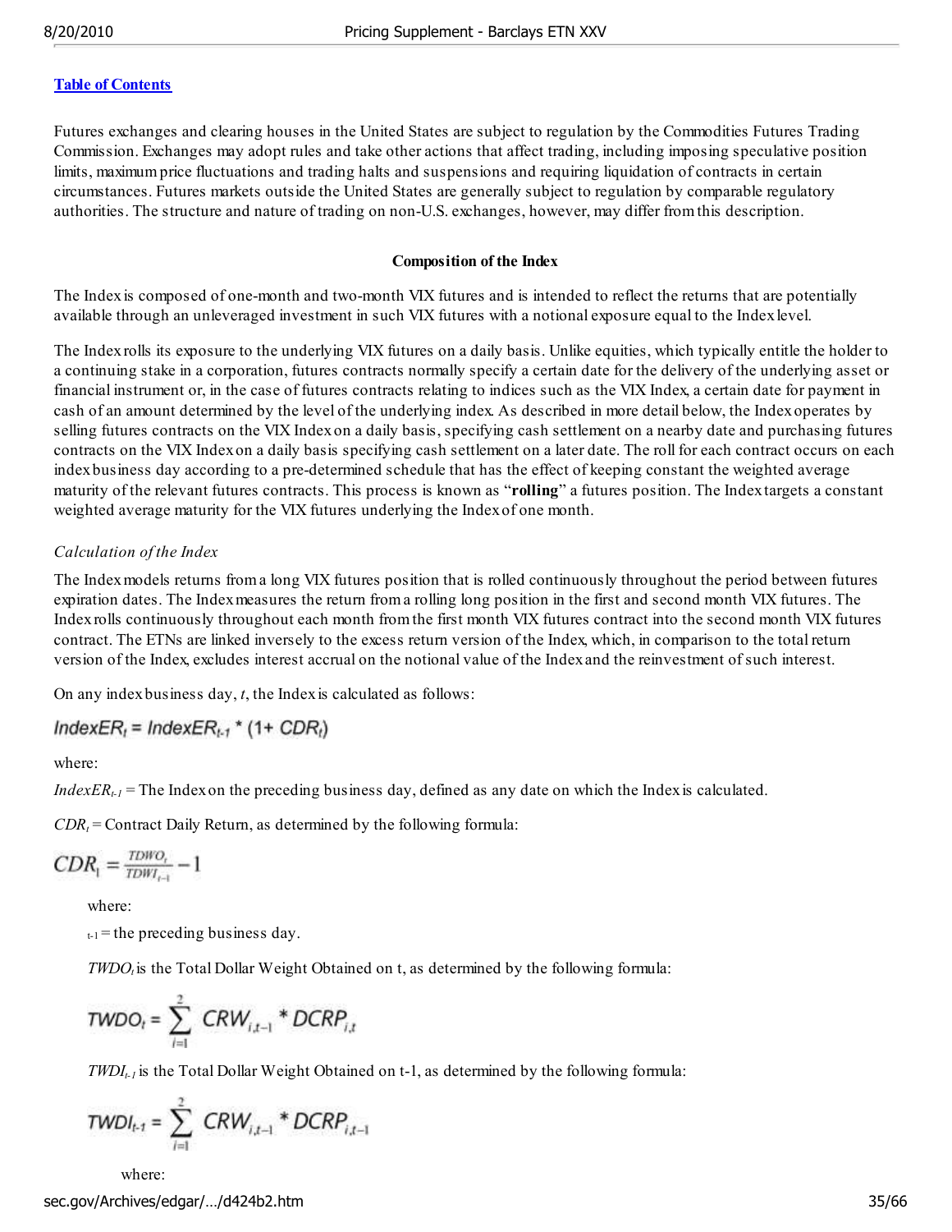[Table of Contents](#)

Futures exchanges and clearing houses in the United States are subject to regulation by the Commodities Futures Trading Commission. Exchanges may adopt rules and take other actions that affect trading, including imposing speculative position limits, maximum price fluctuations and trading halts and suspensions and requiring liquidation of contracts in certain circumstances. Futures markets outside the United States are generally subject to regulation by comparable regulatory authorities. The structure and nature of trading on non-U.S. exchanges, however, may differ from this description.

**Composition of the Index**

The Index is composed of one-month and two-month VIX futures and is intended to reflect the returns that are potentially available through an unleveraged investment in such VIX futures with a notional exposure equal to the Index level.

The Index rolls its exposure to the underlying VIX futures on a daily basis. Unlike equities, which typically entitle the holder to a continuing stake in a corporation, futures contracts normally specify a certain date for the delivery of the underlying asset or financial instrument or, in the case of futures contracts relating to indices such as the VIX Index, a certain date for payment in cash of an amount determined by the level of the underlying index. As described in more detail below, the Index operates by selling futures contracts on the VIX Index on a daily basis, specifying cash settlement on a nearby date and purchasing futures contracts on the VIX Index on a daily basis specifying cash settlement on a later date. The roll for each contract occurs on each index business day according to a pre-determined schedule that has the effect of keeping constant the weighted average maturity of the relevant futures contracts. This process is known as "**rolling**" a futures position. The Index targets a constant weighted average maturity for the VIX futures underlying the Index of one month.

*Calculation of the Index*

The Index models returns from a long VIX futures position that is rolled continuously throughout the period between futures expiration dates. The Index measures the return from a rolling long position in the first and second month VIX futures. The Index rolls continuously throughout each month from the first month VIX futures contract into the second month VIX futures contract. The ETNs are linked inversely to the excess return version of the Index, which, in comparison to the total return version of the Index, excludes interest accrual on the notional value of the Index and the reinvestment of such interest.

On any index business day, $t$, the Index is calculated as follows:

$$IndexER_t = IndexER_{t-1} * (1 + CDR_t)$$

where:

$IndexER_{t-1}$ = The Index on the preceding business day, defined as any date on which the Index is calculated.

$CDR_t$ = Contract Daily Return, as determined by the following formula:

$$CDR_t = \frac{TDWO_t}{TDWI_{t-1}} - 1$$

where:

$_{t-1}$ = the preceding business day.

$TWDO_t$ is the Total Dollar Weight Obtained on t, as determined by the following formula:

$$TWDO_t = \sum_{i=1}^{2} CRW_{i,t-1} * DCRP_{i,t}$$

$TWDI_{t-1}$ is the Total Dollar Weight Obtained on t-1, as determined by the following formula:

$$TWDI_{t-1} = \sum_{i=1}^{2} CRW_{i,t-1} * DCRP_{i,t-1}$$

where: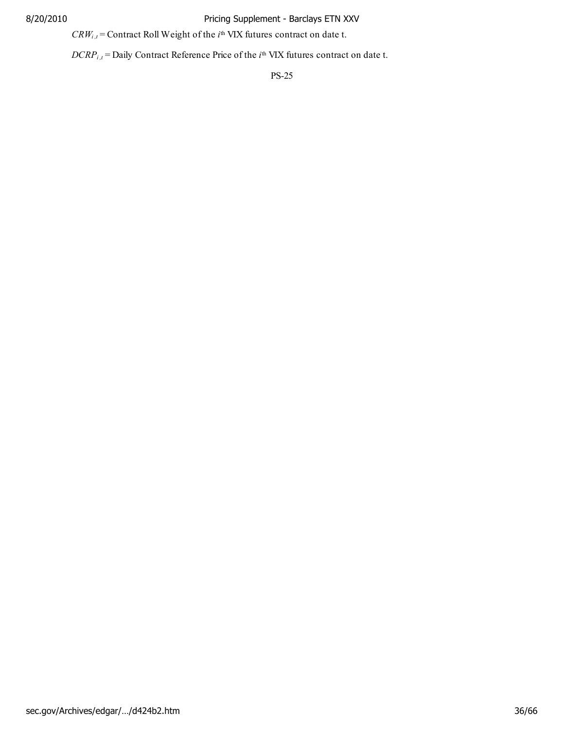$CRW_{i,t}$ = Contract Roll Weight of the $i^{th}$ VIX futures contract on date t.

$DCRP_{i,t}$ = Daily Contract Reference Price of the $i^{th}$ VIX futures contract on date t.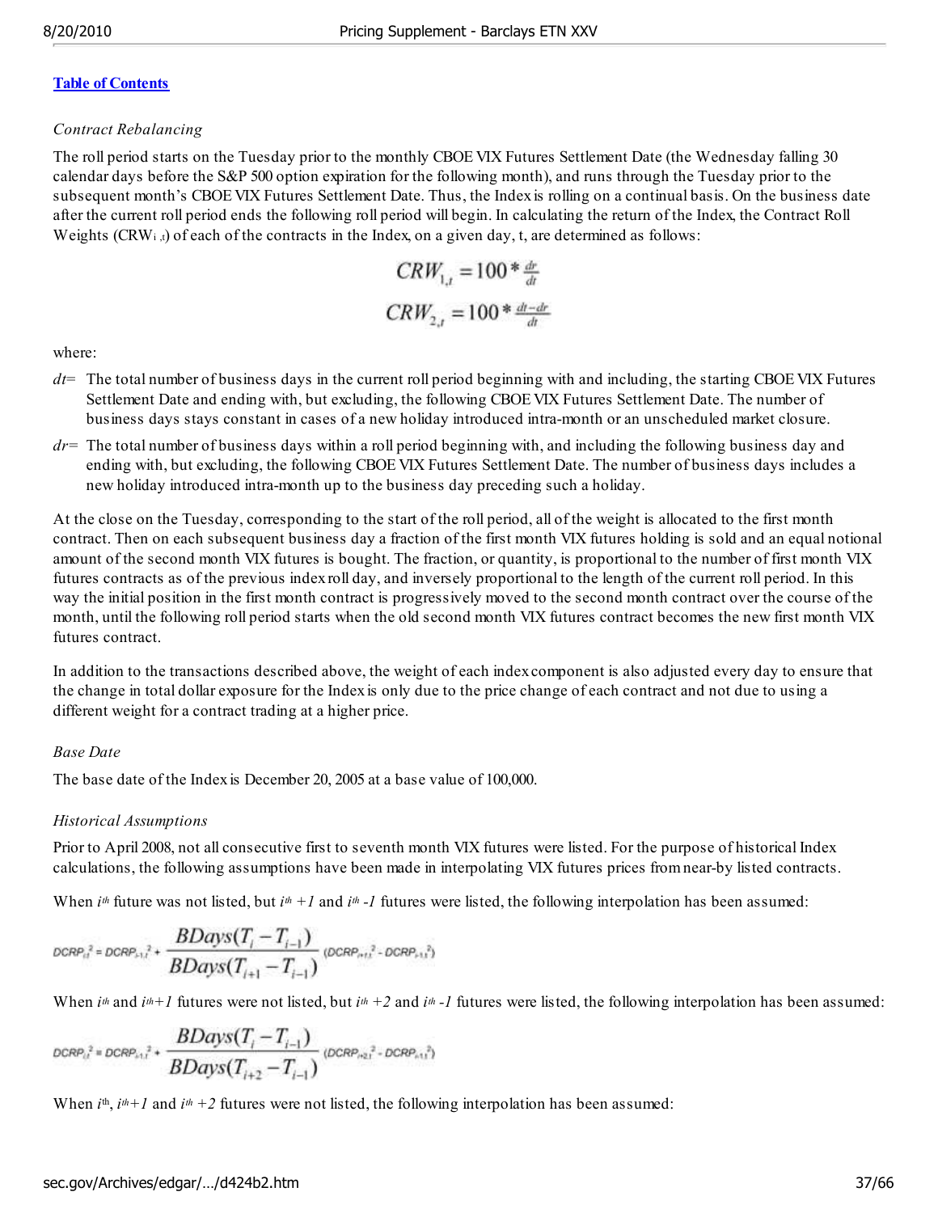[Table of Contents](#)

*Contract Rebalancing*

The roll period starts on the Tuesday prior to the monthly CBOE VIX Futures Settlement Date (the Wednesday falling 30 calendar days before the S&P 500 option expiration for the following month), and runs through the Tuesday prior to the subsequent month's CBOE VIX Futures Settlement Date. Thus, the Index is rolling on a continual basis. On the business date after the current roll period ends the following roll period will begin. In calculating the return of the Index, the Contract Roll Weights ($CRW_{i,t}$) of each of the contracts in the Index, on a given day, t, are determined as follows:

$$CRW_{1,t} = 100 * \frac{dr}{dt}$$

$$CRW_{2,t} = 100 * \frac{dt - dr}{dt}$$

where:

- *dt*= The total number of business days in the current roll period beginning with and including, the starting CBOE VIX Futures Settlement Date and ending with, but excluding, the following CBOE VIX Futures Settlement Date. The number of business days stays constant in cases of a new holiday introduced intra-month or an unscheduled market closure.
- *dr*= The total number of business days within a roll period beginning with, and including the following business day and ending with, but excluding, the following CBOE VIX Futures Settlement Date. The number of business days includes a new holiday introduced intra-month up to the business day preceding such a holiday.

At the close on the Tuesday, corresponding to the start of the roll period, all of the weight is allocated to the first month contract. Then on each subsequent business day a fraction of the first month VIX futures holding is sold and an equal notional amount of the second month VIX futures is bought. The fraction, or quantity, is proportional to the number of first month VIX futures contracts as of the previous index roll day, and inversely proportional to the length of the current roll period. In this way the initial position in the first month contract is progressively moved to the second month contract over the course of the month, until the following roll period starts when the old second month VIX futures contract becomes the new first month VIX futures contract.

In addition to the transactions described above, the weight of each index component is also adjusted every day to ensure that the change in total dollar exposure for the Index is only due to the price change of each contract and not due to using a different weight for a contract trading at a higher price.

*Base Date*

The base date of the Index is December 20, 2005 at a base value of 100,000.

*Historical Assumptions*

Prior to April 2008, not all consecutive first to seventh month VIX futures were listed. For the purpose of historical Index calculations, the following assumptions have been made in interpolating VIX futures prices from near-by listed contracts.

When $i^{th}$ future was not listed, but $i^{th}+1$ and $i^{th}-1$ futures were listed, the following interpolation has been assumed:

$$DCRP_{i,t}^2 = DCRP_{i-1,t}^2 + \frac{BDays(T_i - T_{i-1})}{BDays(T_{i+1} - T_{i-1})}\left(DCRP_{i+1,t}^2 - DCRP_{i-1,t}^2\right)$$

When $i^{th}$ and $i^{th}+1$ futures were not listed, but $i^{th}+2$ and $i^{th}-1$ futures were listed, the following interpolation has been assumed:

$$DCRP_{i,t}^2 = DCRP_{i-1,t}^2 + \frac{BDays(T_i - T_{i-1})}{BDays(T_{i+2} - T_{i-1})}\left(DCRP_{i+2,t}^2 - DCRP_{i-1,t}^2\right)$$

When $i^{th}$, $i^{th}+1$ and $i^{th}+2$ futures were not listed, the following interpolation has been assumed: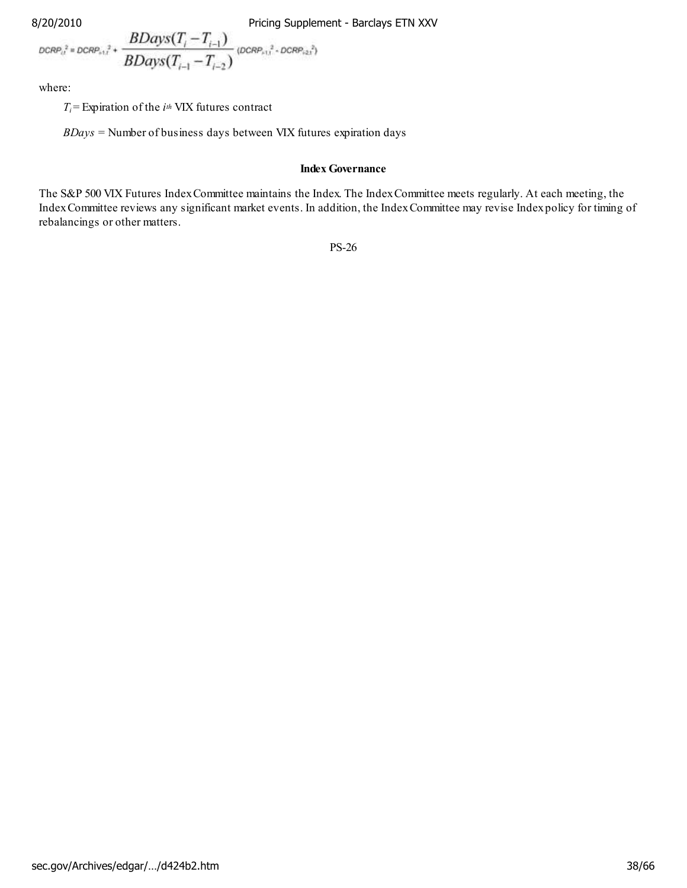$$DCRP_{i,t}^2 = DCRP_{i-1,t}^2 + \frac{BDays(T_i - T_{i-1})}{BDays(T_{i-1} - T_{i-2})}(DCRP_{i-1,t}^2 - DCRP_{i-2,t}^2)$$

where:

$T_i$ = Expiration of the $i^{th}$ VIX futures contract

$BDays$ = Number of business days between VIX futures expiration days

**Index Governance**

The S&P 500 VIX Futures Index Committee maintains the Index. The Index Committee meets regularly. At each meeting, the Index Committee reviews any significant market events. In addition, the Index Committee may revise Index policy for timing of rebalancings or other matters.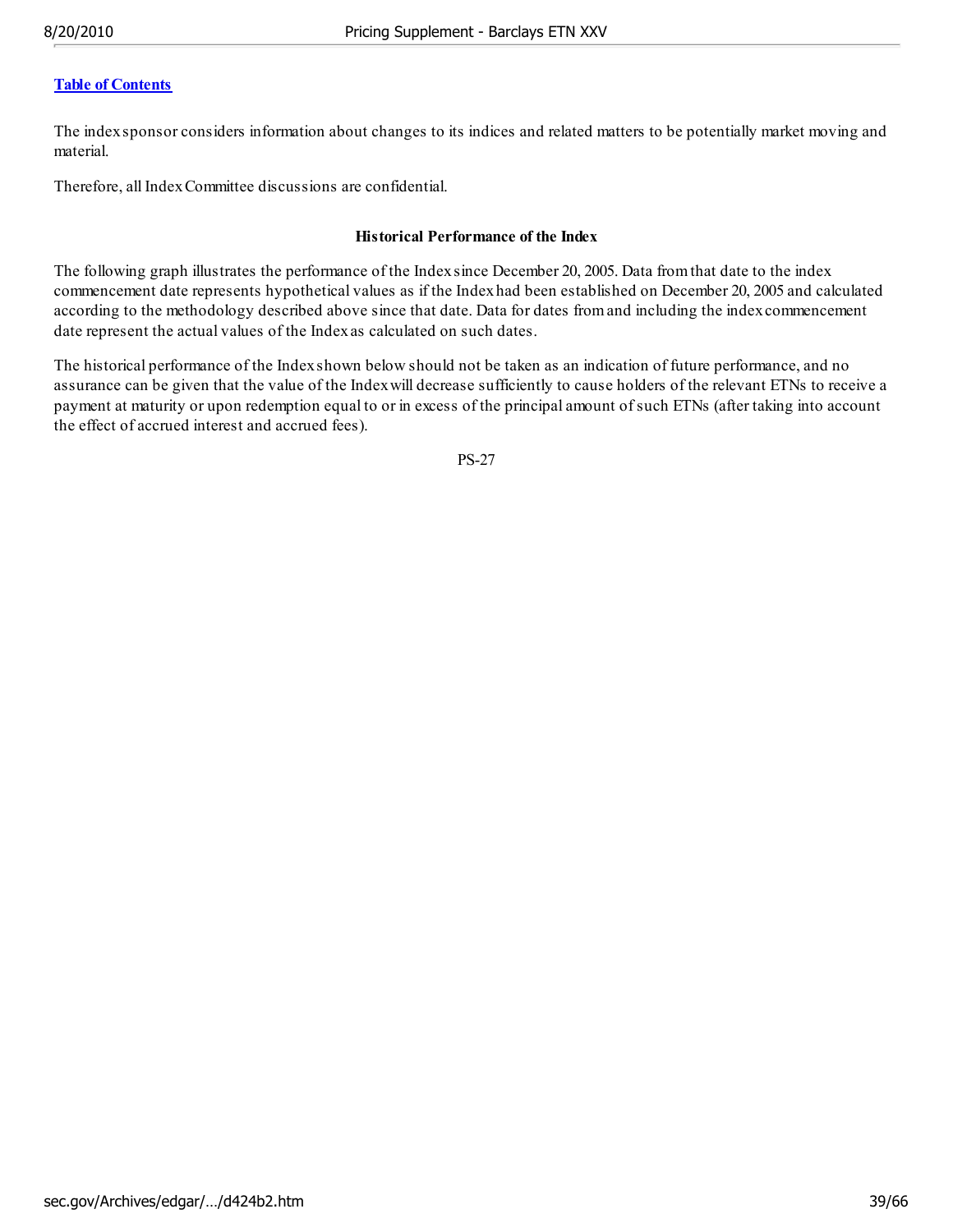[Table of Contents](#)

The index sponsor considers information about changes to its indices and related matters to be potentially market moving and material.

Therefore, all Index Committee discussions are confidential.

**Historical Performance of the Index**

The following graph illustrates the performance of the Index since December 20, 2005. Data from that date to the index commencement date represents hypothetical values as if the Index had been established on December 20, 2005 and calculated according to the methodology described above since that date. Data for dates from and including the index commencement date represent the actual values of the Index as calculated on such dates.

The historical performance of the Index shown below should not be taken as an indication of future performance, and no assurance can be given that the value of the Index will decrease sufficiently to cause holders of the relevant ETNs to receive a payment at maturity or upon redemption equal to or in excess of the principal amount of such ETNs (after taking into account the effect of accrued interest and accrued fees).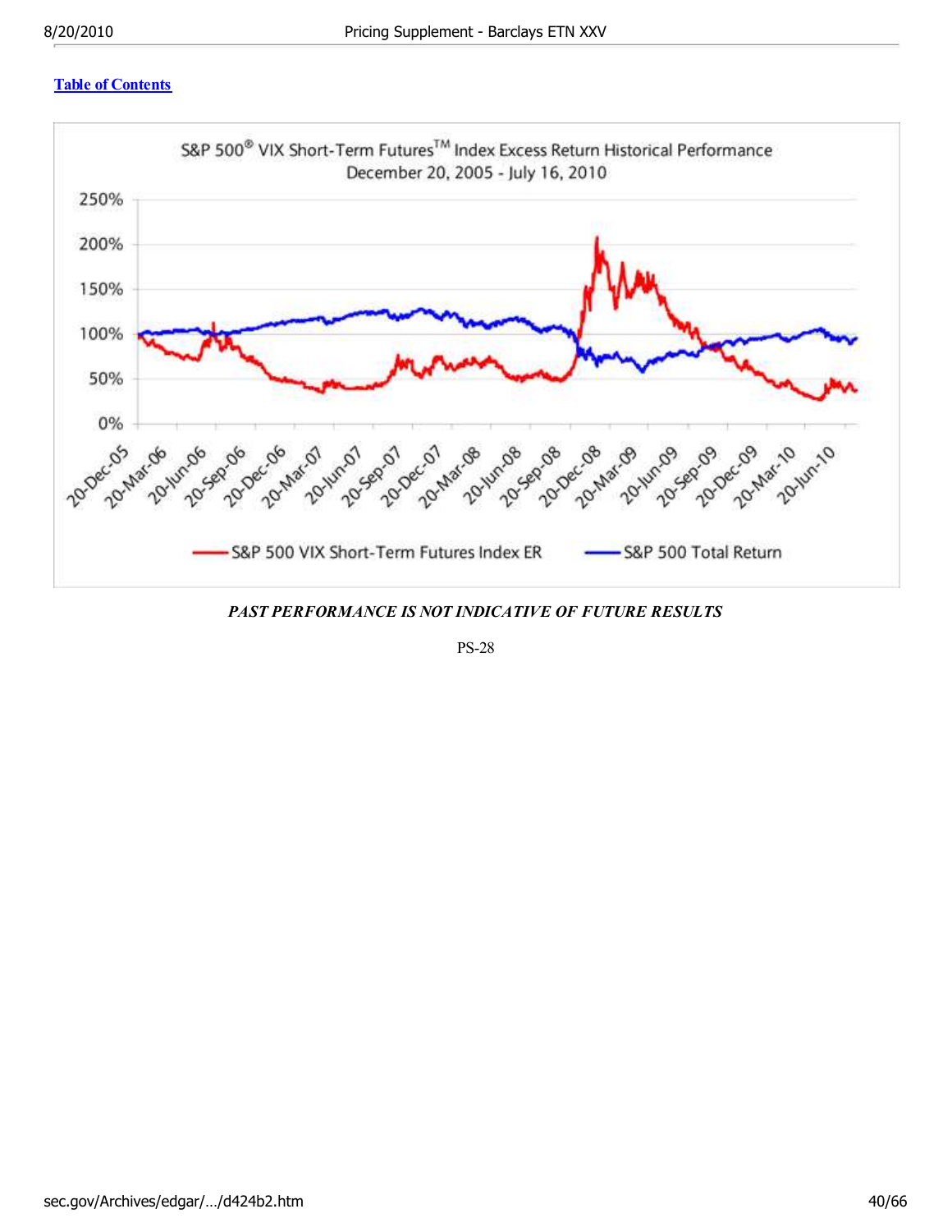[Table of Contents](#)

S&P 500® VIX Short-Term Futures™ Index Excess Return Historical Performance
December 20, 2005 - July 16, 2010

250%
200%
150%
100%
50%
0%

20-Dec-05, 20-Mar-06, 20-Jun-06, 20-Sep-06, 20-Dec-06, 20-Mar-07, 20-Jun-07, 20-Sep-07, 20-Dec-07, 20-Mar-08, 20-Jun-08, 20-Sep-08, 20-Dec-08, 20-Mar-09, 20-Jun-09, 20-Sep-09, 20-Dec-09, 20-Mar-10, 20-Jun-10

S&P 500 VIX Short-Term Futures Index ER — S&P 500 Total Return

***PAST PERFORMANCE IS NOT INDICATIVE OF FUTURE RESULTS***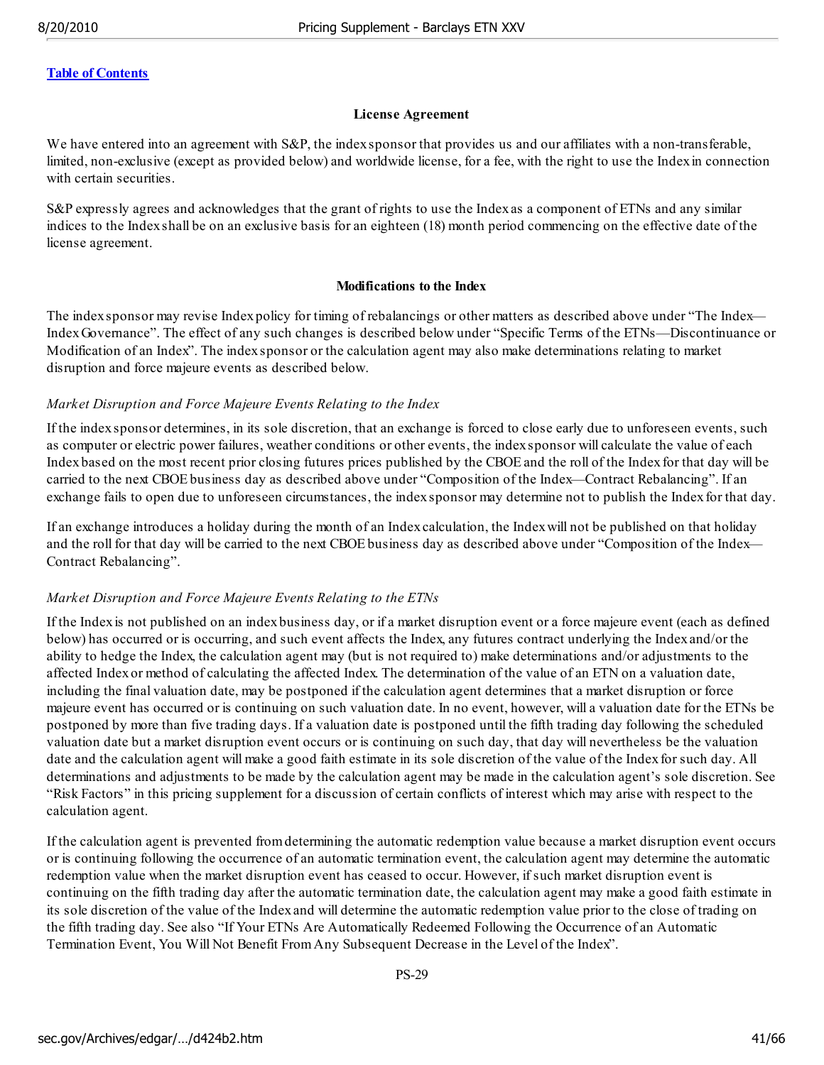[Table of Contents](#)

### License Agreement

We have entered into an agreement with S&P, the index sponsor that provides us and our affiliates with a non-transferable, limited, non-exclusive (except as provided below) and worldwide license, for a fee, with the right to use the Index in connection with certain securities.

S&P expressly agrees and acknowledges that the grant of rights to use the Index as a component of ETNs and any similar indices to the Index shall be on an exclusive basis for an eighteen (18) month period commencing on the effective date of the license agreement.

### Modifications to the Index

The index sponsor may revise Index policy for timing of rebalancings or other matters as described above under "The Index—Index Governance". The effect of any such changes is described below under "Specific Terms of the ETNs—Discontinuance or Modification of an Index". The index sponsor or the calculation agent may also make determinations relating to market disruption and force majeure events as described below.

*Market Disruption and Force Majeure Events Relating to the Index*

If the index sponsor determines, in its sole discretion, that an exchange is forced to close early due to unforeseen events, such as computer or electric power failures, weather conditions or other events, the index sponsor will calculate the value of each Index based on the most recent prior closing futures prices published by the CBOE and the roll of the Index for that day will be carried to the next CBOE business day as described above under "Composition of the Index—Contract Rebalancing". If an exchange fails to open due to unforeseen circumstances, the index sponsor may determine not to publish the Index for that day.

If an exchange introduces a holiday during the month of an Index calculation, the Index will not be published on that holiday and the roll for that day will be carried to the next CBOE business day as described above under "Composition of the Index—Contract Rebalancing".

*Market Disruption and Force Majeure Events Relating to the ETNs*

If the Index is not published on an index business day, or if a market disruption event or a force majeure event (each as defined below) has occurred or is occurring, and such event affects the Index, any futures contract underlying the Index and/or the ability to hedge the Index, the calculation agent may (but is not required to) make determinations and/or adjustments to the affected Index or method of calculating the affected Index. The determination of the value of an ETN on a valuation date, including the final valuation date, may be postponed if the calculation agent determines that a market disruption or force majeure event has occurred or is continuing on such valuation date. In no event, however, will a valuation date for the ETNs be postponed by more than five trading days. If a valuation date is postponed until the fifth trading day following the scheduled valuation date but a market disruption event occurs or is continuing on such day, that day will nevertheless be the valuation date and the calculation agent will make a good faith estimate in its sole discretion of the value of the Index for such day. All determinations and adjustments to be made by the calculation agent may be made in the calculation agent's sole discretion. See "Risk Factors" in this pricing supplement for a discussion of certain conflicts of interest which may arise with respect to the calculation agent.

If the calculation agent is prevented from determining the automatic redemption value because a market disruption event occurs or is continuing following the occurrence of an automatic termination event, the calculation agent may determine the automatic redemption value when the market disruption event has ceased to occur. However, if such market disruption event is continuing on the fifth trading day after the automatic termination date, the calculation agent may make a good faith estimate in its sole discretion of the value of the Index and will determine the automatic redemption value prior to the close of trading on the fifth trading day. See also "If Your ETNs Are Automatically Redeemed Following the Occurrence of an Automatic Termination Event, You Will Not Benefit From Any Subsequent Decrease in the Level of the Index".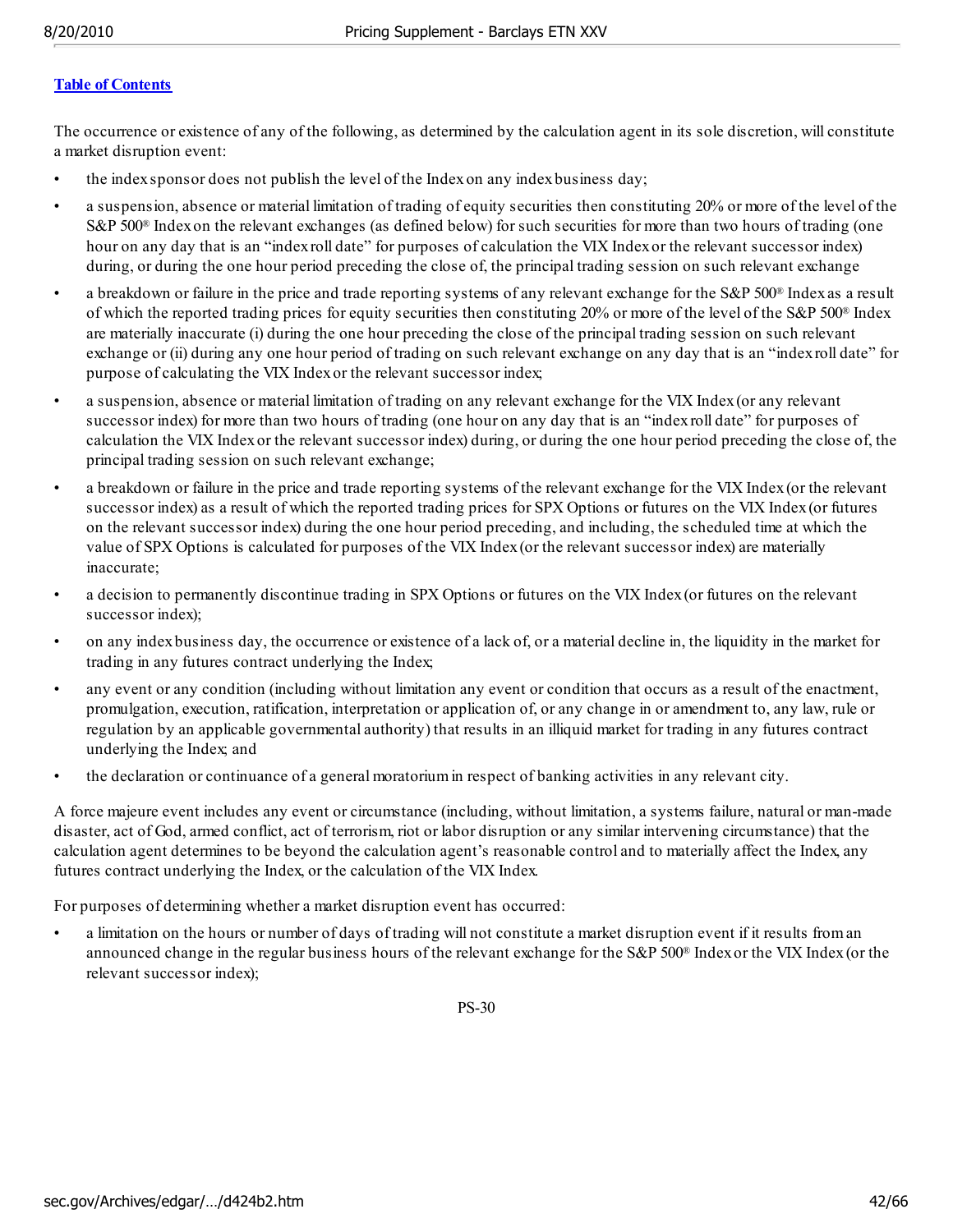[Table of Contents](#)

The occurrence or existence of any of the following, as determined by the calculation agent in its sole discretion, will constitute a market disruption event:

- the index sponsor does not publish the level of the Index on any index business day;
- a suspension, absence or material limitation of trading of equity securities then constituting 20% or more of the level of the S&P 500® Index on the relevant exchanges (as defined below) for such securities for more than two hours of trading (one hour on any day that is an "index roll date" for purposes of calculation the VIX Index or the relevant successor index) during, or during the one hour period preceding the close of, the principal trading session on such relevant exchange
- a breakdown or failure in the price and trade reporting systems of any relevant exchange for the S&P 500® Index as a result of which the reported trading prices for equity securities then constituting 20% or more of the level of the S&P 500® Index are materially inaccurate (i) during the one hour preceding the close of the principal trading session on such relevant exchange or (ii) during any one hour period of trading on such relevant exchange on any day that is an "index roll date" for purpose of calculating the VIX Index or the relevant successor index;
- a suspension, absence or material limitation of trading on any relevant exchange for the VIX Index (or any relevant successor index) for more than two hours of trading (one hour on any day that is an "index roll date" for purposes of calculation the VIX Index or the relevant successor index) during, or during the one hour period preceding the close of, the principal trading session on such relevant exchange;
- a breakdown or failure in the price and trade reporting systems of the relevant exchange for the VIX Index (or the relevant successor index) as a result of which the reported trading prices for SPX Options or futures on the VIX Index (or futures on the relevant successor index) during the one hour period preceding, and including, the scheduled time at which the value of SPX Options is calculated for purposes of the VIX Index (or the relevant successor index) are materially inaccurate;
- a decision to permanently discontinue trading in SPX Options or futures on the VIX Index (or futures on the relevant successor index);
- on any index business day, the occurrence or existence of a lack of, or a material decline in, the liquidity in the market for trading in any futures contract underlying the Index;
- any event or any condition (including without limitation any event or condition that occurs as a result of the enactment, promulgation, execution, ratification, interpretation or application of, or any change in or amendment to, any law, rule or regulation by an applicable governmental authority) that results in an illiquid market for trading in any futures contract underlying the Index; and
- the declaration or continuance of a general moratorium in respect of banking activities in any relevant city.

A force majeure event includes any event or circumstance (including, without limitation, a systems failure, natural or man-made disaster, act of God, armed conflict, act of terrorism, riot or labor disruption or any similar intervening circumstance) that the calculation agent determines to be beyond the calculation agent's reasonable control and to materially affect the Index, any futures contract underlying the Index, or the calculation of the VIX Index.

For purposes of determining whether a market disruption event has occurred:

- a limitation on the hours or number of days of trading will not constitute a market disruption event if it results from an announced change in the regular business hours of the relevant exchange for the S&P 500® Index or the VIX Index (or the relevant successor index);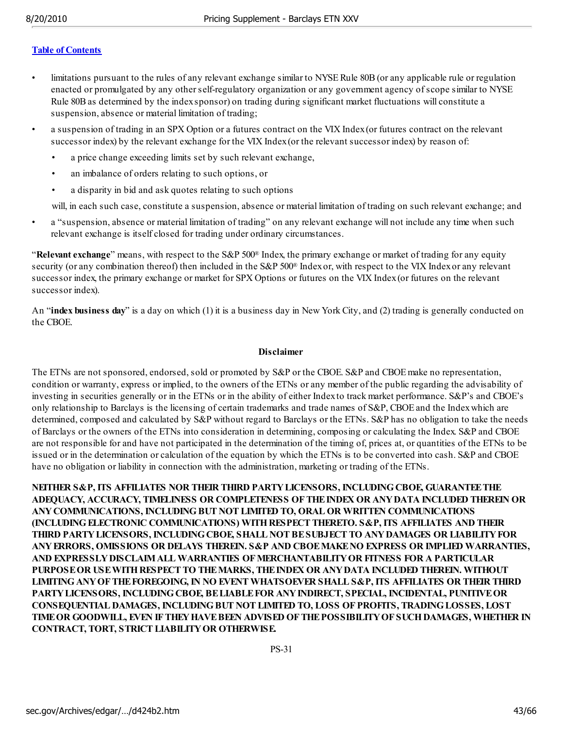[Table of Contents](#)

- limitations pursuant to the rules of any relevant exchange similar to NYSE Rule 80B (or any applicable rule or regulation enacted or promulgated by any other self-regulatory organization or any government agency of scope similar to NYSE Rule 80B as determined by the index sponsor) on trading during significant market fluctuations will constitute a suspension, absence or material limitation of trading;
- a suspension of trading in an SPX Option or a futures contract on the VIX Index (or futures contract on the relevant successor index) by the relevant exchange for the VIX Index (or the relevant successor index) by reason of:
  - a price change exceeding limits set by such relevant exchange,
  - an imbalance of orders relating to such options, or
  - a disparity in bid and ask quotes relating to such options

  will, in each such case, constitute a suspension, absence or material limitation of trading on such relevant exchange; and
- a "suspension, absence or material limitation of trading" on any relevant exchange will not include any time when such relevant exchange is itself closed for trading under ordinary circumstances.

"**Relevant exchange**" means, with respect to the S&P 500® Index, the primary exchange or market of trading for any equity security (or any combination thereof) then included in the S&P 500® Index or, with respect to the VIX Index or any relevant successor index, the primary exchange or market for SPX Options or futures on the VIX Index (or futures on the relevant successor index).

An "**index business day**" is a day on which (1) it is a business day in New York City, and (2) trading is generally conducted on the CBOE.

**Disclaimer**

The ETNs are not sponsored, endorsed, sold or promoted by S&P or the CBOE. S&P and CBOE make no representation, condition or warranty, express or implied, to the owners of the ETNs or any member of the public regarding the advisability of investing in securities generally or in the ETNs or in the ability of either Index to track market performance. S&P's and CBOE's only relationship to Barclays is the licensing of certain trademarks and trade names of S&P, CBOE and the Index which are determined, composed and calculated by S&P without regard to Barclays or the ETNs. S&P has no obligation to take the needs of Barclays or the owners of the ETNs into consideration in determining, composing or calculating the Index. S&P and CBOE are not responsible for and have not participated in the determination of the timing of, prices at, or quantities of the ETNs to be issued or in the determination or calculation of the equation by which the ETNs is to be converted into cash. S&P and CBOE have no obligation or liability in connection with the administration, marketing or trading of the ETNs.

**NEITHER S&P, ITS AFFILIATES NOR THEIR THIRD PARTY LICENSORS, INCLUDING CBOE, GUARANTEE THE ADEQUACY, ACCURACY, TIMELINESS OR COMPLETENESS OF THE INDEX OR ANY DATA INCLUDED THEREIN OR ANY COMMUNICATIONS, INCLUDING BUT NOT LIMITED TO, ORAL OR WRITTEN COMMUNICATIONS (INCLUDING ELECTRONIC COMMUNICATIONS) WITH RESPECT THERETO. S&P, ITS AFFILIATES AND THEIR THIRD PARTY LICENSORS, INCLUDING CBOE, SHALL NOT BE SUBJECT TO ANY DAMAGES OR LIABILITY FOR ANY ERRORS, OMISSIONS OR DELAYS THEREIN. S&P AND CBOE MAKE NO EXPRESS OR IMPLIED WARRANTIES, AND EXPRESSLY DISCLAIM ALL WARRANTIES OF MERCHANTABILITY OR FITNESS FOR A PARTICULAR PURPOSE OR USE WITH RESPECT TO THE MARKS, THE INDEX OR ANY DATA INCLUDED THEREIN. WITHOUT LIMITING ANY OF THE FOREGOING, IN NO EVENT WHATSOEVER SHALL S&P, ITS AFFILIATES OR THEIR THIRD PARTY LICENSORS, INCLUDING CBOE, BE LIABLE FOR ANY INDIRECT, SPECIAL, INCIDENTAL, PUNITIVE OR CONSEQUENTIAL DAMAGES, INCLUDING BUT NOT LIMITED TO, LOSS OF PROFITS, TRADING LOSSES, LOST TIME OR GOODWILL, EVEN IF THEY HAVE BEEN ADVISED OF THE POSSIBILITY OF SUCH DAMAGES, WHETHER IN CONTRACT, TORT, STRICT LIABILITY OR OTHERWISE.**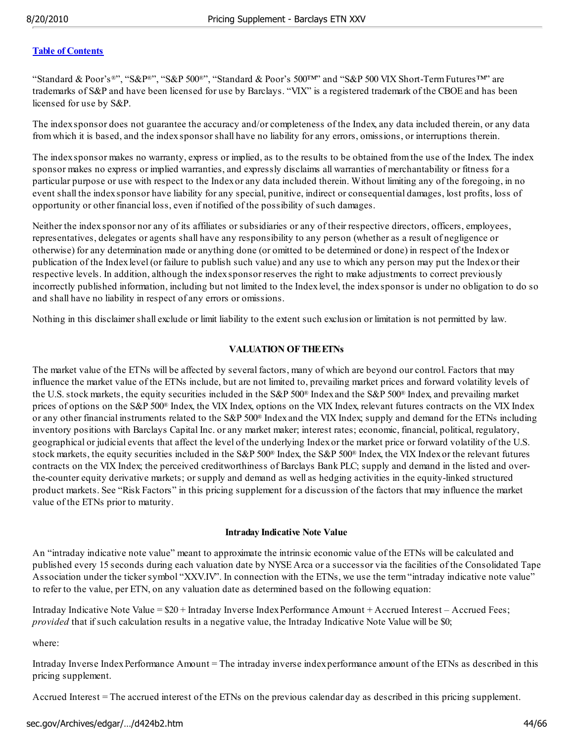[Table of Contents](#)

"Standard & Poor's®", "S&P®", "S&P 500®", "Standard & Poor's 500™" and "S&P 500 VIX Short-Term Futures™" are trademarks of S&P and have been licensed for use by Barclays. "VIX" is a registered trademark of the CBOE and has been licensed for use by S&P.

The index sponsor does not guarantee the accuracy and/or completeness of the Index, any data included therein, or any data from which it is based, and the index sponsor shall have no liability for any errors, omissions, or interruptions therein.

The index sponsor makes no warranty, express or implied, as to the results to be obtained from the use of the Index. The index sponsor makes no express or implied warranties, and expressly disclaims all warranties of merchantability or fitness for a particular purpose or use with respect to the Index or any data included therein. Without limiting any of the foregoing, in no event shall the index sponsor have liability for any special, punitive, indirect or consequential damages, lost profits, loss of opportunity or other financial loss, even if notified of the possibility of such damages.

Neither the index sponsor nor any of its affiliates or subsidiaries or any of their respective directors, officers, employees, representatives, delegates or agents shall have any responsibility to any person (whether as a result of negligence or otherwise) for any determination made or anything done (or omitted to be determined or done) in respect of the Index or publication of the Index level (or failure to publish such value) and any use to which any person may put the Index or their respective levels. In addition, although the index sponsor reserves the right to make adjustments to correct previously incorrectly published information, including but not limited to the Index level, the index sponsor is under no obligation to do so and shall have no liability in respect of any errors or omissions.

Nothing in this disclaimer shall exclude or limit liability to the extent such exclusion or limitation is not permitted by law.

## VALUATION OF THE ETNs

The market value of the ETNs will be affected by several factors, many of which are beyond our control. Factors that may influence the market value of the ETNs include, but are not limited to, prevailing market prices and forward volatility levels of the U.S. stock markets, the equity securities included in the S&P 500® Index and the S&P 500® Index, and prevailing market prices of options on the S&P 500® Index, the VIX Index, options on the VIX Index, relevant futures contracts on the VIX Index or any other financial instruments related to the S&P 500® Index and the VIX Index; supply and demand for the ETNs including inventory positions with Barclays Capital Inc. or any market maker; interest rates; economic, financial, political, regulatory, geographical or judicial events that affect the level of the underlying Index or the market price or forward volatility of the U.S. stock markets, the equity securities included in the S&P 500® Index, the S&P 500® Index, the VIX Index or the relevant futures contracts on the VIX Index; the perceived creditworthiness of Barclays Bank PLC; supply and demand in the listed and over-the-counter equity derivative markets; or supply and demand as well as hedging activities in the equity-linked structured product markets. See "Risk Factors" in this pricing supplement for a discussion of the factors that may influence the market value of the ETNs prior to maturity.

### Intraday Indicative Note Value

An "intraday indicative note value" meant to approximate the intrinsic economic value of the ETNs will be calculated and published every 15 seconds during each valuation date by NYSE Arca or a successor via the facilities of the Consolidated Tape Association under the ticker symbol "XXV.IV". In connection with the ETNs, we use the term "intraday indicative note value" to refer to the value, per ETN, on any valuation date as determined based on the following equation:

Intraday Indicative Note Value = $20 + Intraday Inverse Index Performance Amount + Accrued Interest – Accrued Fees; *provided* that if such calculation results in a negative value, the Intraday Indicative Note Value will be $0;

where:

Intraday Inverse Index Performance Amount = The intraday inverse index performance amount of the ETNs as described in this pricing supplement.

Accrued Interest = The accrued interest of the ETNs on the previous calendar day as described in this pricing supplement.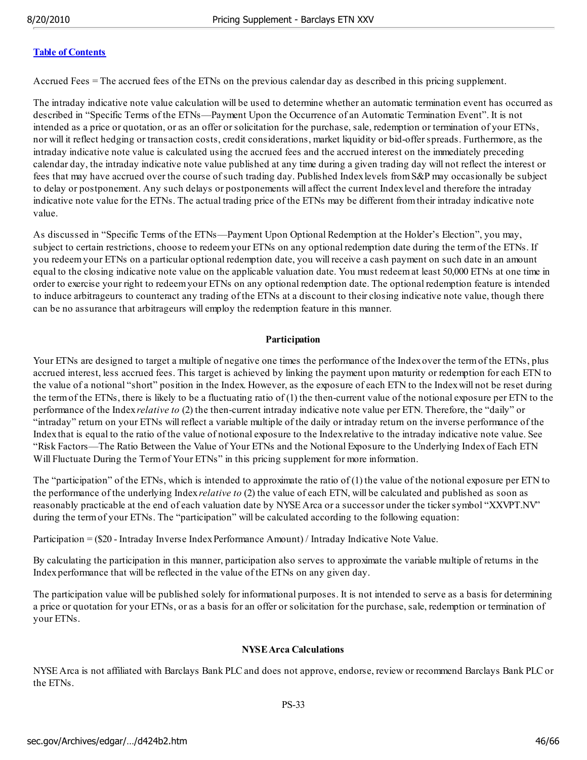[Table of Contents](#)

Accrued Fees = The accrued fees of the ETNs on the previous calendar day as described in this pricing supplement.

The intraday indicative note value calculation will be used to determine whether an automatic termination event has occurred as described in "Specific Terms of the ETNs—Payment Upon the Occurrence of an Automatic Termination Event". It is not intended as a price or quotation, or as an offer or solicitation for the purchase, sale, redemption or termination of your ETNs, nor will it reflect hedging or transaction costs, credit considerations, market liquidity or bid-offer spreads. Furthermore, as the intraday indicative note value is calculated using the accrued fees and the accrued interest on the immediately preceding calendar day, the intraday indicative note value published at any time during a given trading day will not reflect the interest or fees that may have accrued over the course of such trading day. Published Index levels from S&P may occasionally be subject to delay or postponement. Any such delays or postponements will affect the current Index level and therefore the intraday indicative note value for the ETNs. The actual trading price of the ETNs may be different from their intraday indicative note value.

As discussed in "Specific Terms of the ETNs—Payment Upon Optional Redemption at the Holder's Election", you may, subject to certain restrictions, choose to redeem your ETNs on any optional redemption date during the term of the ETNs. If you redeem your ETNs on a particular optional redemption date, you will receive a cash payment on such date in an amount equal to the closing indicative note value on the applicable valuation date. You must redeem at least 50,000 ETNs at one time in order to exercise your right to redeem your ETNs on any optional redemption date. The optional redemption feature is intended to induce arbitrageurs to counteract any trading of the ETNs at a discount to their closing indicative note value, though there can be no assurance that arbitrageurs will employ the redemption feature in this manner.

**Participation**

Your ETNs are designed to target a multiple of negative one times the performance of the Index over the term of the ETNs, plus accrued interest, less accrued fees. This target is achieved by linking the payment upon maturity or redemption for each ETN to the value of a notional "short" position in the Index. However, as the exposure of each ETN to the Index will not be reset during the term of the ETNs, there is likely to be a fluctuating ratio of (1) the then-current value of the notional exposure per ETN to the performance of the Index *relative to* (2) the then-current intraday indicative note value per ETN. Therefore, the "daily" or "intraday" return on your ETNs will reflect a variable multiple of the daily or intraday return on the inverse performance of the Index that is equal to the ratio of the value of notional exposure to the Index relative to the intraday indicative note value. See "Risk Factors—The Ratio Between the Value of Your ETNs and the Notional Exposure to the Underlying Index of Each ETN Will Fluctuate During the Term of Your ETNs" in this pricing supplement for more information.

The "participation" of the ETNs, which is intended to approximate the ratio of (1) the value of the notional exposure per ETN to the performance of the underlying Index *relative to* (2) the value of each ETN, will be calculated and published as soon as reasonably practicable at the end of each valuation date by NYSE Arca or a successor under the ticker symbol "XXVPT.NV" during the term of your ETNs. The "participation" will be calculated according to the following equation:

Participation = ($20 - Intraday Inverse Index Performance Amount) / Intraday Indicative Note Value.

By calculating the participation in this manner, participation also serves to approximate the variable multiple of returns in the Index performance that will be reflected in the value of the ETNs on any given day.

The participation value will be published solely for informational purposes. It is not intended to serve as a basis for determining a price or quotation for your ETNs, or as a basis for an offer or solicitation for the purchase, sale, redemption or termination of your ETNs.

**NYSE Arca Calculations**

NYSE Arca is not affiliated with Barclays Bank PLC and does not approve, endorse, review or recommend Barclays Bank PLC or the ETNs.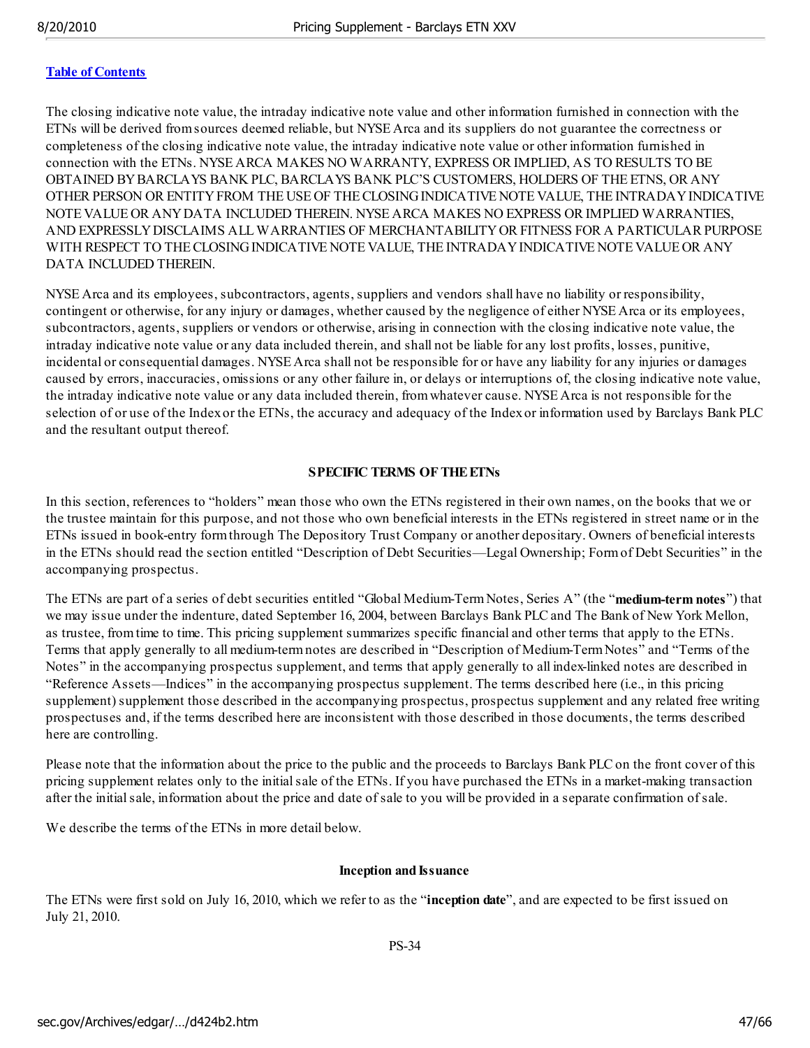[Table of Contents]

The closing indicative note value, the intraday indicative note value and other information furnished in connection with the ETNs will be derived from sources deemed reliable, but NYSE Arca and its suppliers do not guarantee the correctness or completeness of the closing indicative note value, the intraday indicative note value or other information furnished in connection with the ETNs. NYSE ARCA MAKES NO WARRANTY, EXPRESS OR IMPLIED, AS TO RESULTS TO BE OBTAINED BY BARCLAYS BANK PLC, BARCLAYS BANK PLC'S CUSTOMERS, HOLDERS OF THE ETNS, OR ANY OTHER PERSON OR ENTITY FROM THE USE OF THE CLOSING INDICATIVE NOTE VALUE, THE INTRADAY INDICATIVE NOTE VALUE OR ANY DATA INCLUDED THEREIN. NYSE ARCA MAKES NO EXPRESS OR IMPLIED WARRANTIES, AND EXPRESSLY DISCLAIMS ALL WARRANTIES OF MERCHANTABILITY OR FITNESS FOR A PARTICULAR PURPOSE WITH RESPECT TO THE CLOSING INDICATIVE NOTE VALUE, THE INTRADAY INDICATIVE NOTE VALUE OR ANY DATA INCLUDED THEREIN.

NYSE Arca and its employees, subcontractors, agents, suppliers and vendors shall have no liability or responsibility, contingent or otherwise, for any injury or damages, whether caused by the negligence of either NYSE Arca or its employees, subcontractors, agents, suppliers or vendors or otherwise, arising in connection with the closing indicative note value, the intraday indicative note value or any data included therein, and shall not be liable for any lost profits, losses, punitive, incidental or consequential damages. NYSE Arca shall not be responsible for or have any liability for any injuries or damages caused by errors, inaccuracies, omissions or any other failure in, or delays or interruptions of, the closing indicative note value, the intraday indicative note value or any data included therein, from whatever cause. NYSE Arca is not responsible for the selection of or use of the Index or the ETNs, the accuracy and adequacy of the Index or information used by Barclays Bank PLC and the resultant output thereof.

## SPECIFIC TERMS OF THE ETNs

In this section, references to "holders" mean those who own the ETNs registered in their own names, on the books that we or the trustee maintain for this purpose, and not those who own beneficial interests in the ETNs registered in street name or in the ETNs issued in book-entry form through The Depository Trust Company or another depositary. Owners of beneficial interests in the ETNs should read the section entitled "Description of Debt Securities—Legal Ownership; Form of Debt Securities" in the accompanying prospectus.

The ETNs are part of a series of debt securities entitled "Global Medium-Term Notes, Series A" (the "**medium-term notes**") that we may issue under the indenture, dated September 16, 2004, between Barclays Bank PLC and The Bank of New York Mellon, as trustee, from time to time. This pricing supplement summarizes specific financial and other terms that apply to the ETNs. Terms that apply generally to all medium-term notes are described in "Description of Medium-Term Notes" and "Terms of the Notes" in the accompanying prospectus supplement, and terms that apply generally to all index-linked notes are described in "Reference Assets—Indices" in the accompanying prospectus supplement. The terms described here (i.e., in this pricing supplement) supplement those described in the accompanying prospectus, prospectus supplement and any related free writing prospectuses and, if the terms described here are inconsistent with those described in those documents, the terms described here are controlling.

Please note that the information about the price to the public and the proceeds to Barclays Bank PLC on the front cover of this pricing supplement relates only to the initial sale of the ETNs. If you have purchased the ETNs in a market-making transaction after the initial sale, information about the price and date of sale to you will be provided in a separate confirmation of sale.

We describe the terms of the ETNs in more detail below.

### Inception and Issuance

The ETNs were first sold on July 16, 2010, which we refer to as the "**inception date**", and are expected to be first issued on July 21, 2010.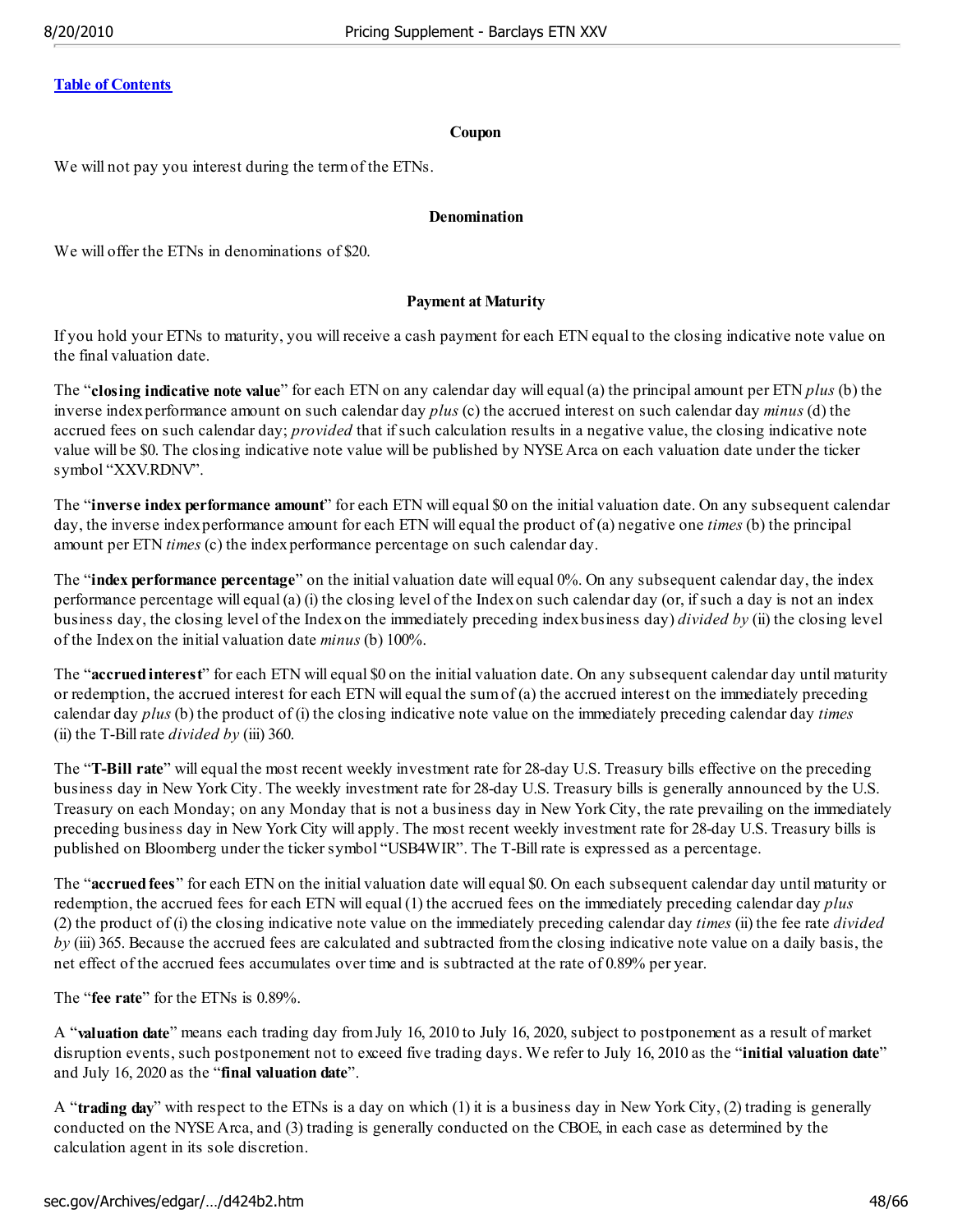[Table of Contents](#)

### Coupon

We will not pay you interest during the term of the ETNs.

### Denomination

We will offer the ETNs in denominations of $20.

### Payment at Maturity

If you hold your ETNs to maturity, you will receive a cash payment for each ETN equal to the closing indicative note value on the final valuation date.

The "**closing indicative note value**" for each ETN on any calendar day will equal (a) the principal amount per ETN *plus* (b) the inverse index performance amount on such calendar day *plus* (c) the accrued interest on such calendar day *minus* (d) the accrued fees on such calendar day; *provided* that if such calculation results in a negative value, the closing indicative note value will be $0. The closing indicative note value will be published by NYSE Arca on each valuation date under the ticker symbol "XXV.RDNV".

The "**inverse index performance amount**" for each ETN will equal $0 on the initial valuation date. On any subsequent calendar day, the inverse index performance amount for each ETN will equal the product of (a) negative one *times* (b) the principal amount per ETN *times* (c) the index performance percentage on such calendar day.

The "**index performance percentage**" on the initial valuation date will equal 0%. On any subsequent calendar day, the index performance percentage will equal (a) (i) the closing level of the Index on such calendar day (or, if such a day is not an index business day, the closing level of the Index on the immediately preceding index business day) *divided by* (ii) the closing level of the Index on the initial valuation date *minus* (b) 100%.

The "**accrued interest**" for each ETN will equal $0 on the initial valuation date. On any subsequent calendar day until maturity or redemption, the accrued interest for each ETN will equal the sum of (a) the accrued interest on the immediately preceding calendar day *plus* (b) the product of (i) the closing indicative note value on the immediately preceding calendar day *times* (ii) the T-Bill rate *divided by* (iii) 360.

The "**T-Bill rate**" will equal the most recent weekly investment rate for 28-day U.S. Treasury bills effective on the preceding business day in New York City. The weekly investment rate for 28-day U.S. Treasury bills is generally announced by the U.S. Treasury on each Monday; on any Monday that is not a business day in New York City, the rate prevailing on the immediately preceding business day in New York City will apply. The most recent weekly investment rate for 28-day U.S. Treasury bills is published on Bloomberg under the ticker symbol "USB4WIR". The T-Bill rate is expressed as a percentage.

The "**accrued fees**" for each ETN on the initial valuation date will equal $0. On each subsequent calendar day until maturity or redemption, the accrued fees for each ETN will equal (1) the accrued fees on the immediately preceding calendar day *plus* (2) the product of (i) the closing indicative note value on the immediately preceding calendar day *times* (ii) the fee rate *divided by* (iii) 365. Because the accrued fees are calculated and subtracted from the closing indicative note value on a daily basis, the net effect of the accrued fees accumulates over time and is subtracted at the rate of 0.89% per year.

The "**fee rate**" for the ETNs is 0.89%.

A "**valuation date**" means each trading day from July 16, 2010 to July 16, 2020, subject to postponement as a result of market disruption events, such postponement not to exceed five trading days. We refer to July 16, 2010 as the "**initial valuation date**" and July 16, 2020 as the "**final valuation date**".

A "**trading day**" with respect to the ETNs is a day on which (1) it is a business day in New York City, (2) trading is generally conducted on the NYSE Arca, and (3) trading is generally conducted on the CBOE, in each case as determined by the calculation agent in its sole discretion.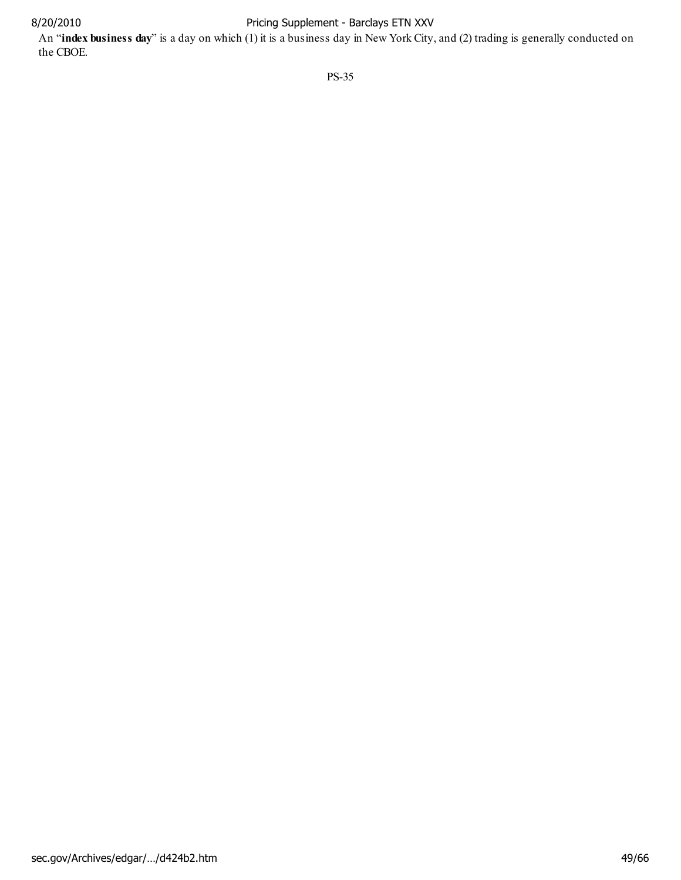An "**index business day**" is a day on which (1) it is a business day in New York City, and (2) trading is generally conducted on the CBOE.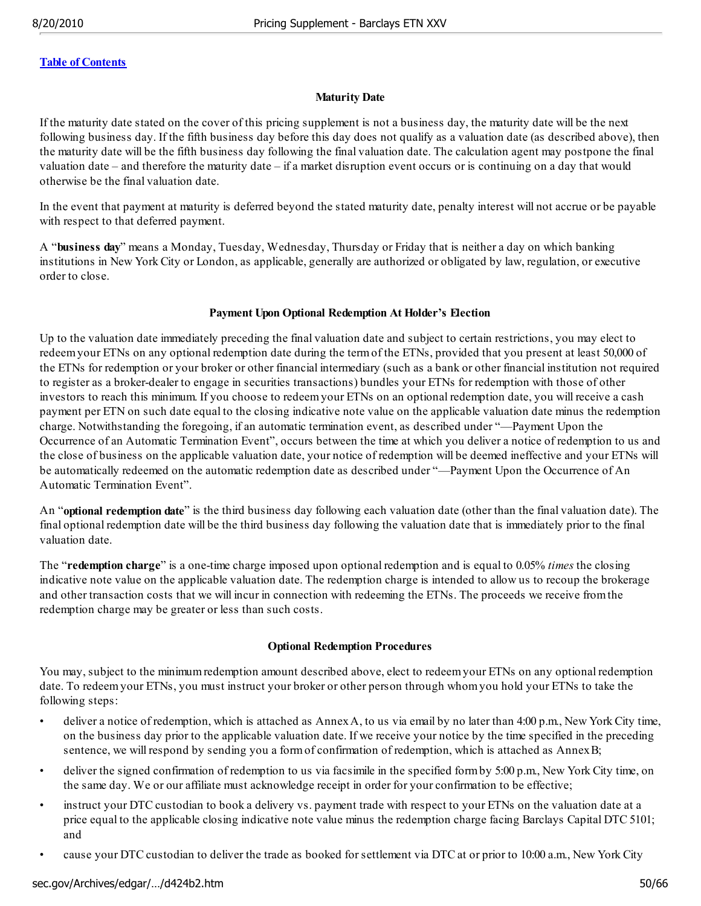[Table of Contents]

### Maturity Date

If the maturity date stated on the cover of this pricing supplement is not a business day, the maturity date will be the next following business day. If the fifth business day before this day does not qualify as a valuation date (as described above), then the maturity date will be the fifth business day following the final valuation date. The calculation agent may postpone the final valuation date – and therefore the maturity date – if a market disruption event occurs or is continuing on a day that would otherwise be the final valuation date.

In the event that payment at maturity is deferred beyond the stated maturity date, penalty interest will not accrue or be payable with respect to that deferred payment.

A "**business day**" means a Monday, Tuesday, Wednesday, Thursday or Friday that is neither a day on which banking institutions in New York City or London, as applicable, generally are authorized or obligated by law, regulation, or executive order to close.

### Payment Upon Optional Redemption At Holder's Election

Up to the valuation date immediately preceding the final valuation date and subject to certain restrictions, you may elect to redeem your ETNs on any optional redemption date during the term of the ETNs, provided that you present at least 50,000 of the ETNs for redemption or your broker or other financial intermediary (such as a bank or other financial institution not required to register as a broker-dealer to engage in securities transactions) bundles your ETNs for redemption with those of other investors to reach this minimum. If you choose to redeem your ETNs on an optional redemption date, you will receive a cash payment per ETN on such date equal to the closing indicative note value on the applicable valuation date minus the redemption charge. Notwithstanding the foregoing, if an automatic termination event, as described under "—Payment Upon the Occurrence of an Automatic Termination Event", occurs between the time at which you deliver a notice of redemption to us and the close of business on the applicable valuation date, your notice of redemption will be deemed ineffective and your ETNs will be automatically redeemed on the automatic redemption date as described under "—Payment Upon the Occurrence of An Automatic Termination Event".

An "**optional redemption date**" is the third business day following each valuation date (other than the final valuation date). The final optional redemption date will be the third business day following the valuation date that is immediately prior to the final valuation date.

The "**redemption charge**" is a one-time charge imposed upon optional redemption and is equal to 0.05% *times* the closing indicative note value on the applicable valuation date. The redemption charge is intended to allow us to recoup the brokerage and other transaction costs that we will incur in connection with redeeming the ETNs. The proceeds we receive from the redemption charge may be greater or less than such costs.

### Optional Redemption Procedures

You may, subject to the minimum redemption amount described above, elect to redeem your ETNs on any optional redemption date. To redeem your ETNs, you must instruct your broker or other person through whom you hold your ETNs to take the following steps:

- deliver a notice of redemption, which is attached as Annex A, to us via email by no later than 4:00 p.m., New York City time, on the business day prior to the applicable valuation date. If we receive your notice by the time specified in the preceding sentence, we will respond by sending you a form of confirmation of redemption, which is attached as Annex B;
- deliver the signed confirmation of redemption to us via facsimile in the specified form by 5:00 p.m., New York City time, on the same day. We or our affiliate must acknowledge receipt in order for your confirmation to be effective;
- instruct your DTC custodian to book a delivery vs. payment trade with respect to your ETNs on the valuation date at a price equal to the applicable closing indicative note value minus the redemption charge facing Barclays Capital DTC 5101; and
- cause your DTC custodian to deliver the trade as booked for settlement via DTC at or prior to 10:00 a.m., New York City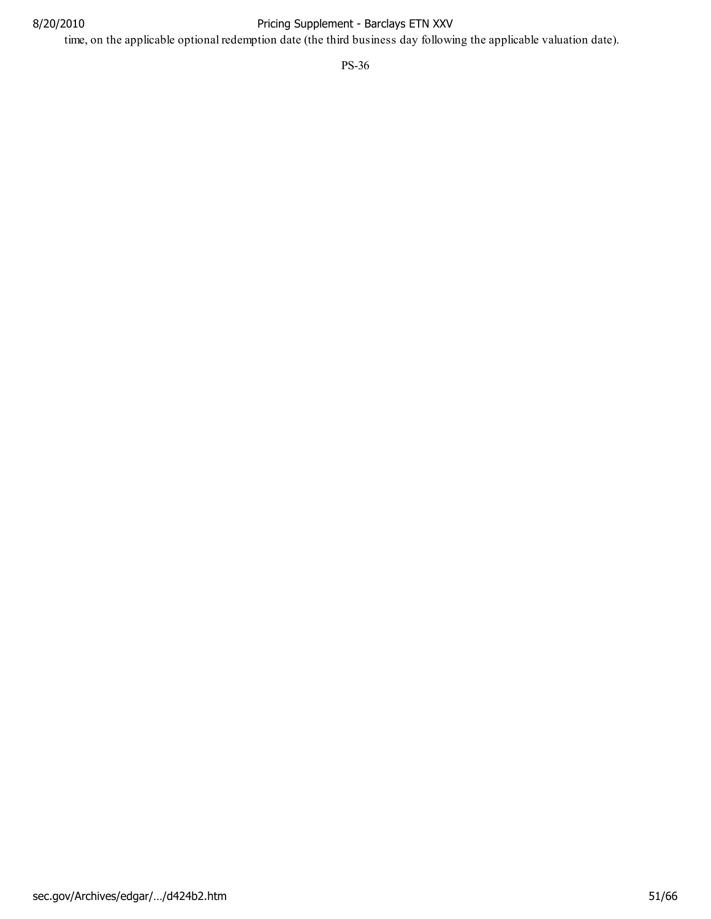time, on the applicable optional redemption date (the third business day following the applicable valuation date).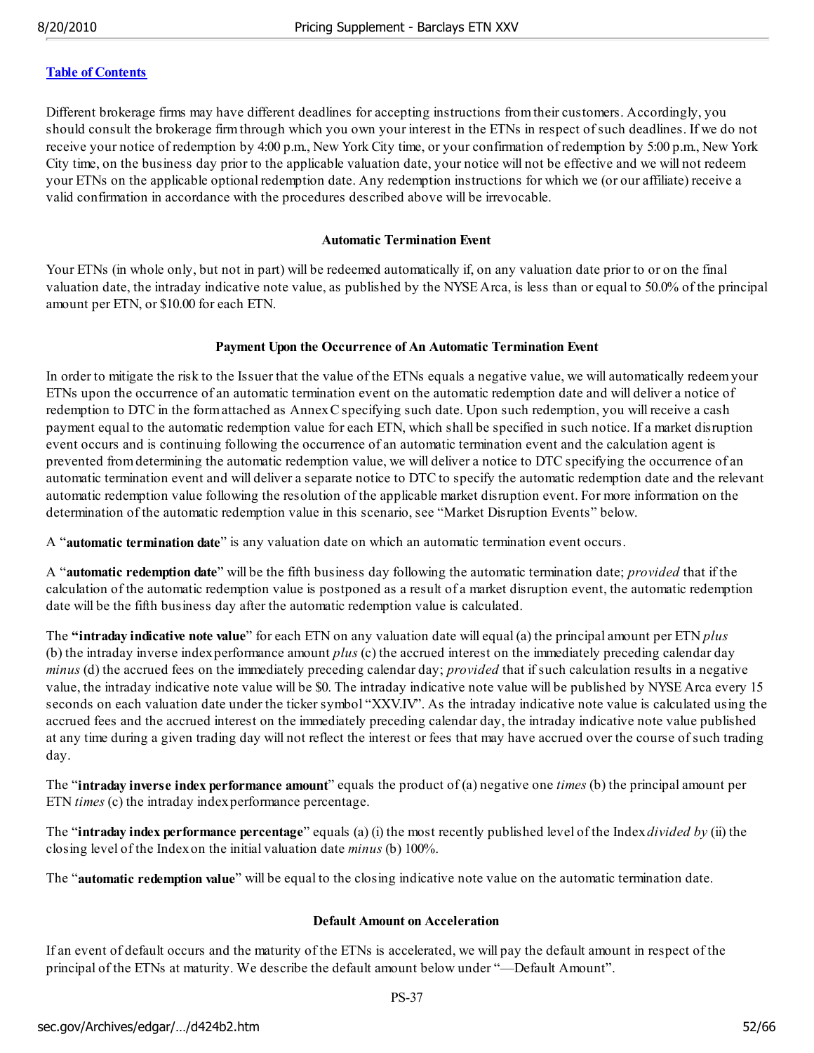[Table of Contents](#)

Different brokerage firms may have different deadlines for accepting instructions from their customers. Accordingly, you should consult the brokerage firm through which you own your interest in the ETNs in respect of such deadlines. If we do not receive your notice of redemption by 4:00 p.m., New York City time, or your confirmation of redemption by 5:00 p.m., New York City time, on the business day prior to the applicable valuation date, your notice will not be effective and we will not redeem your ETNs on the applicable optional redemption date. Any redemption instructions for which we (or our affiliate) receive a valid confirmation in accordance with the procedures described above will be irrevocable.

**Automatic Termination Event**

Your ETNs (in whole only, but not in part) will be redeemed automatically if, on any valuation date prior to or on the final valuation date, the intraday indicative note value, as published by the NYSE Arca, is less than or equal to 50.0% of the principal amount per ETN, or $10.00 for each ETN.

**Payment Upon the Occurrence of An Automatic Termination Event**

In order to mitigate the risk to the Issuer that the value of the ETNs equals a negative value, we will automatically redeem your ETNs upon the occurrence of an automatic termination event on the automatic redemption date and will deliver a notice of redemption to DTC in the form attached as Annex C specifying such date. Upon such redemption, you will receive a cash payment equal to the automatic redemption value for each ETN, which shall be specified in such notice. If a market disruption event occurs and is continuing following the occurrence of an automatic termination event and the calculation agent is prevented from determining the automatic redemption value, we will deliver a notice to DTC specifying the occurrence of an automatic termination event and will deliver a separate notice to DTC to specify the automatic redemption date and the relevant automatic redemption value following the resolution of the applicable market disruption event. For more information on the determination of the automatic redemption value in this scenario, see "Market Disruption Events" below.

A "**automatic termination date**" is any valuation date on which an automatic termination event occurs.

A "**automatic redemption date**" will be the fifth business day following the automatic termination date; *provided* that if the calculation of the automatic redemption value is postponed as a result of a market disruption event, the automatic redemption date will be the fifth business day after the automatic redemption value is calculated.

The "**intraday indicative note value**" for each ETN on any valuation date will equal (a) the principal amount per ETN *plus* (b) the intraday inverse index performance amount *plus* (c) the accrued interest on the immediately preceding calendar day *minus* (d) the accrued fees on the immediately preceding calendar day; *provided* that if such calculation results in a negative value, the intraday indicative note value will be $0. The intraday indicative note value will be published by NYSE Arca every 15 seconds on each valuation date under the ticker symbol "XXV.IV". As the intraday indicative note value is calculated using the accrued fees and the accrued interest on the immediately preceding calendar day, the intraday indicative note value published at any time during a given trading day will not reflect the interest or fees that may have accrued over the course of such trading day.

The "**intraday inverse index performance amount**" equals the product of (a) negative one *times* (b) the principal amount per ETN *times* (c) the intraday index performance percentage.

The "**intraday index performance percentage**" equals (a) (i) the most recently published level of the Index *divided by* (ii) the closing level of the Index on the initial valuation date *minus* (b) 100%.

The "**automatic redemption value**" will be equal to the closing indicative note value on the automatic termination date.

**Default Amount on Acceleration**

If an event of default occurs and the maturity of the ETNs is accelerated, we will pay the default amount in respect of the principal of the ETNs at maturity. We describe the default amount below under "—Default Amount".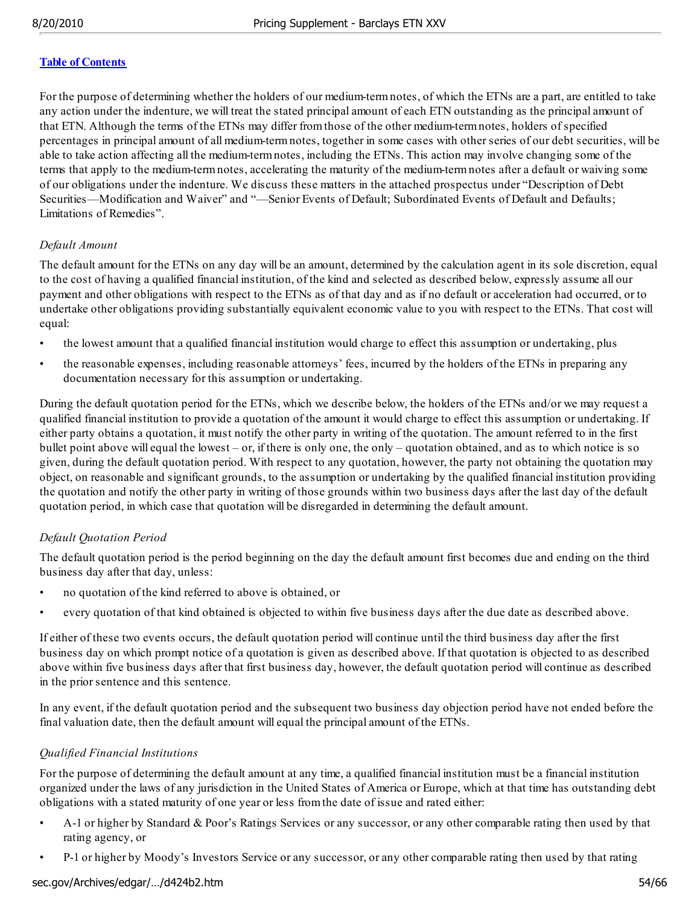[Table of Contents](#)

For the purpose of determining whether the holders of our medium-term notes, of which the ETNs are a part, are entitled to take any action under the indenture, we will treat the stated principal amount of each ETN outstanding as the principal amount of that ETN. Although the terms of the ETNs may differ from those of the other medium-term notes, holders of specified percentages in principal amount of all medium-term notes, together in some cases with other series of our debt securities, will be able to take action affecting all the medium-term notes, including the ETNs. This action may involve changing some of the terms that apply to the medium-term notes, accelerating the maturity of the medium-term notes after a default or waiving some of our obligations under the indenture. We discuss these matters in the attached prospectus under "Description of Debt Securities—Modification and Waiver" and "—Senior Events of Default; Subordinated Events of Default and Defaults; Limitations of Remedies".

*Default Amount*

The default amount for the ETNs on any day will be an amount, determined by the calculation agent in its sole discretion, equal to the cost of having a qualified financial institution, of the kind and selected as described below, expressly assume all our payment and other obligations with respect to the ETNs as of that day and as if no default or acceleration had occurred, or to undertake other obligations providing substantially equivalent economic value to you with respect to the ETNs. That cost will equal:

- the lowest amount that a qualified financial institution would charge to effect this assumption or undertaking, plus
- the reasonable expenses, including reasonable attorneys' fees, incurred by the holders of the ETNs in preparing any documentation necessary for this assumption or undertaking.

During the default quotation period for the ETNs, which we describe below, the holders of the ETNs and/or we may request a qualified financial institution to provide a quotation of the amount it would charge to effect this assumption or undertaking. If either party obtains a quotation, it must notify the other party in writing of the quotation. The amount referred to in the first bullet point above will equal the lowest – or, if there is only one, the only – quotation obtained, and as to which notice is so given, during the default quotation period. With respect to any quotation, however, the party not obtaining the quotation may object, on reasonable and significant grounds, to the assumption or undertaking by the qualified financial institution providing the quotation and notify the other party in writing of those grounds within two business days after the last day of the default quotation period, in which case that quotation will be disregarded in determining the default amount.

*Default Quotation Period*

The default quotation period is the period beginning on the day the default amount first becomes due and ending on the third business day after that day, unless:

- no quotation of the kind referred to above is obtained, or
- every quotation of that kind obtained is objected to within five business days after the due date as described above.

If either of these two events occurs, the default quotation period will continue until the third business day after the first business day on which prompt notice of a quotation is given as described above. If that quotation is objected to as described above within five business days after that first business day, however, the default quotation period will continue as described in the prior sentence and this sentence.

In any event, if the default quotation period and the subsequent two business day objection period have not ended before the final valuation date, then the default amount will equal the principal amount of the ETNs.

*Qualified Financial Institutions*

For the purpose of determining the default amount at any time, a qualified financial institution must be a financial institution organized under the laws of any jurisdiction in the United States of America or Europe, which at that time has outstanding debt obligations with a stated maturity of one year or less from the date of issue and rated either:

- A-1 or higher by Standard & Poor's Ratings Services or any successor, or any other comparable rating then used by that rating agency, or
- P-1 or higher by Moody's Investors Service or any successor, or any other comparable rating then used by that rating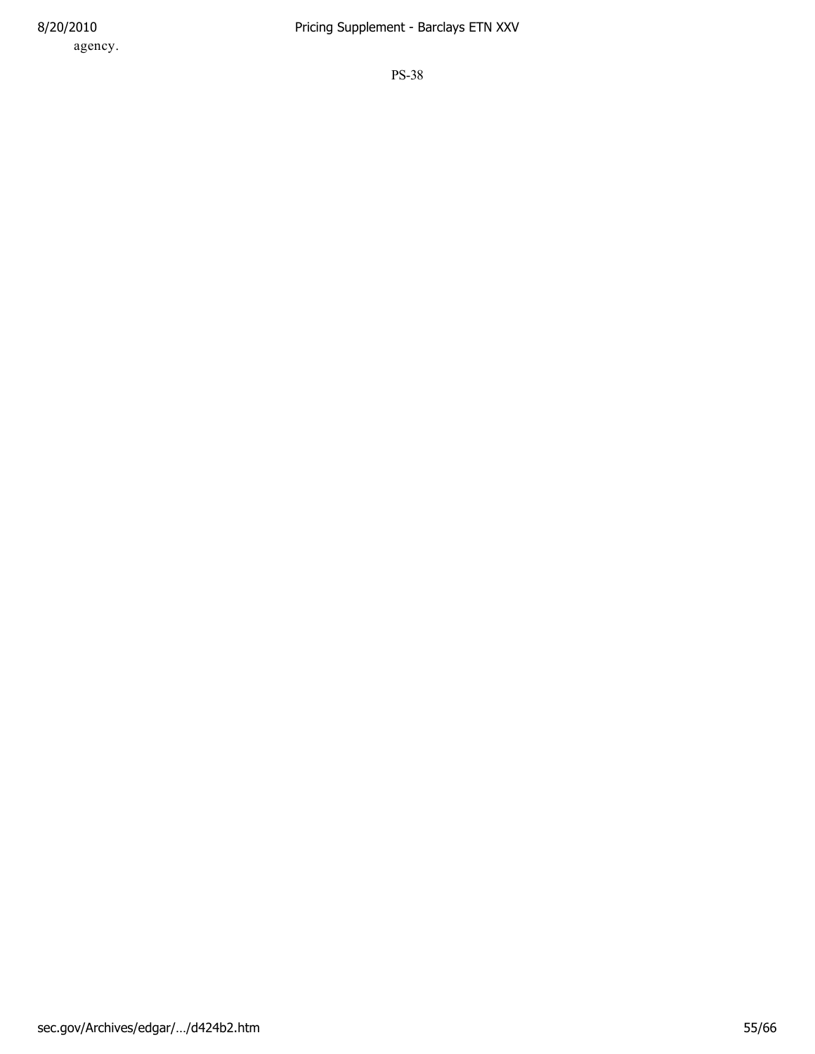agency.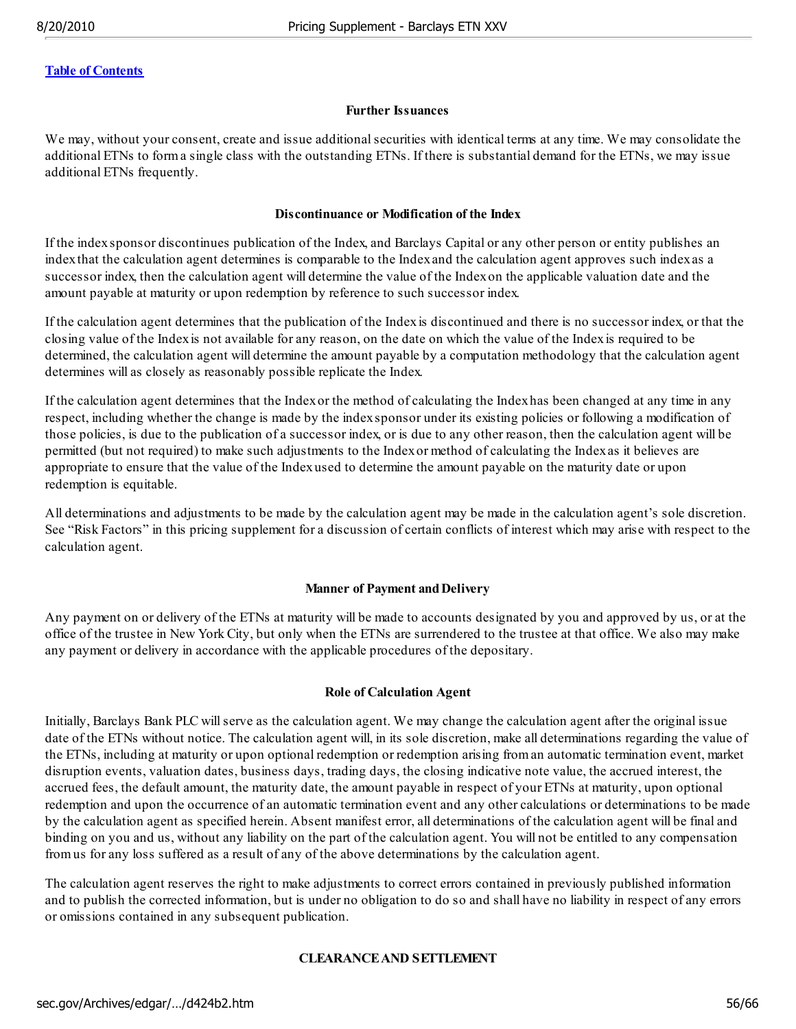[Table of Contents](#)

### Further Issuances

We may, without your consent, create and issue additional securities with identical terms at any time. We may consolidate the additional ETNs to form a single class with the outstanding ETNs. If there is substantial demand for the ETNs, we may issue additional ETNs frequently.

### Discontinuance or Modification of the Index

If the index sponsor discontinues publication of the Index, and Barclays Capital or any other person or entity publishes an index that the calculation agent determines is comparable to the Index and the calculation agent approves such index as a successor index, then the calculation agent will determine the value of the Index on the applicable valuation date and the amount payable at maturity or upon redemption by reference to such successor index.

If the calculation agent determines that the publication of the Index is discontinued and there is no successor index, or that the closing value of the Index is not available for any reason, on the date on which the value of the Index is required to be determined, the calculation agent will determine the amount payable by a computation methodology that the calculation agent determines will as closely as reasonably possible replicate the Index.

If the calculation agent determines that the Index or the method of calculating the Index has been changed at any time in any respect, including whether the change is made by the index sponsor under its existing policies or following a modification of those policies, is due to the publication of a successor index, or is due to any other reason, then the calculation agent will be permitted (but not required) to make such adjustments to the Index or method of calculating the Index as it believes are appropriate to ensure that the value of the Index used to determine the amount payable on the maturity date or upon redemption is equitable.

All determinations and adjustments to be made by the calculation agent may be made in the calculation agent's sole discretion. See "Risk Factors" in this pricing supplement for a discussion of certain conflicts of interest which may arise with respect to the calculation agent.

### Manner of Payment and Delivery

Any payment on or delivery of the ETNs at maturity will be made to accounts designated by you and approved by us, or at the office of the trustee in New York City, but only when the ETNs are surrendered to the trustee at that office. We also may make any payment or delivery in accordance with the applicable procedures of the depositary.

### Role of Calculation Agent

Initially, Barclays Bank PLC will serve as the calculation agent. We may change the calculation agent after the original issue date of the ETNs without notice. The calculation agent will, in its sole discretion, make all determinations regarding the value of the ETNs, including at maturity or upon optional redemption or redemption arising from an automatic termination event, market disruption events, valuation dates, business days, trading days, the closing indicative note value, the accrued interest, the accrued fees, the default amount, the maturity date, the amount payable in respect of your ETNs at maturity, upon optional redemption and upon the occurrence of an automatic termination event and any other calculations or determinations to be made by the calculation agent as specified herein. Absent manifest error, all determinations of the calculation agent will be final and binding on you and us, without any liability on the part of the calculation agent. You will not be entitled to any compensation from us for any loss suffered as a result of any of the above determinations by the calculation agent.

The calculation agent reserves the right to make adjustments to correct errors contained in previously published information and to publish the corrected information, but is under no obligation to do so and shall have no liability in respect of any errors or omissions contained in any subsequent publication.

## CLEARANCE AND SETTLEMENT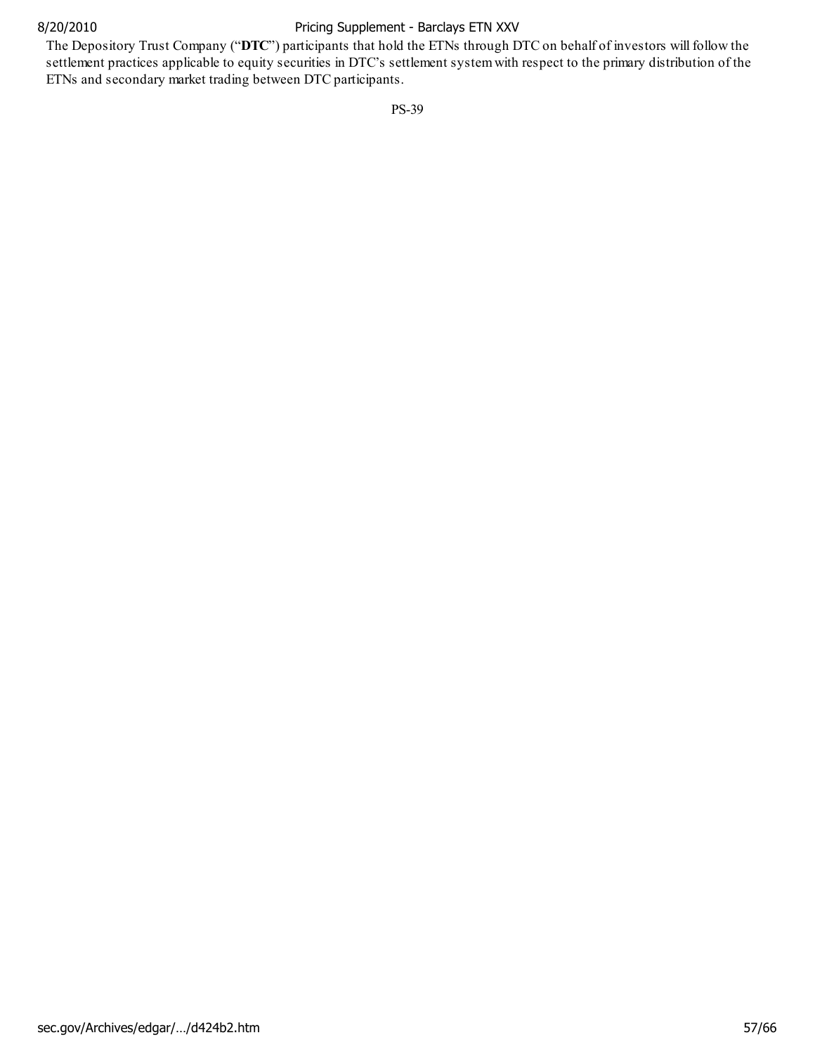The Depository Trust Company ("**DTC**") participants that hold the ETNs through DTC on behalf of investors will follow the settlement practices applicable to equity securities in DTC's settlement system with respect to the primary distribution of the ETNs and secondary market trading between DTC participants.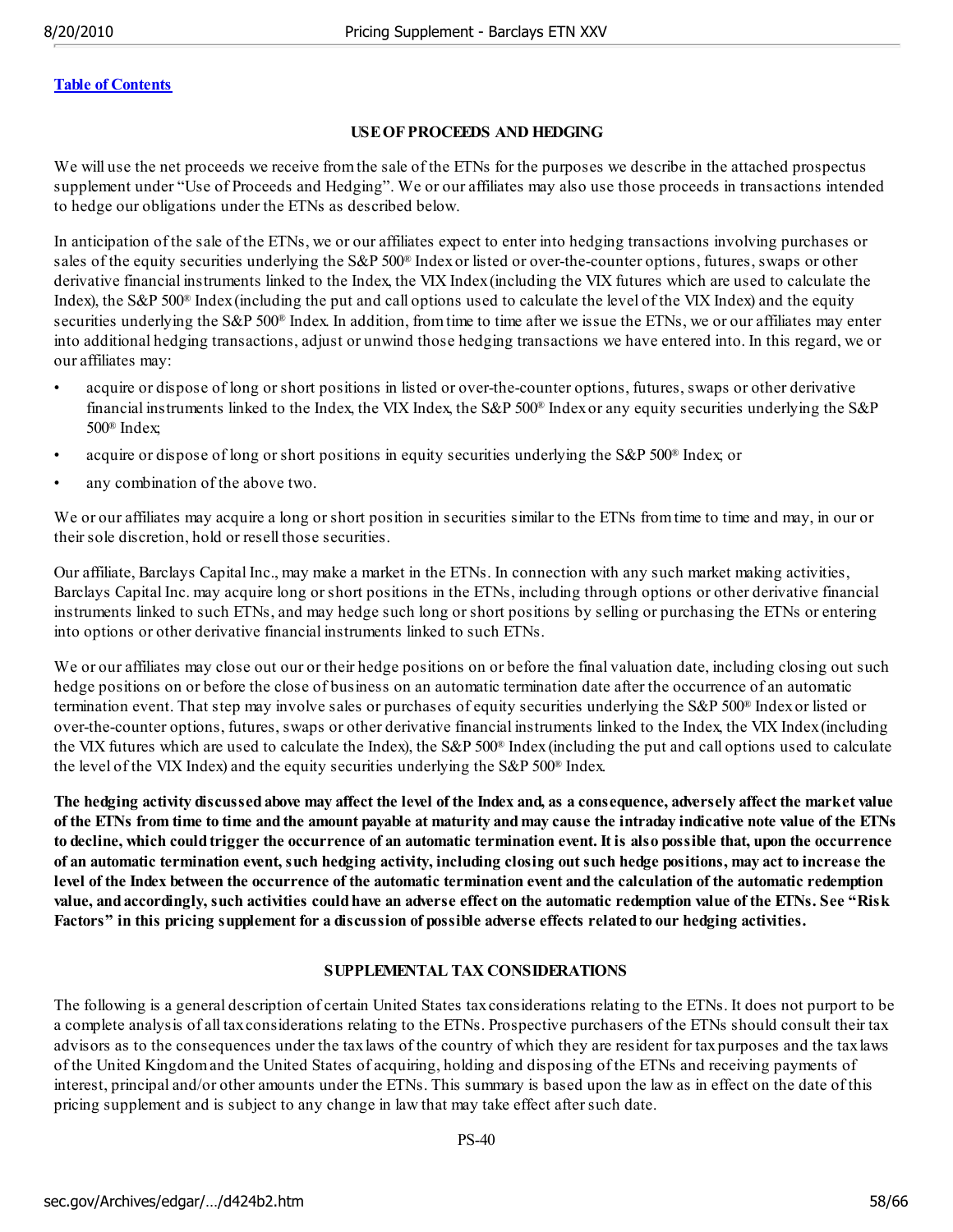[Table of Contents](#)

## USE OF PROCEEDS AND HEDGING

We will use the net proceeds we receive from the sale of the ETNs for the purposes we describe in the attached prospectus supplement under "Use of Proceeds and Hedging". We or our affiliates may also use those proceeds in transactions intended to hedge our obligations under the ETNs as described below.

In anticipation of the sale of the ETNs, we or our affiliates expect to enter into hedging transactions involving purchases or sales of the equity securities underlying the S&P 500® Index or listed or over-the-counter options, futures, swaps or other derivative financial instruments linked to the Index, the VIX Index (including the VIX futures which are used to calculate the Index), the S&P 500® Index (including the put and call options used to calculate the level of the VIX Index) and the equity securities underlying the S&P 500® Index. In addition, from time to time after we issue the ETNs, we or our affiliates may enter into additional hedging transactions, adjust or unwind those hedging transactions we have entered into. In this regard, we or our affiliates may:

- acquire or dispose of long or short positions in listed or over-the-counter options, futures, swaps or other derivative financial instruments linked to the Index, the VIX Index, the S&P 500® Index or any equity securities underlying the S&P 500® Index;
- acquire or dispose of long or short positions in equity securities underlying the S&P 500® Index; or
- any combination of the above two.

We or our affiliates may acquire a long or short position in securities similar to the ETNs from time to time and may, in our or their sole discretion, hold or resell those securities.

Our affiliate, Barclays Capital Inc., may make a market in the ETNs. In connection with any such market making activities, Barclays Capital Inc. may acquire long or short positions in the ETNs, including through options or other derivative financial instruments linked to such ETNs, and may hedge such long or short positions by selling or purchasing the ETNs or entering into options or other derivative financial instruments linked to such ETNs.

We or our affiliates may close out our or their hedge positions on or before the final valuation date, including closing out such hedge positions on or before the close of business on an automatic termination date after the occurrence of an automatic termination event. That step may involve sales or purchases of equity securities underlying the S&P 500® Index or listed or over-the-counter options, futures, swaps or other derivative financial instruments linked to the Index, the VIX Index (including the VIX futures which are used to calculate the Index), the S&P 500® Index (including the put and call options used to calculate the level of the VIX Index) and the equity securities underlying the S&P 500® Index.

**The hedging activity discussed above may affect the level of the Index and, as a consequence, adversely affect the market value of the ETNs from time to time and the amount payable at maturity and may cause the intraday indicative note value of the ETNs to decline, which could trigger the occurrence of an automatic termination event. It is also possible that, upon the occurrence of an automatic termination event, such hedging activity, including closing out such hedge positions, may act to increase the level of the Index between the occurrence of the automatic termination event and the calculation of the automatic redemption value, and accordingly, such activities could have an adverse effect on the automatic redemption value of the ETNs. See "Risk Factors" in this pricing supplement for a discussion of possible adverse effects related to our hedging activities.**

## SUPPLEMENTAL TAX CONSIDERATIONS

The following is a general description of certain United States tax considerations relating to the ETNs. It does not purport to be a complete analysis of all tax considerations relating to the ETNs. Prospective purchasers of the ETNs should consult their tax advisors as to the consequences under the tax laws of the country of which they are resident for tax purposes and the tax laws of the United Kingdom and the United States of acquiring, holding and disposing of the ETNs and receiving payments of interest, principal and/or other amounts under the ETNs. This summary is based upon the law as in effect on the date of this pricing supplement and is subject to any change in law that may take effect after such date.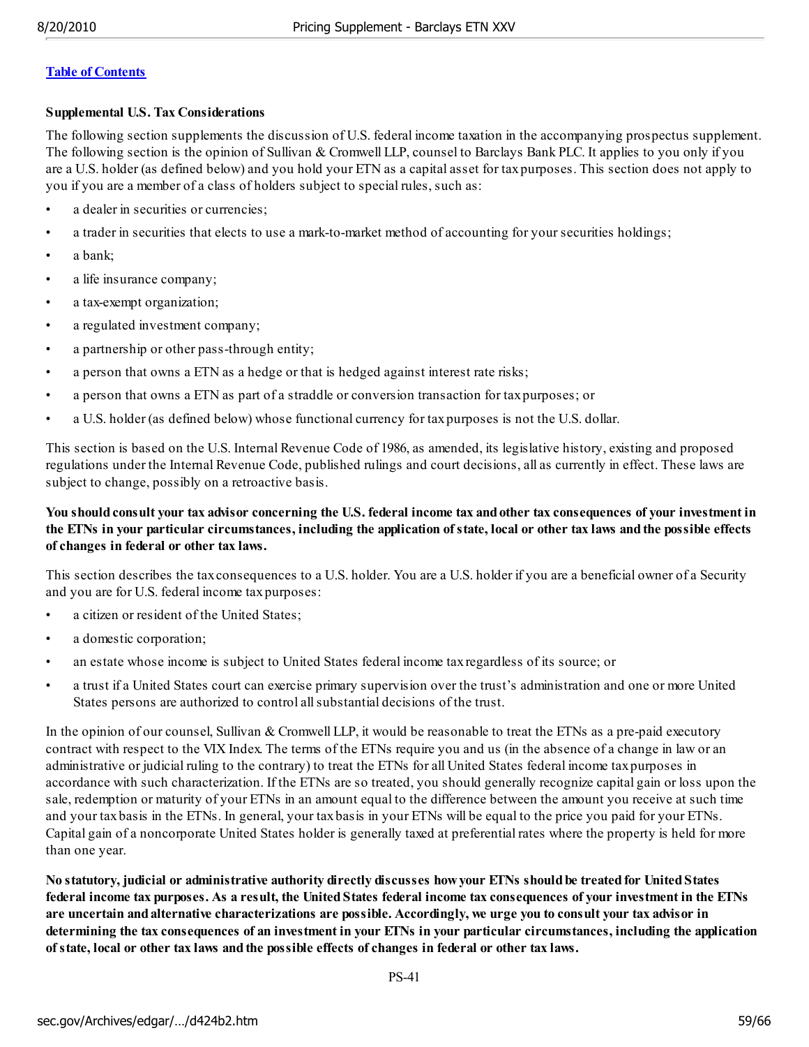[Table of Contents](#)

**Supplemental U.S. Tax Considerations**

The following section supplements the discussion of U.S. federal income taxation in the accompanying prospectus supplement. The following section is the opinion of Sullivan & Cromwell LLP, counsel to Barclays Bank PLC. It applies to you only if you are a U.S. holder (as defined below) and you hold your ETN as a capital asset for tax purposes. This section does not apply to you if you are a member of a class of holders subject to special rules, such as:

- a dealer in securities or currencies;
- a trader in securities that elects to use a mark-to-market method of accounting for your securities holdings;
- a bank;
- a life insurance company;
- a tax-exempt organization;
- a regulated investment company;
- a partnership or other pass-through entity;
- a person that owns a ETN as a hedge or that is hedged against interest rate risks;
- a person that owns a ETN as part of a straddle or conversion transaction for tax purposes; or
- a U.S. holder (as defined below) whose functional currency for tax purposes is not the U.S. dollar.

This section is based on the U.S. Internal Revenue Code of 1986, as amended, its legislative history, existing and proposed regulations under the Internal Revenue Code, published rulings and court decisions, all as currently in effect. These laws are subject to change, possibly on a retroactive basis.

**You should consult your tax advisor concerning the U.S. federal income tax and other tax consequences of your investment in the ETNs in your particular circumstances, including the application of state, local or other tax laws and the possible effects of changes in federal or other tax laws.**

This section describes the tax consequences to a U.S. holder. You are a U.S. holder if you are a beneficial owner of a Security and you are for U.S. federal income tax purposes:

- a citizen or resident of the United States;
- a domestic corporation;
- an estate whose income is subject to United States federal income tax regardless of its source; or
- a trust if a United States court can exercise primary supervision over the trust's administration and one or more United States persons are authorized to control all substantial decisions of the trust.

In the opinion of our counsel, Sullivan & Cromwell LLP, it would be reasonable to treat the ETNs as a pre-paid executory contract with respect to the VIX Index. The terms of the ETNs require you and us (in the absence of a change in law or an administrative or judicial ruling to the contrary) to treat the ETNs for all United States federal income tax purposes in accordance with such characterization. If the ETNs are so treated, you should generally recognize capital gain or loss upon the sale, redemption or maturity of your ETNs in an amount equal to the difference between the amount you receive at such time and your tax basis in the ETNs. In general, your tax basis in your ETNs will be equal to the price you paid for your ETNs. Capital gain of a noncorporate United States holder is generally taxed at preferential rates where the property is held for more than one year.

**No statutory, judicial or administrative authority directly discusses how your ETNs should be treated for United States federal income tax purposes. As a result, the United States federal income tax consequences of your investment in the ETNs are uncertain and alternative characterizations are possible. Accordingly, we urge you to consult your tax advisor in determining the tax consequences of an investment in your ETNs in your particular circumstances, including the application of state, local or other tax laws and the possible effects of changes in federal or other tax laws.**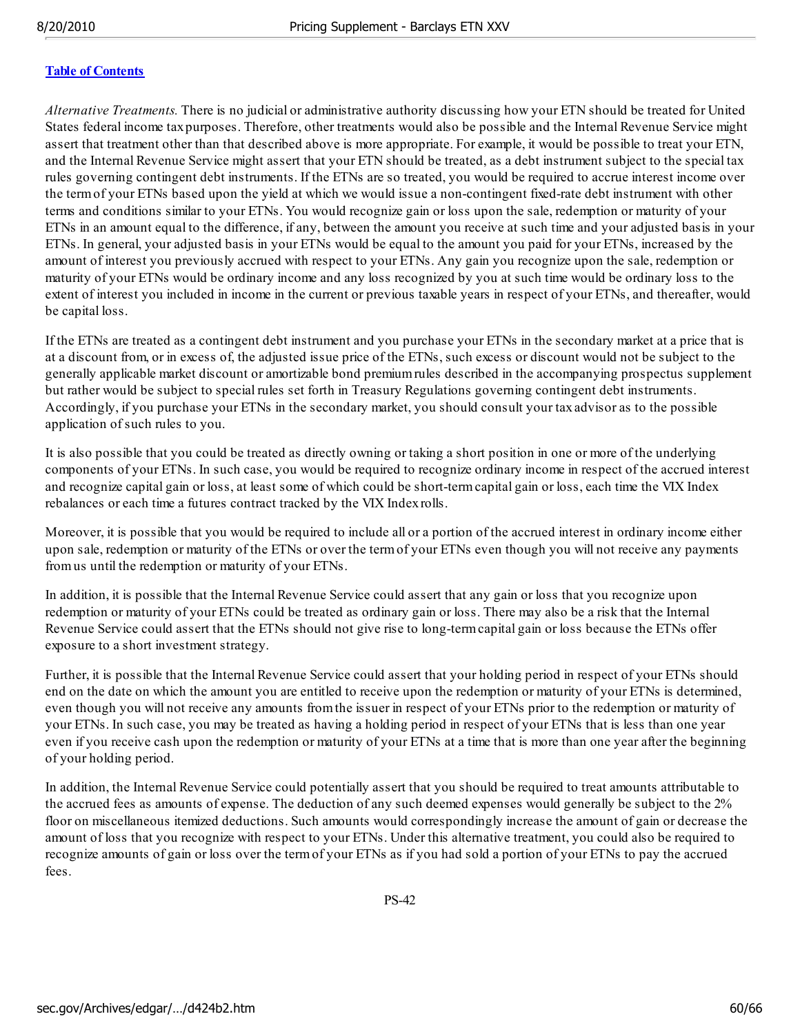[Table of Contents](#)

*Alternative Treatments.* There is no judicial or administrative authority discussing how your ETN should be treated for United States federal income tax purposes. Therefore, other treatments would also be possible and the Internal Revenue Service might assert that treatment other than that described above is more appropriate. For example, it would be possible to treat your ETN, and the Internal Revenue Service might assert that your ETN should be treated, as a debt instrument subject to the special tax rules governing contingent debt instruments. If the ETNs are so treated, you would be required to accrue interest income over the term of your ETNs based upon the yield at which we would issue a non-contingent fixed-rate debt instrument with other terms and conditions similar to your ETNs. You would recognize gain or loss upon the sale, redemption or maturity of your ETNs in an amount equal to the difference, if any, between the amount you receive at such time and your adjusted basis in your ETNs. In general, your adjusted basis in your ETNs would be equal to the amount you paid for your ETNs, increased by the amount of interest you previously accrued with respect to your ETNs. Any gain you recognize upon the sale, redemption or maturity of your ETNs would be ordinary income and any loss recognized by you at such time would be ordinary loss to the extent of interest you included in income in the current or previous taxable years in respect of your ETNs, and thereafter, would be capital loss.

If the ETNs are treated as a contingent debt instrument and you purchase your ETNs in the secondary market at a price that is at a discount from, or in excess of, the adjusted issue price of the ETNs, such excess or discount would not be subject to the generally applicable market discount or amortizable bond premium rules described in the accompanying prospectus supplement but rather would be subject to special rules set forth in Treasury Regulations governing contingent debt instruments. Accordingly, if you purchase your ETNs in the secondary market, you should consult your tax advisor as to the possible application of such rules to you.

It is also possible that you could be treated as directly owning or taking a short position in one or more of the underlying components of your ETNs. In such case, you would be required to recognize ordinary income in respect of the accrued interest and recognize capital gain or loss, at least some of which could be short-term capital gain or loss, each time the VIX Index rebalances or each time a futures contract tracked by the VIX Index rolls.

Moreover, it is possible that you would be required to include all or a portion of the accrued interest in ordinary income either upon sale, redemption or maturity of the ETNs or over the term of your ETNs even though you will not receive any payments from us until the redemption or maturity of your ETNs.

In addition, it is possible that the Internal Revenue Service could assert that any gain or loss that you recognize upon redemption or maturity of your ETNs could be treated as ordinary gain or loss. There may also be a risk that the Internal Revenue Service could assert that the ETNs should not give rise to long-term capital gain or loss because the ETNs offer exposure to a short investment strategy.

Further, it is possible that the Internal Revenue Service could assert that your holding period in respect of your ETNs should end on the date on which the amount you are entitled to receive upon the redemption or maturity of your ETNs is determined, even though you will not receive any amounts from the issuer in respect of your ETNs prior to the redemption or maturity of your ETNs. In such case, you may be treated as having a holding period in respect of your ETNs that is less than one year even if you receive cash upon the redemption or maturity of your ETNs at a time that is more than one year after the beginning of your holding period.

In addition, the Internal Revenue Service could potentially assert that you should be required to treat amounts attributable to the accrued fees as amounts of expense. The deduction of any such deemed expenses would generally be subject to the 2% floor on miscellaneous itemized deductions. Such amounts would correspondingly increase the amount of gain or decrease the amount of loss that you recognize with respect to your ETNs. Under this alternative treatment, you could also be required to recognize amounts of gain or loss over the term of your ETNs as if you had sold a portion of your ETNs to pay the accrued fees.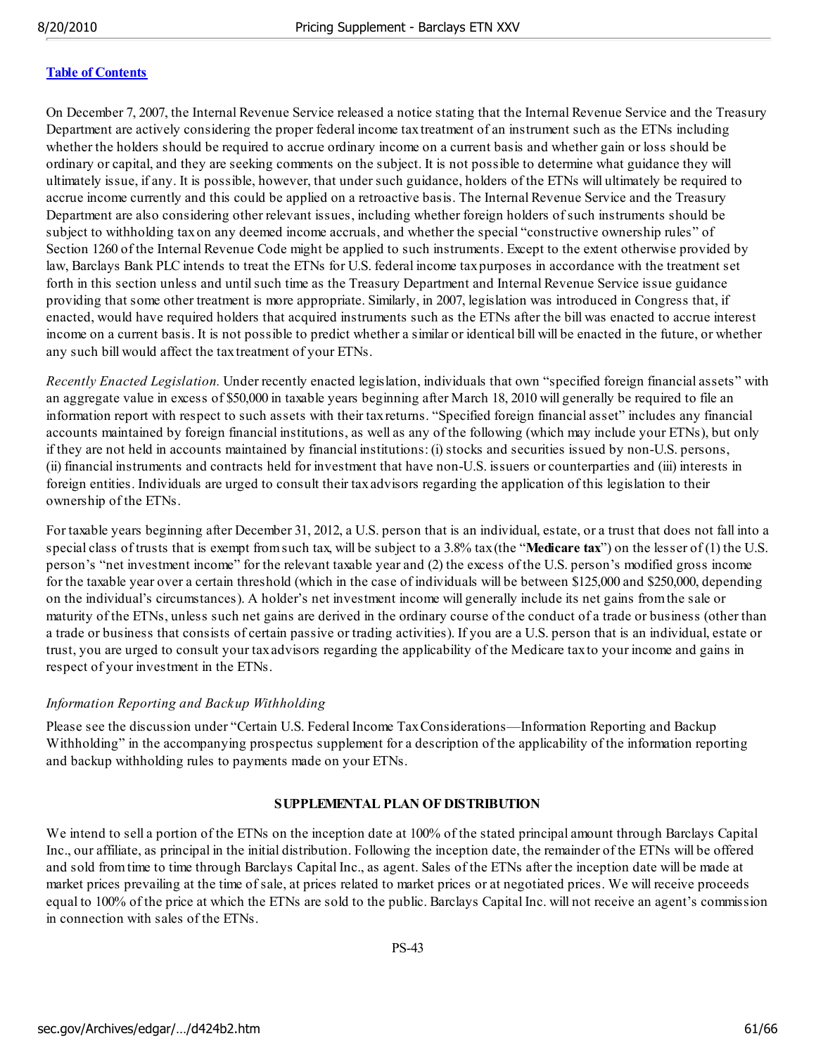[Table of Contents](#)

On December 7, 2007, the Internal Revenue Service released a notice stating that the Internal Revenue Service and the Treasury Department are actively considering the proper federal income tax treatment of an instrument such as the ETNs including whether the holders should be required to accrue ordinary income on a current basis and whether gain or loss should be ordinary or capital, and they are seeking comments on the subject. It is not possible to determine what guidance they will ultimately issue, if any. It is possible, however, that under such guidance, holders of the ETNs will ultimately be required to accrue income currently and this could be applied on a retroactive basis. The Internal Revenue Service and the Treasury Department are also considering other relevant issues, including whether foreign holders of such instruments should be subject to withholding tax on any deemed income accruals, and whether the special "constructive ownership rules" of Section 1260 of the Internal Revenue Code might be applied to such instruments. Except to the extent otherwise provided by law, Barclays Bank PLC intends to treat the ETNs for U.S. federal income tax purposes in accordance with the treatment set forth in this section unless and until such time as the Treasury Department and Internal Revenue Service issue guidance providing that some other treatment is more appropriate. Similarly, in 2007, legislation was introduced in Congress that, if enacted, would have required holders that acquired instruments such as the ETNs after the bill was enacted to accrue interest income on a current basis. It is not possible to predict whether a similar or identical bill will be enacted in the future, or whether any such bill would affect the tax treatment of your ETNs.

*Recently Enacted Legislation.* Under recently enacted legislation, individuals that own "specified foreign financial assets" with an aggregate value in excess of $50,000 in taxable years beginning after March 18, 2010 will generally be required to file an information report with respect to such assets with their tax returns. "Specified foreign financial asset" includes any financial accounts maintained by foreign financial institutions, as well as any of the following (which may include your ETNs), but only if they are not held in accounts maintained by financial institutions: (i) stocks and securities issued by non-U.S. persons, (ii) financial instruments and contracts held for investment that have non-U.S. issuers or counterparties and (iii) interests in foreign entities. Individuals are urged to consult their tax advisors regarding the application of this legislation to their ownership of the ETNs.

For taxable years beginning after December 31, 2012, a U.S. person that is an individual, estate, or a trust that does not fall into a special class of trusts that is exempt from such tax, will be subject to a 3.8% tax (the "**Medicare tax**") on the lesser of (1) the U.S. person's "net investment income" for the relevant taxable year and (2) the excess of the U.S. person's modified gross income for the taxable year over a certain threshold (which in the case of individuals will be between $125,000 and $250,000, depending on the individual's circumstances). A holder's net investment income will generally include its net gains from the sale or maturity of the ETNs, unless such net gains are derived in the ordinary course of the conduct of a trade or business (other than a trade or business that consists of certain passive or trading activities). If you are a U.S. person that is an individual, estate or trust, you are urged to consult your tax advisors regarding the applicability of the Medicare tax to your income and gains in respect of your investment in the ETNs.

*Information Reporting and Backup Withholding*

Please see the discussion under "Certain U.S. Federal Income Tax Considerations—Information Reporting and Backup Withholding" in the accompanying prospectus supplement for a description of the applicability of the information reporting and backup withholding rules to payments made on your ETNs.

## SUPPLEMENTAL PLAN OF DISTRIBUTION

We intend to sell a portion of the ETNs on the inception date at 100% of the stated principal amount through Barclays Capital Inc., our affiliate, as principal in the initial distribution. Following the inception date, the remainder of the ETNs will be offered and sold from time to time through Barclays Capital Inc., as agent. Sales of the ETNs after the inception date will be made at market prices prevailing at the time of sale, at prices related to market prices or at negotiated prices. We will receive proceeds equal to 100% of the price at which the ETNs are sold to the public. Barclays Capital Inc. will not receive an agent's commission in connection with sales of the ETNs.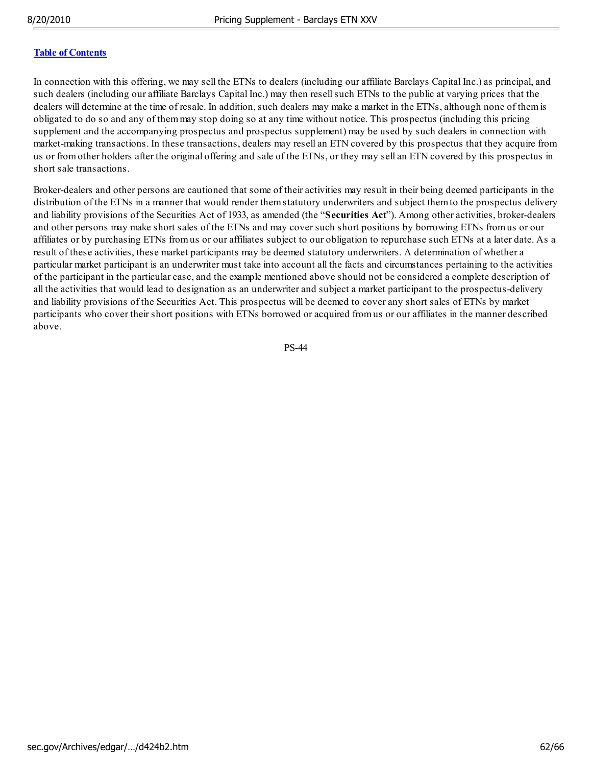[Table of Contents](#)

In connection with this offering, we may sell the ETNs to dealers (including our affiliate Barclays Capital Inc.) as principal, and such dealers (including our affiliate Barclays Capital Inc.) may then resell such ETNs to the public at varying prices that the dealers will determine at the time of resale. In addition, such dealers may make a market in the ETNs, although none of them is obligated to do so and any of them may stop doing so at any time without notice. This prospectus (including this pricing supplement and the accompanying prospectus and prospectus supplement) may be used by such dealers in connection with market-making transactions. In these transactions, dealers may resell an ETN covered by this prospectus that they acquire from us or from other holders after the original offering and sale of the ETNs, or they may sell an ETN covered by this prospectus in short sale transactions.

Broker-dealers and other persons are cautioned that some of their activities may result in their being deemed participants in the distribution of the ETNs in a manner that would render them statutory underwriters and subject them to the prospectus delivery and liability provisions of the Securities Act of 1933, as amended (the "**Securities Act**"). Among other activities, broker-dealers and other persons may make short sales of the ETNs and may cover such short positions by borrowing ETNs from us or our affiliates or by purchasing ETNs from us or our affiliates subject to our obligation to repurchase such ETNs at a later date. As a result of these activities, these market participants may be deemed statutory underwriters. A determination of whether a particular market participant is an underwriter must take into account all the facts and circumstances pertaining to the activities of the participant in the particular case, and the example mentioned above should not be considered a complete description of all the activities that would lead to designation as an underwriter and subject a market participant to the prospectus-delivery and liability provisions of the Securities Act. This prospectus will be deemed to cover any short sales of ETNs by market participants who cover their short positions with ETNs borrowed or acquired from us or our affiliates in the manner described above.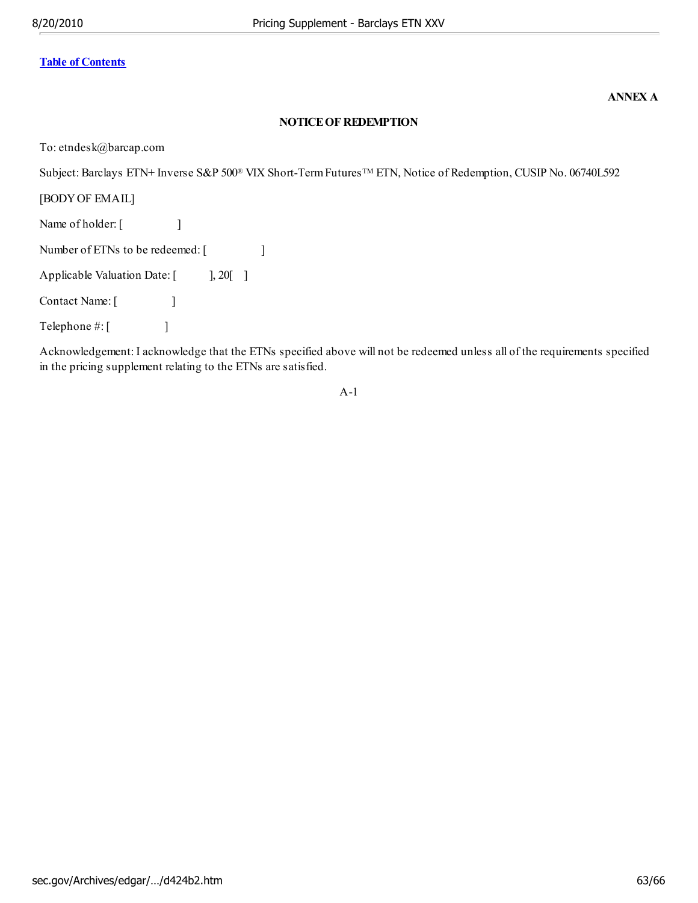[Table of Contents](#)

**ANNEX A**

**NOTICE OF REDEMPTION**

To: etndesk@barcap.com

Subject: Barclays ETN+ Inverse S&P 500® VIX Short-Term Futures™ ETN, Notice of Redemption, CUSIP No. 06740L592

[BODY OF EMAIL]

Name of holder: [ ]

Number of ETNs to be redeemed: [ ]

Applicable Valuation Date: [ ], 20[ ]

Contact Name: [ ]

Telephone #: [ ]

Acknowledgement: I acknowledge that the ETNs specified above will not be redeemed unless all of the requirements specified in the pricing supplement relating to the ETNs are satisfied.

A-1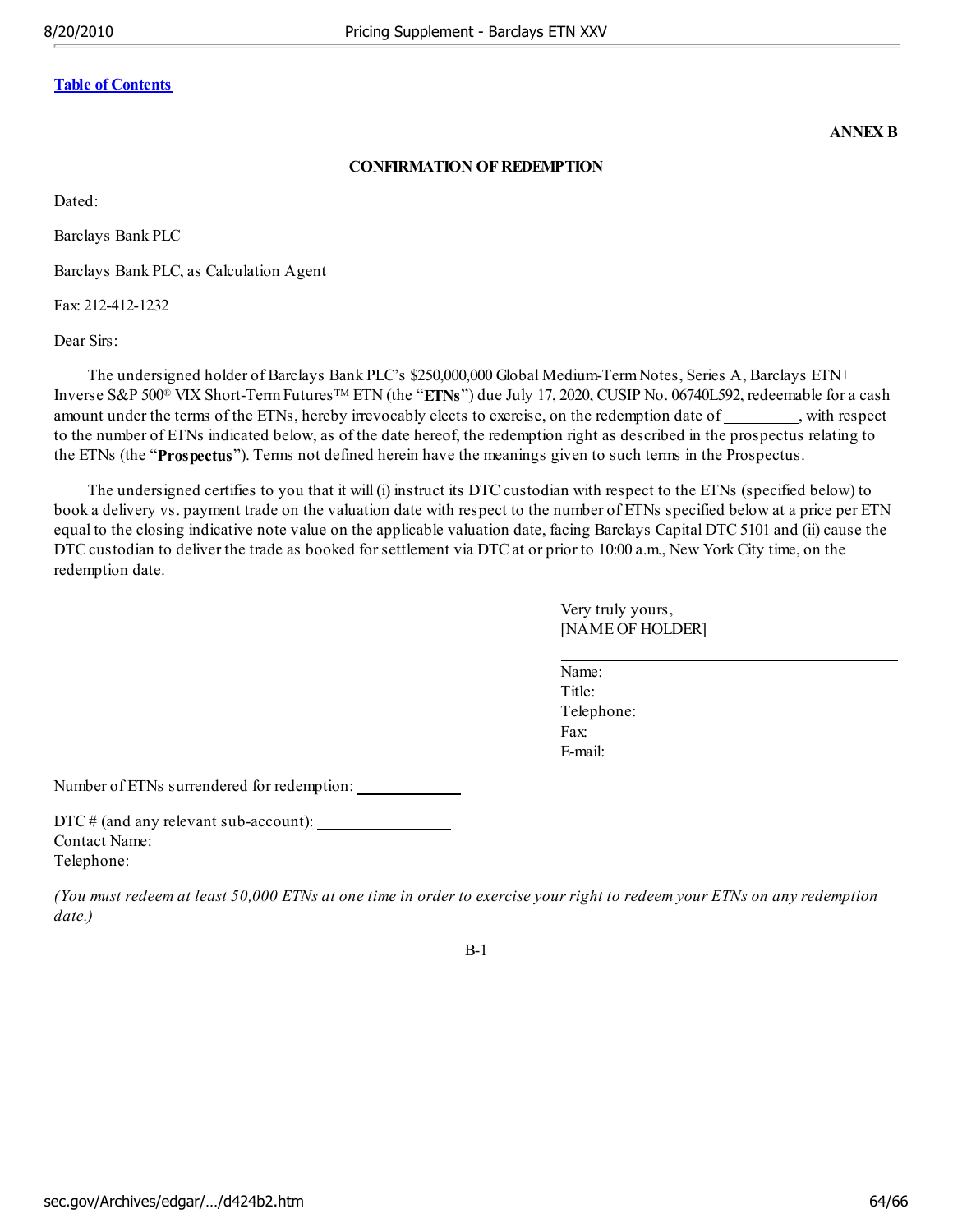[Table of Contents](#)

**ANNEX B**

**CONFIRMATION OF REDEMPTION**

Dated:

Barclays Bank PLC

Barclays Bank PLC, as Calculation Agent

Fax: 212-412-1232

Dear Sirs:

The undersigned holder of Barclays Bank PLC's $250,000,000 Global Medium-Term Notes, Series A, Barclays ETN+ Inverse S&P 500® VIX Short-Term Futures™ ETN (the "**ETNs**") due July 17, 2020, CUSIP No. 06740L592, redeemable for a cash amount under the terms of the ETNs, hereby irrevocably elects to exercise, on the redemption date of _________, with respect to the number of ETNs indicated below, as of the date hereof, the redemption right as described in the prospectus relating to the ETNs (the "**Prospectus**"). Terms not defined herein have the meanings given to such terms in the Prospectus.

The undersigned certifies to you that it will (i) instruct its DTC custodian with respect to the ETNs (specified below) to book a delivery vs. payment trade on the valuation date with respect to the number of ETNs specified below at a price per ETN equal to the closing indicative note value on the applicable valuation date, facing Barclays Capital DTC 5101 and (ii) cause the DTC custodian to deliver the trade as booked for settlement via DTC at or prior to 10:00 a.m., New York City time, on the redemption date.

Very truly yours,
[NAME OF HOLDER]

_________________________________
Name:
Title:
Telephone:
Fax:
E-mail:

Number of ETNs surrendered for redemption: _____________

DTC # (and any relevant sub-account): ________________
Contact Name:
Telephone:

*(You must redeem at least 50,000 ETNs at one time in order to exercise your right to redeem your ETNs on any redemption date.)*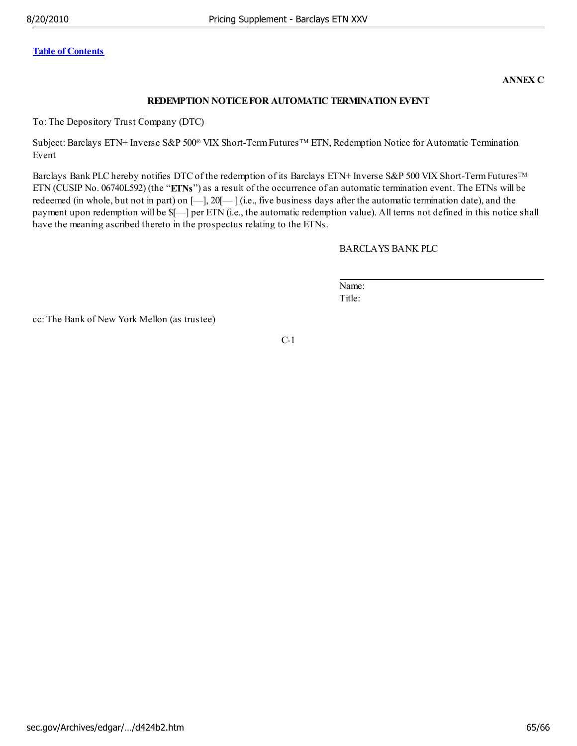[Table of Contents]

**ANNEX C**

**REDEMPTION NOTICE FOR AUTOMATIC TERMINATION EVENT**

To: The Depository Trust Company (DTC)

Subject: Barclays ETN+ Inverse S&P 500® VIX Short-Term Futures™ ETN, Redemption Notice for Automatic Termination Event

Barclays Bank PLC hereby notifies DTC of the redemption of its Barclays ETN+ Inverse S&P 500 VIX Short-Term Futures™ ETN (CUSIP No. 06740L592) (the "**ETNs**") as a result of the occurrence of an automatic termination event. The ETNs will be redeemed (in whole, but not in part) on [—], 20[— ] (i.e., five business days after the automatic termination date), and the payment upon redemption will be $[—] per ETN (i.e., the automatic redemption value). All terms not defined in this notice shall have the meaning ascribed thereto in the prospectus relating to the ETNs.

BARCLAYS BANK PLC

\_\_\_\_\_\_\_\_\_\_\_\_\_\_\_\_\_\_\_\_\_\_\_\_\_\_\_\_\_\_\_\_\_\_\_\_\_\_\_\_

Name:

Title:

cc: The Bank of New York Mellon (as trustee)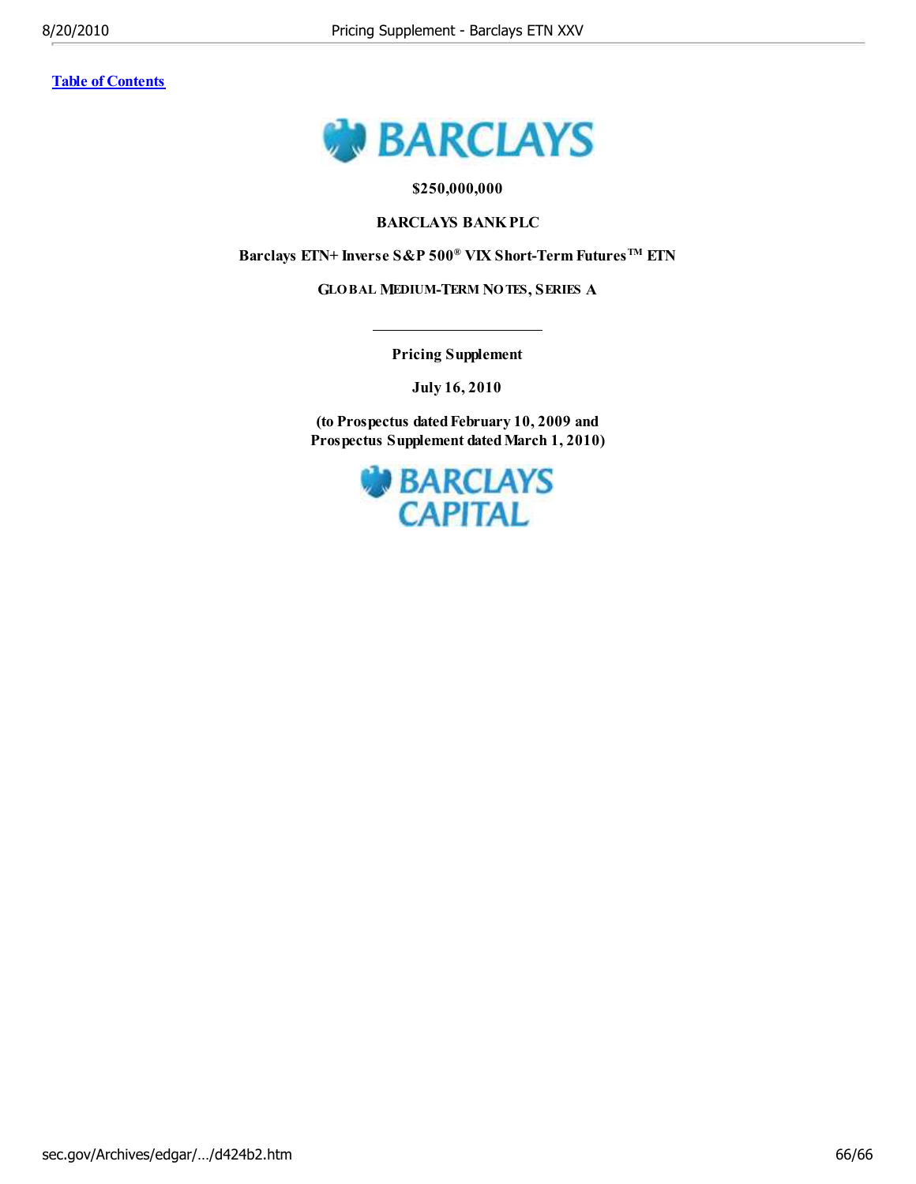[Table of Contents]

BARCLAYS

**$250,000,000**

**BARCLAYS BANK PLC**

**Barclays ETN+ Inverse S&P 500® VIX Short-Term Futures™ ETN**

**GLOBAL MEDIUM-TERM NOTES, SERIES A**

---

**Pricing Supplement**

**July 16, 2010**

**(to Prospectus dated February 10, 2009 and Prospectus Supplement dated March 1, 2010)**

BARCLAYS CAPITAL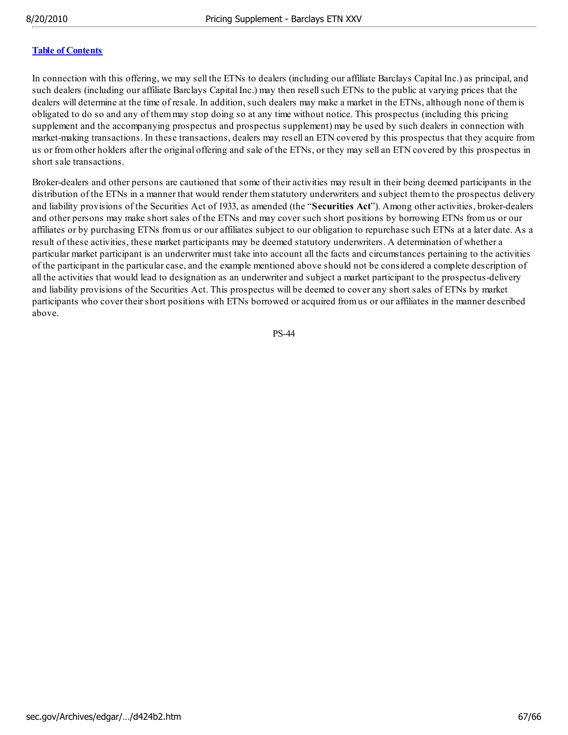[Table of Contents](#)

In connection with this offering, we may sell the ETNs to dealers (including our affiliate Barclays Capital Inc.) as principal, and such dealers (including our affiliate Barclays Capital Inc.) may then resell such ETNs to the public at varying prices that the dealers will determine at the time of resale. In addition, such dealers may make a market in the ETNs, although none of them is obligated to do so and any of them may stop doing so at any time without notice. This prospectus (including this pricing supplement and the accompanying prospectus and prospectus supplement) may be used by such dealers in connection with market-making transactions. In these transactions, dealers may resell an ETN covered by this prospectus that they acquire from us or from other holders after the original offering and sale of the ETNs, or they may sell an ETN covered by this prospectus in short sale transactions.

Broker-dealers and other persons are cautioned that some of their activities may result in their being deemed participants in the distribution of the ETNs in a manner that would render them statutory underwriters and subject them to the prospectus delivery and liability provisions of the Securities Act of 1933, as amended (the "**Securities Act**"). Among other activities, broker-dealers and other persons may make short sales of the ETNs and may cover such short positions by borrowing ETNs from us or our affiliates or by purchasing ETNs from us or our affiliates subject to our obligation to repurchase such ETNs at a later date. As a result of these activities, these market participants may be deemed statutory underwriters. A determination of whether a particular market participant is an underwriter must take into account all the facts and circumstances pertaining to the activities of the participant in the particular case, and the example mentioned above should not be considered a complete description of all the activities that would lead to designation as an underwriter and subject a market participant to the prospectus-delivery and liability provisions of the Securities Act. This prospectus will be deemed to cover any short sales of ETNs by market participants who cover their short positions with ETNs borrowed or acquired from us or our affiliates in the manner described above.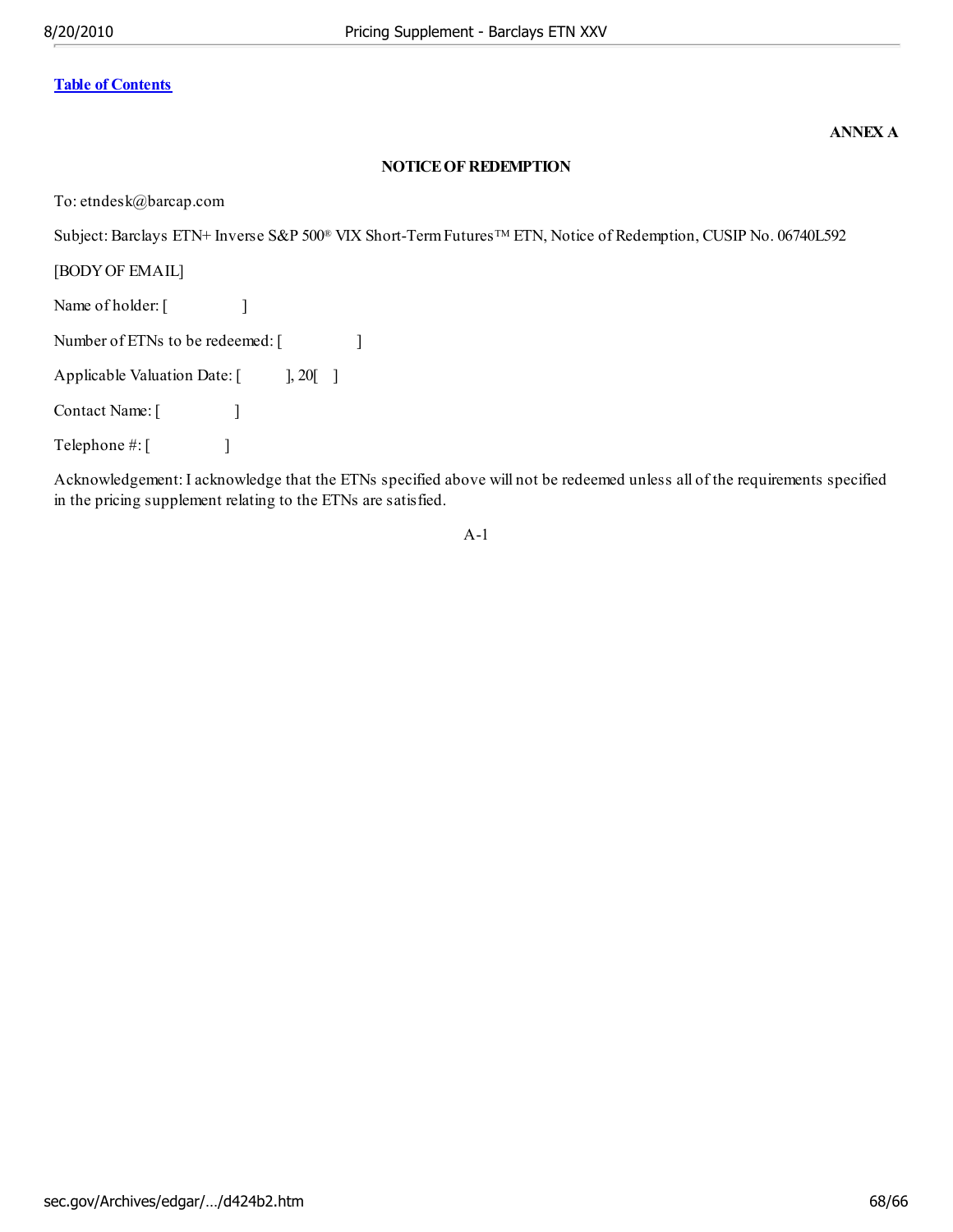[Table of Contents](#)

**ANNEX A**

**NOTICE OF REDEMPTION**

To: etndesk@barcap.com

Subject: Barclays ETN+ Inverse S&P 500® VIX Short-Term Futures™ ETN, Notice of Redemption, CUSIP No. 06740L592

[BODY OF EMAIL]

Name of holder: [                    ]

Number of ETNs to be redeemed: [                    ]

Applicable Valuation Date: [            ], 20[    ]

Contact Name: [                    ]

Telephone #: [                    ]

Acknowledgement: I acknowledge that the ETNs specified above will not be redeemed unless all of the requirements specified in the pricing supplement relating to the ETNs are satisfied.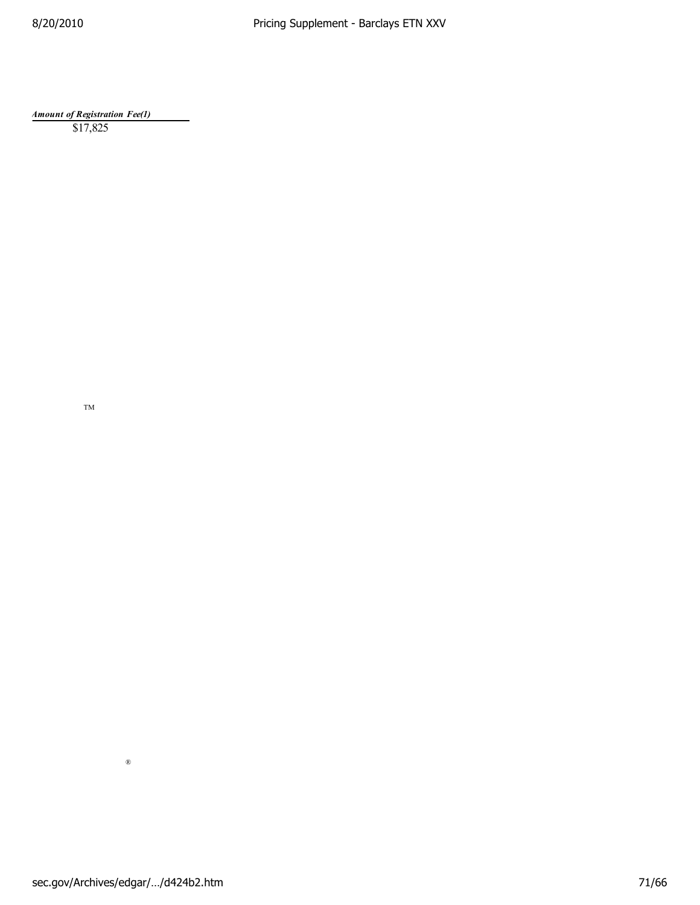| *Amount of Registration Fee(1)* |
| --- |
| $17,825 |

TM

®